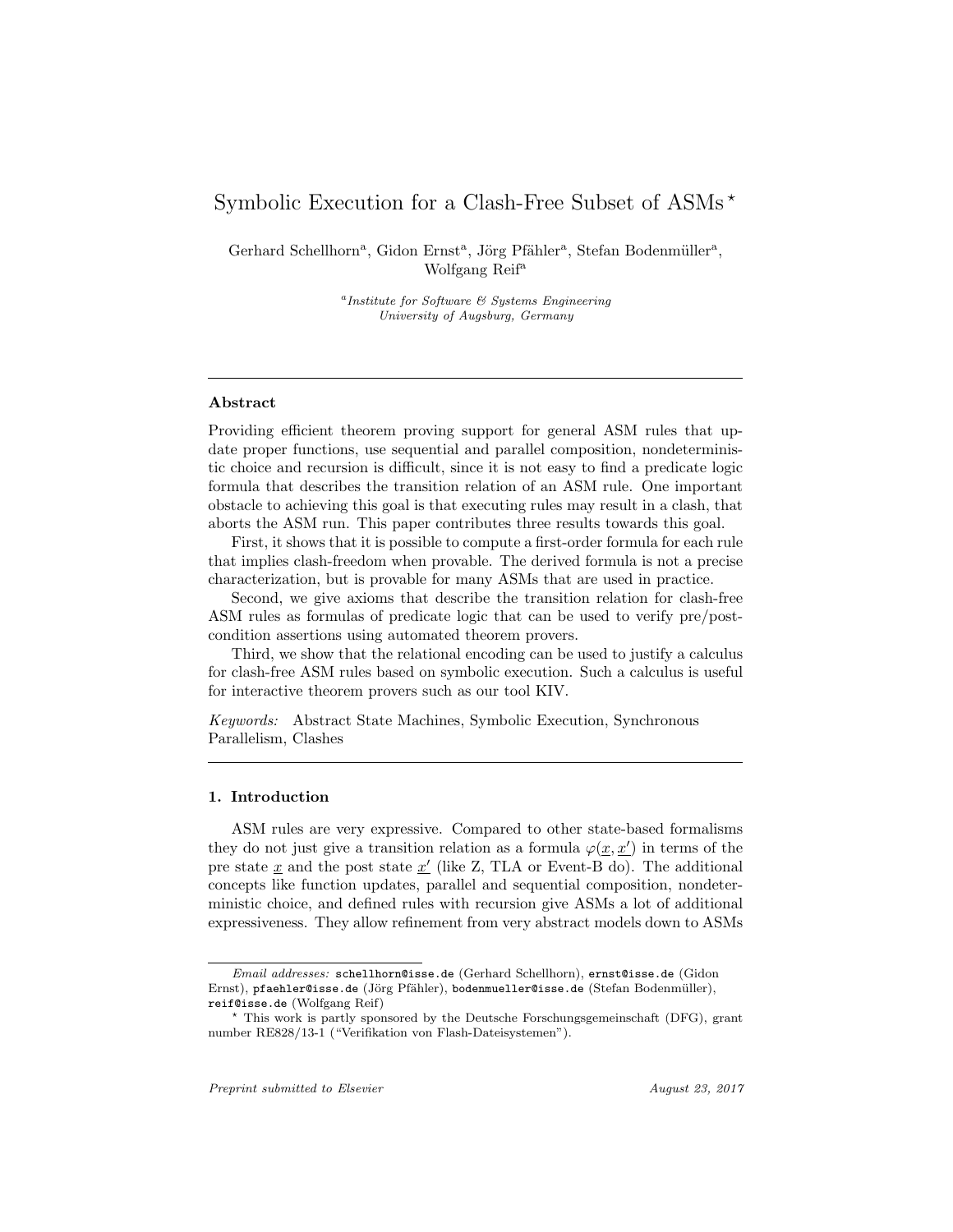# Symbolic Execution for a Clash-Free Subset of ASMs ⋆

Gerhard Schellhorn[a], Gidon Ernst[a], Jörg Pfähler[a], Stefan Bodenmüller[a], Wolfgang Reif[a]

[a] *Institute for Software & Systems Engineering*
*University of Augsburg, Germany*

---

## Abstract

Providing efficient theorem proving support for general ASM rules that update proper functions, use sequential and parallel composition, nondeterministic choice and recursion is difficult, since it is not easy to find a predicate logic formula that describes the transition relation of an ASM rule. One important obstacle to achieving this goal is that executing rules may result in a clash, that aborts the ASM run. This paper contributes three results towards this goal.

First, it shows that it is possible to compute a first-order formula for each rule that implies clash-freedom when provable. The derived formula is not a precise characterization, but is provable for many ASMs that are used in practice.

Second, we give axioms that describe the transition relation for clash-free ASM rules as formulas of predicate logic that can be used to verify pre/post-condition assertions using automated theorem provers.

Third, we show that the relational encoding can be used to justify a calculus for clash-free ASM rules based on symbolic execution. Such a calculus is useful for interactive theorem provers such as our tool KIV.

*Keywords:* Abstract State Machines, Symbolic Execution, Synchronous Parallelism, Clashes

---

## 1. Introduction

ASM rules are very expressive. Compared to other state-based formalisms they do not just give a transition relation as a formula $\varphi(\underline{x}, \underline{x'})$ in terms of the pre state $\underline{x}$ and the post state $\underline{x'}$ (like Z, TLA or Event-B do). The additional concepts like function updates, parallel and sequential composition, nondeterministic choice, and defined rules with recursion give ASMs a lot of additional expressiveness. They allow refinement from very abstract models down to ASMs

---

*Email addresses:* schellhorn@isse.de (Gerhard Schellhorn), ernst@isse.de (Gidon Ernst), pfaehler@isse.de (Jörg Pfähler), bodenmueller@isse.de (Stefan Bodenmüller), reif@isse.de (Wolfgang Reif)

⋆ This work is partly sponsored by the Deutsche Forschungsgemeinschaft (DFG), grant number RE828/13-1 ("Verifikation von Flash-Dateisystemen").

*Preprint submitted to Elsevier* *August 23, 2017*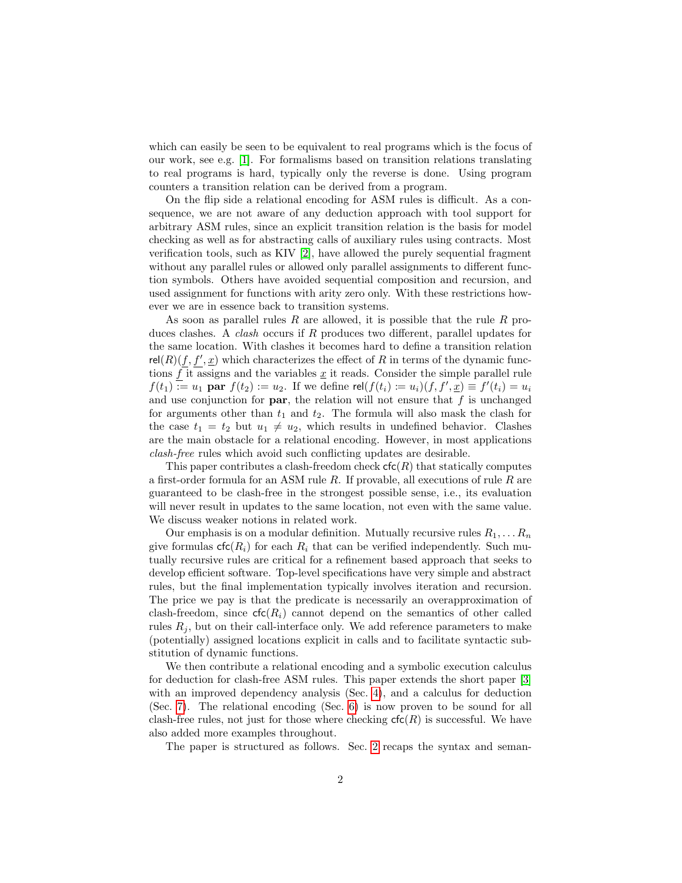which can easily be seen to be equivalent to real programs which is the focus of our work, see e.g. [1]. For formalisms based on transition relations translating to real programs is hard, typically only the reverse is done. Using program counters a transition relation can be derived from a program.

On the flip side a relational encoding for ASM rules is difficult. As a consequence, we are not aware of any deduction approach with tool support for arbitrary ASM rules, since an explicit transition relation is the basis for model checking as well as for abstracting calls of auxiliary rules using contracts. Most verification tools, such as KIV [2], have allowed the purely sequential fragment without any parallel rules or allowed only parallel assignments to different function symbols. Others have avoided sequential composition and recursion, and used assignment for functions with arity zero only. With these restrictions however we are in essence back to transition systems.

As soon as parallel rules $R$ are allowed, it is possible that the rule $R$ produces clashes. A *clash* occurs if $R$ produces two different, parallel updates for the same location. With clashes it becomes hard to define a transition relation $\mathsf{rel}(R)(\underline{f}, \underline{f}', \underline{x})$ which characterizes the effect of $R$ in terms of the dynamic functions $\underline{f}$ it assigns and the variables $\underline{x}$ it reads. Consider the simple parallel rule $f(t_1) := u_1$ **par** $f(t_2) := u_2$. If we define $\mathsf{rel}(f(t_i) := u_i)(f, f', \underline{x}) \equiv f'(t_i) = u_i$ and use conjunction for **par**, the relation will not ensure that $f$ is unchanged for arguments other than $t_1$ and $t_2$. The formula will also mask the clash for the case $t_1 = t_2$ but $u_1 \neq u_2$, which results in undefined behavior. Clashes are the main obstacle for a relational encoding. However, in most applications *clash-free* rules which avoid such conflicting updates are desirable.

This paper contributes a clash-freedom check $\mathsf{cfc}(R)$ that statically computes a first-order formula for an ASM rule $R$. If provable, all executions of rule $R$ are guaranteed to be clash-free in the strongest possible sense, i.e., its evaluation will never result in updates to the same location, not even with the same value. We discuss weaker notions in related work.

Our emphasis is on a modular definition. Mutually recursive rules $R_1, \dots R_n$ give formulas $\mathsf{cfc}(R_i)$ for each $R_i$ that can be verified independently. Such mutually recursive rules are critical for a refinement based approach that seeks to develop efficient software. Top-level specifications have very simple and abstract rules, but the final implementation typically involves iteration and recursion. The price we pay is that the predicate is necessarily an overapproximation of clash-freedom, since $\mathsf{cfc}(R_i)$ cannot depend on the semantics of other called rules $R_j$, but on their call-interface only. We add reference parameters to make (potentially) assigned locations explicit in calls and to facilitate syntactic substitution of dynamic functions.

We then contribute a relational encoding and a symbolic execution calculus for deduction for clash-free ASM rules. This paper extends the short paper [3] with an improved dependency analysis (Sec. 4), and a calculus for deduction (Sec. 7). The relational encoding (Sec. 6) is now proven to be sound for all clash-free rules, not just for those where checking $\mathsf{cfc}(R)$ is successful. We have also added more examples throughout.

The paper is structured as follows. Sec. 2 recaps the syntax and seman-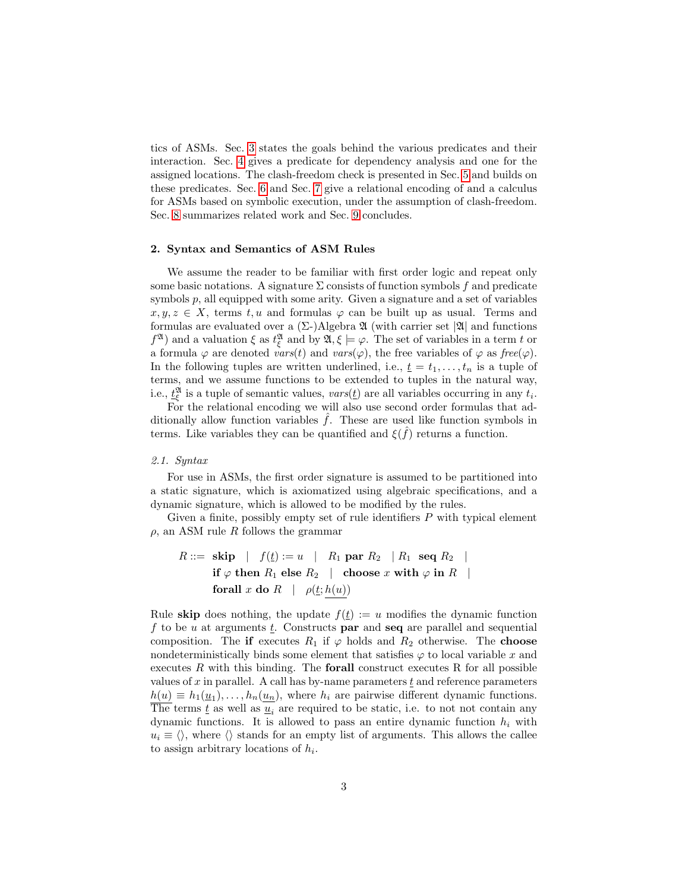tics of ASMs. Sec. 3 states the goals behind the various predicates and their interaction. Sec. 4 gives a predicate for dependency analysis and one for the assigned locations. The clash-freedom check is presented in Sec. 5 and builds on these predicates. Sec. 6 and Sec. 7 give a relational encoding of and a calculus for ASMs based on symbolic execution, under the assumption of clash-freedom. Sec. 8 summarizes related work and Sec. 9 concludes.

## 2. Syntax and Semantics of ASM Rules

We assume the reader to be familiar with first order logic and repeat only some basic notations. A signature $\Sigma$ consists of function symbols $f$ and predicate symbols $p$, all equipped with some arity. Given a signature and a set of variables $x, y, z \in X$, terms $t, u$ and formulas $\varphi$ can be built up as usual. Terms and formulas are evaluated over a ($\Sigma$-)Algebra $\mathfrak{A}$ (with carrier set $|\mathfrak{A}|$ and functions $f^{\mathfrak{A}}$) and a valuation $\xi$ as $t^{\mathfrak{A}}_{\xi}$ and by $\mathfrak{A}, \xi \models \varphi$. The set of variables in a term $t$ or a formula $\varphi$ are denoted $vars(t)$ and $vars(\varphi)$, the free variables of $\varphi$ as $free(\varphi)$. In the following tuples are written underlined, i.e., $\underline{t} = t_1, \ldots, t_n$ is a tuple of terms, and we assume functions to be extended to tuples in the natural way, i.e., $\underline{t}^{\mathfrak{A}}_{\xi}$ is a tuple of semantic values, $vars(\underline{t})$ are all variables occurring in any $t_i$.

For the relational encoding we will also use second order formulas that additionally allow function variables $\hat{f}$. These are used like function symbols in terms. Like variables they can be quantified and $\xi(\hat{f})$ returns a function.

### 2.1. Syntax

For use in ASMs, the first order signature is assumed to be partitioned into a static signature, which is axiomatized using algebraic specifications, and a dynamic signature, which is allowed to be modified by the rules.

Given a finite, possibly empty set of rule identifiers $P$ with typical element $\rho$, an ASM rule $R$ follows the grammar

$$
\begin{aligned}
R ::= \; & \textbf{skip} \;\;|\;\; f(\underline{t}) := u \;\;|\;\; R_1 \;\textbf{par}\; R_2 \;\;|\; R_1 \;\textbf{seq}\; R_2 \;\;| \\
& \textbf{if}\; \varphi \;\textbf{then}\; R_1 \;\textbf{else}\; R_2 \;\;|\;\; \textbf{choose}\; x \;\textbf{with}\; \varphi \;\textbf{in}\; R \;\;| \\
& \textbf{forall}\; x \;\textbf{do}\; R \;\;|\;\; \rho(\underline{t}; \underline{h(u)})
\end{aligned}
$$

Rule **skip** does nothing, the update $f(\underline{t}) := u$ modifies the dynamic function $f$ to be $u$ at arguments $\underline{t}$. Constructs **par** and **seq** are parallel and sequential composition. The **if** executes $R_1$ if $\varphi$ holds and $R_2$ otherwise. The **choose** nondeterministically binds some element that satisfies $\varphi$ to local variable $x$ and executes $R$ with this binding. The **forall** construct executes R for all possible values of $x$ in parallel. A call has by-name parameters $\underline{t}$ and reference parameters $\underline{h(u)} \equiv h_1(\underline{u}_1), \ldots, h_n(\underline{u_n})$, where $h_i$ are pairwise different dynamic functions. The terms $\underline{t}$ as well as $\underline{u}_i$ are required to be static, i.e. to not not contain any dynamic functions. It is allowed to pass an entire dynamic function $h_i$ with $u_i \equiv \langle\rangle$, where $\langle\rangle$ stands for an empty list of arguments. This allows the callee to assign arbitrary locations of $h_i$.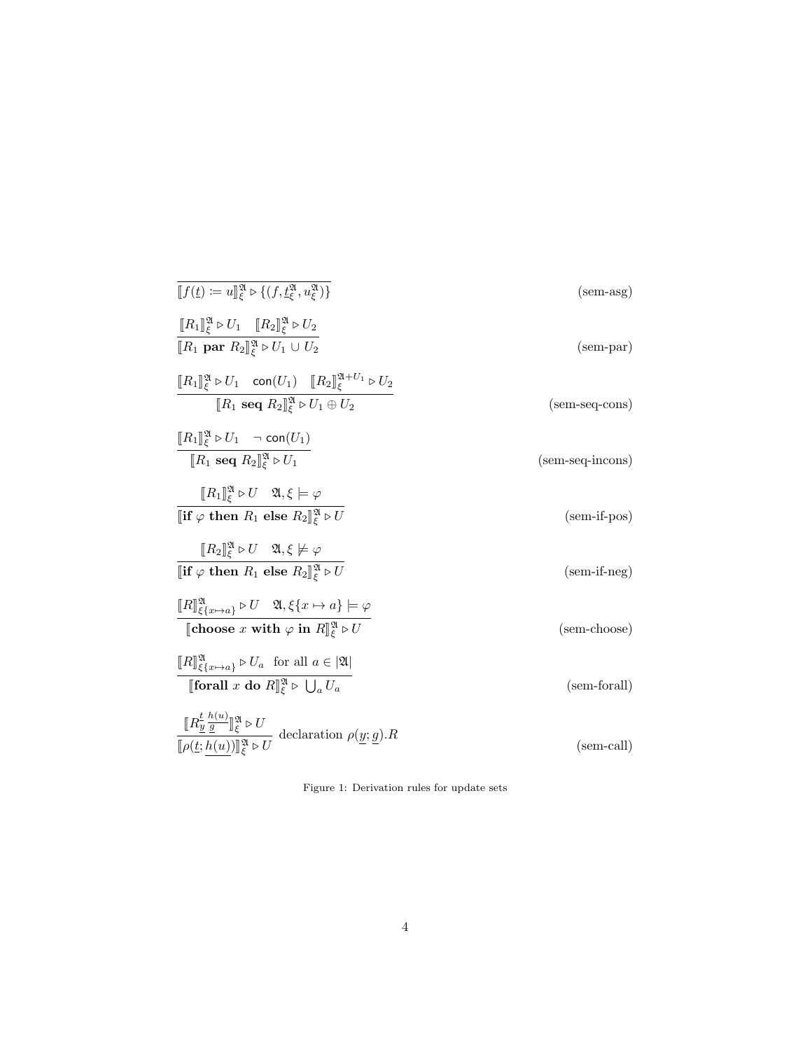$$\frac{}{[\![f(\underline{t}) \coloneqq u]\!]_\xi^\mathfrak{A} \rhd \{(f, \underline{t}_\xi^\mathfrak{A}, u_\xi^\mathfrak{A})\}} \qquad \text{(sem-asg)}$$

$$\frac{[\![R_1]\!]_\xi^\mathfrak{A} \rhd U_1 \quad [\![R_2]\!]_\xi^\mathfrak{A} \rhd U_2}{[\![R_1 \ \mathbf{par} \ R_2]\!]_\xi^\mathfrak{A} \rhd U_1 \cup U_2} \qquad \text{(sem-par)}$$

$$\frac{[\![R_1]\!]_\xi^\mathfrak{A} \rhd U_1 \quad \mathsf{con}(U_1) \quad [\![R_2]\!]_\xi^{\mathfrak{A}+U_1} \rhd U_2}{[\![R_1 \ \mathbf{seq} \ R_2]\!]_\xi^\mathfrak{A} \rhd U_1 \oplus U_2} \qquad \text{(sem-seq-cons)}$$

$$\frac{[\![R_1]\!]_\xi^\mathfrak{A} \rhd U_1 \quad \neg \ \mathsf{con}(U_1)}{[\![R_1 \ \mathbf{seq} \ R_2]\!]_\xi^\mathfrak{A} \rhd U_1} \qquad \text{(sem-seq-incons)}$$

$$\frac{[\![R_1]\!]_\xi^\mathfrak{A} \rhd U \quad \mathfrak{A}, \xi \models \varphi}{[\![\mathbf{if} \ \varphi \ \mathbf{then} \ R_1 \ \mathbf{else} \ R_2]\!]_\xi^\mathfrak{A} \rhd U} \qquad \text{(sem-if-pos)}$$

$$\frac{[\![R_2]\!]_\xi^\mathfrak{A} \rhd U \quad \mathfrak{A}, \xi \not\models \varphi}{[\![\mathbf{if} \ \varphi \ \mathbf{then} \ R_1 \ \mathbf{else} \ R_2]\!]_\xi^\mathfrak{A} \rhd U} \qquad \text{(sem-if-neg)}$$

$$\frac{[\![R]\!]_{\xi\{x \mapsto a\}}^\mathfrak{A} \rhd U \quad \mathfrak{A}, \xi\{x \mapsto a\} \models \varphi}{[\![\mathbf{choose} \ x \ \mathbf{with} \ \varphi \ \mathbf{in} \ R]\!]_\xi^\mathfrak{A} \rhd U} \qquad \text{(sem-choose)}$$

$$\frac{[\![R]\!]_{\xi\{x \mapsto a\}}^\mathfrak{A} \rhd U_a \quad \text{for all } a \in |\mathfrak{A}|}{[\![\mathbf{forall} \ x \ \mathbf{do} \ R]\!]_\xi^\mathfrak{A} \rhd \bigcup_a U_a} \qquad \text{(sem-forall)}$$

$$\frac{[\![R\frac{\underline{t}}{\underline{y}}\frac{\underline{h(u)}}{\underline{g}}]\!]_\xi^\mathfrak{A} \rhd U}{[\![\rho(\underline{t}; \underline{h(u)})]\!]_\xi^\mathfrak{A} \rhd U} \ \text{declaration } \rho(\underline{y}; \underline{g}).R \qquad \text{(sem-call)}$$

Figure 1: Derivation rules for update sets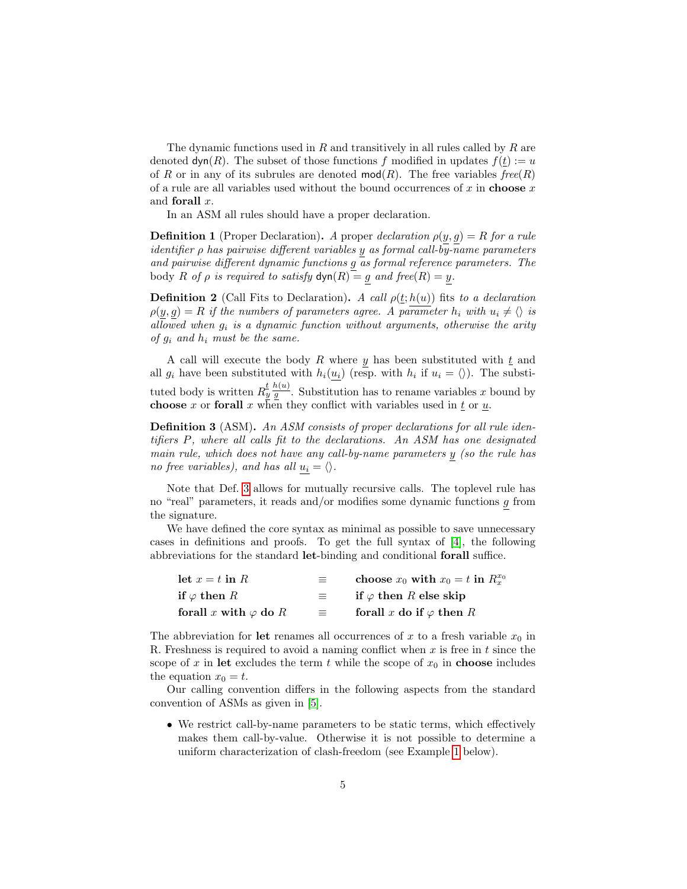The dynamic functions used in $R$ and transitively in all rules called by $R$ are denoted $\mathsf{dyn}(R)$. The subset of those functions $f$ modified in updates $f(\underline{t}) := u$ of $R$ or in any of its subrules are denoted $\mathsf{mod}(R)$. The free variables $\mathit{free}(R)$ of a rule are all variables used without the bound occurrences of $x$ in **choose** $x$ and **forall** $x$.

In an ASM all rules should have a proper declaration.

**Definition 1** (Proper Declaration)**.** *A* proper *declaration $\rho(\underline{y}, \underline{g}) = R$ for a rule identifier $\rho$ has pairwise different variables $\underline{y}$ as formal call-by-name parameters and pairwise different dynamic functions $\underline{g}$ as formal reference parameters. The* body *$R$ of $\rho$ is required to satisfy $\mathsf{dyn}(R) = \underline{g}$ and $\mathit{free}(R) = \underline{y}$.*

**Definition 2** (Call Fits to Declaration)**.** *A call $\rho(\underline{t}; \underline{h(u)})$* fits *to a declaration $\rho(\underline{y}, \underline{g}) = R$ if the numbers of parameters agree. A parameter $h_i$ with $u_i \neq \langle\rangle$ is allowed when $g_i$ is a dynamic function without arguments, otherwise the arity of $g_i$ and $h_i$ must be the same.*

A call will execute the body $R$ where $\underline{y}$ has been substituted with $\underline{t}$ and all $g_i$ have been substituted with $h_i(\underline{u_i})$ (resp. with $h_i$ if $u_i = \langle\rangle$). The substituted body is written $R_{\underline{y}}^{\underline{t}}\,{}_{\underline{g}}^{\underline{h(u)}}$. Substitution has to rename variables $x$ bound by **choose** $x$ or **forall** $x$ when they conflict with variables used in $\underline{t}$ or $\underline{u}$.

**Definition 3** (ASM)**.** *An ASM consists of proper declarations for all rule identifiers $P$, where all calls fit to the declarations. An ASM has one designated main rule, which does not have any call-by-name parameters $\underline{y}$ (so the rule has no free variables), and has all $\underline{u_i} = \langle\rangle$.*

Note that Def. 3 allows for mutually recursive calls. The toplevel rule has no "real" parameters, it reads and/or modifies some dynamic functions $\underline{g}$ from the signature.

We have defined the core syntax as minimal as possible to save unnecessary cases in definitions and proofs. To get the full syntax of [4], the following abbreviations for the standard **let**-binding and conditional **forall** suffice.

| | | |
|---|---|---|
| **let** $x = t$ **in** $R$ | $\equiv$ | **choose** $x_0$ **with** $x_0 = t$ **in** $R_x^{x_0}$ |
| **if** $\varphi$ **then** $R$ | $\equiv$ | **if** $\varphi$ **then** $R$ **else skip** |
| **forall** $x$ **with** $\varphi$ **do** $R$ | $\equiv$ | **forall** $x$ **do if** $\varphi$ **then** $R$ |

The abbreviation for **let** renames all occurrences of $x$ to a fresh variable $x_0$ in R. Freshness is required to avoid a naming conflict when $x$ is free in $t$ since the scope of $x$ in **let** excludes the term $t$ while the scope of $x_0$ in **choose** includes the equation $x_0 = t$.

Our calling convention differs in the following aspects from the standard convention of ASMs as given in [5].

- We restrict call-by-name parameters to be static terms, which effectively makes them call-by-value. Otherwise it is not possible to determine a uniform characterization of clash-freedom (see Example 1 below).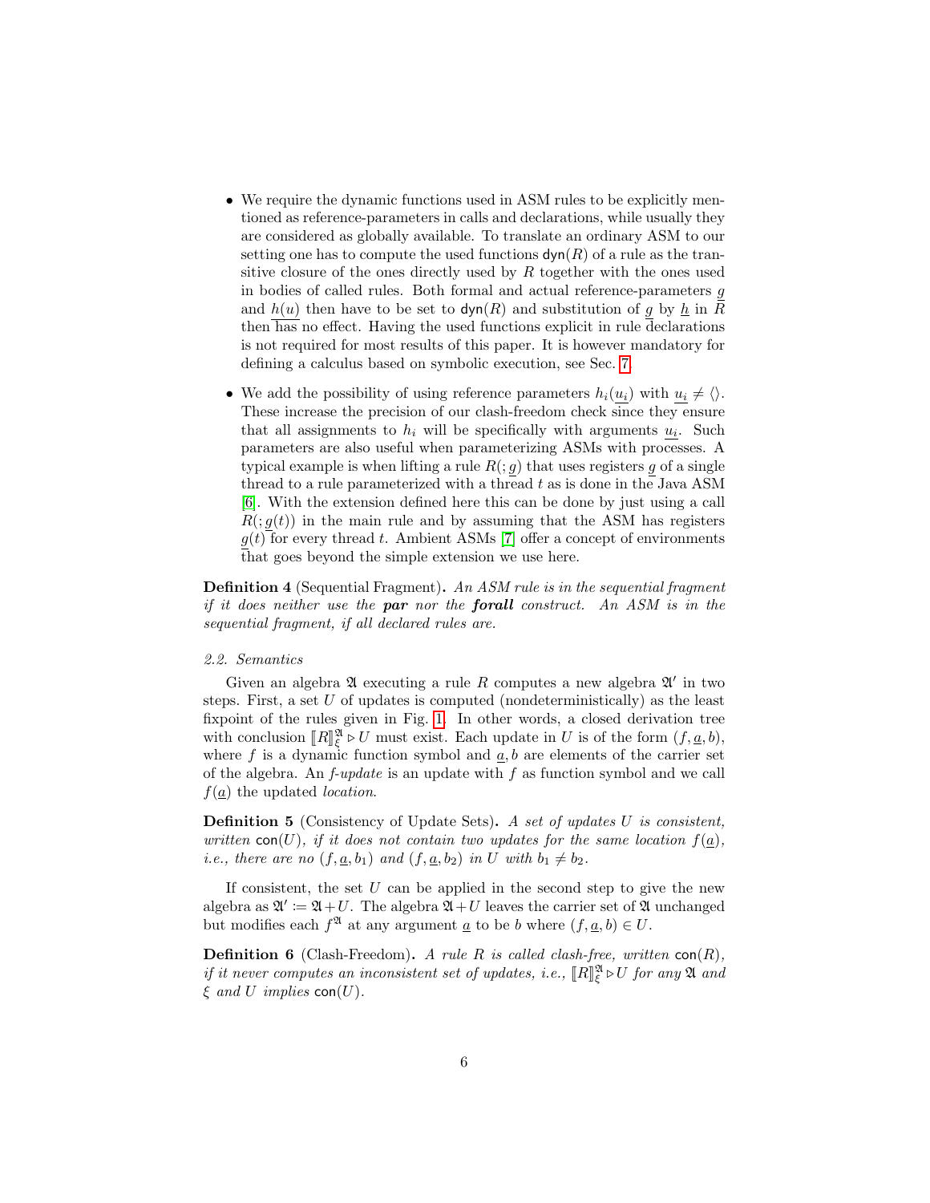- We require the dynamic functions used in ASM rules to be explicitly mentioned as reference-parameters in calls and declarations, while usually they are considered as globally available. To translate an ordinary ASM to our setting one has to compute the used functions $\mathsf{dyn}(R)$ of a rule as the transitive closure of the ones directly used by $R$ together with the ones used in bodies of called rules. Both formal and actual reference-parameters $\underline{g}$ and $\underline{h(u)}$ then have to be set to $\mathsf{dyn}(R)$ and substitution of $\underline{g}$ by $\underline{h}$ in $R$ then has no effect. Having the used functions explicit in rule declarations is not required for most results of this paper. It is however mandatory for defining a calculus based on symbolic execution, see Sec. 7.

- We add the possibility of using reference parameters $h_i(\underline{u_i})$ with $\underline{u_i} \neq \langle\rangle$. These increase the precision of our clash-freedom check since they ensure that all assignments to $h_i$ will be specifically with arguments $\underline{u_i}$. Such parameters are also useful when parameterizing ASMs with processes. A typical example is when lifting a rule $R(;\underline{g})$ that uses registers $\underline{g}$ of a single thread to a rule parameterized with a thread $t$ as is done in the Java ASM [6]. With the extension defined here this can be done by just using a call $R(;\underline{g}(t))$ in the main rule and by assuming that the ASM has registers $\underline{g}(t)$ for every thread $t$. Ambient ASMs [7] offer a concept of environments that goes beyond the simple extension we use here.

**Definition 4** (Sequential Fragment)**.** *An ASM rule is in the sequential fragment if it does neither use the **par** nor the **forall** construct. An ASM is in the sequential fragment, if all declared rules are.*

*2.2. Semantics*

Given an algebra $\mathfrak{A}$ executing a rule $R$ computes a new algebra $\mathfrak{A}'$ in two steps. First, a set $U$ of updates is computed (nondeterministically) as the least fixpoint of the rules given in Fig. 1. In other words, a closed derivation tree with conclusion $[\![R]\!]^{\mathfrak{A}}_{\xi} \triangleright U$ must exist. Each update in $U$ is of the form $(f, \underline{a}, b)$, where $f$ is a dynamic function symbol and $\underline{a}, b$ are elements of the carrier set of the algebra. An *f-update* is an update with $f$ as function symbol and we call $f(\underline{a})$ the updated *location*.

**Definition 5** (Consistency of Update Sets)**.** *A set of updates $U$ is consistent, written $\mathsf{con}(U)$, if it does not contain two updates for the same location $f(\underline{a})$, i.e., there are no $(f, \underline{a}, b_1)$ and $(f, \underline{a}, b_2)$ in $U$ with $b_1 \neq b_2$.*

If consistent, the set $U$ can be applied in the second step to give the new algebra as $\mathfrak{A}' := \mathfrak{A} + U$. The algebra $\mathfrak{A} + U$ leaves the carrier set of $\mathfrak{A}$ unchanged but modifies each $f^{\mathfrak{A}}$ at any argument $\underline{a}$ to be $b$ where $(f, \underline{a}, b) \in U$.

**Definition 6** (Clash-Freedom)**.** *A rule $R$ is called clash-free, written $\mathsf{con}(R)$, if it never computes an inconsistent set of updates, i.e., $[\![R]\!]^{\mathfrak{A}}_{\xi} \triangleright U$ for any $\mathfrak{A}$ and $\xi$ and $U$ implies $\mathsf{con}(U)$.*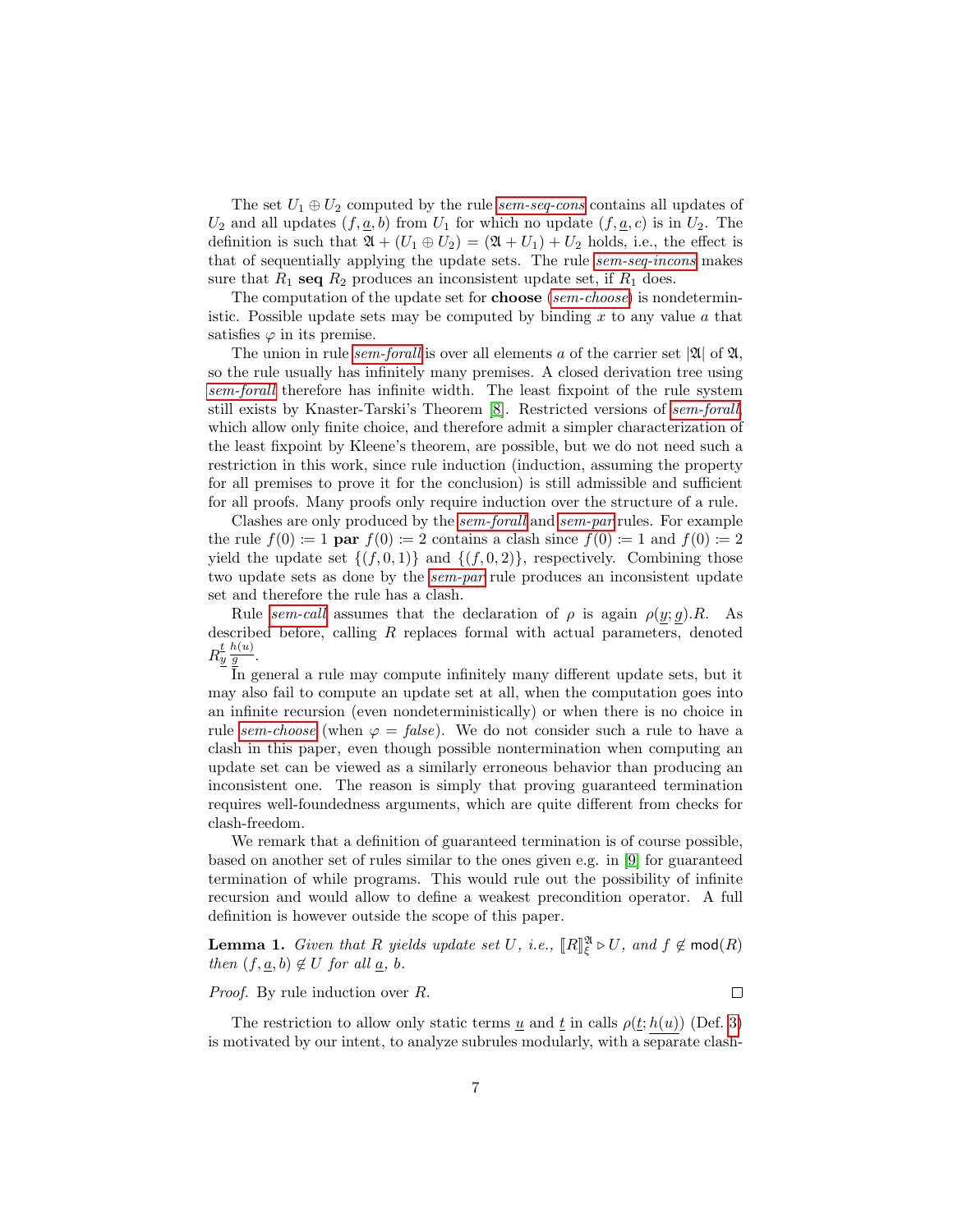The set $U_1 \oplus U_2$ computed by the rule *sem-seq-cons* contains all updates of $U_2$ and all updates $(f, \underline{a}, b)$ from $U_1$ for which no update $(f, \underline{a}, c)$ is in $U_2$. The definition is such that $\mathfrak{A} + (U_1 \oplus U_2) = (\mathfrak{A} + U_1) + U_2$ holds, i.e., the effect is that of sequentially applying the update sets. The rule *sem-seq-incons* makes sure that $R_1$ **seq** $R_2$ produces an inconsistent update set, if $R_1$ does.

The computation of the update set for **choose** (*sem-choose*) is nondeterministic. Possible update sets may be computed by binding $x$ to any value $a$ that satisfies $\varphi$ in its premise.

The union in rule *sem-forall* is over all elements $a$ of the carrier set $|\mathfrak{A}|$ of $\mathfrak{A}$, so the rule usually has infinitely many premises. A closed derivation tree using *sem-forall* therefore has infinite width. The least fixpoint of the rule system still exists by Knaster-Tarski's Theorem [8]. Restricted versions of *sem-forall*, which allow only finite choice, and therefore admit a simpler characterization of the least fixpoint by Kleene's theorem, are possible, but we do not need such a restriction in this work, since rule induction (induction, assuming the property for all premises to prove it for the conclusion) is still admissible and sufficient for all proofs. Many proofs only require induction over the structure of a rule.

Clashes are only produced by the *sem-forall* and *sem-par* rules. For example the rule $f(0) := 1$ **par** $f(0) := 2$ contains a clash since $f(0) := 1$ and $f(0) := 2$ yield the update set $\{(f, 0, 1)\}$ and $\{(f, 0, 2)\}$, respectively. Combining those two update sets as done by the *sem-par* rule produces an inconsistent update set and therefore the rule has a clash.

Rule *sem-call* assumes that the declaration of $\rho$ is again $\rho(\underline{y}; \underline{g}).R$. As described before, calling $R$ replaces formal with actual parameters, denoted $R_{\underline{y}}^{\underline{t}}\,{}_{\underline{g}}^{\underline{h(u)}}$.

In general a rule may compute infinitely many different update sets, but it may also fail to compute an update set at all, when the computation goes into an infinite recursion (even nondeterministically) or when there is no choice in rule *sem-choose* (when $\varphi = \mathit{false}$). We do not consider such a rule to have a clash in this paper, even though possible nontermination when computing an update set can be viewed as a similarly erroneous behavior than producing an inconsistent one. The reason is simply that proving guaranteed termination requires well-foundedness arguments, which are quite different from checks for clash-freedom.

We remark that a definition of guaranteed termination is of course possible, based on another set of rules similar to the ones given e.g. in [9] for guaranteed termination of while programs. This would rule out the possibility of infinite recursion and would allow to define a weakest precondition operator. A full definition is however outside the scope of this paper.

**Lemma 1.** *Given that $R$ yields update set $U$, i.e., $[\![R]\!]_{\xi}^{\mathfrak{A}} \triangleright U$, and $f \notin \mathsf{mod}(R)$ then $(f, \underline{a}, b) \notin U$ for all $\underline{a}$, $b$.*

*Proof.* By rule induction over $R$. □

The restriction to allow only static terms $\underline{u}$ and $\underline{t}$ in calls $\rho(\underline{t}; \underline{h(u)})$ (Def. 3) is motivated by our intent, to analyze subrules modularly, with a separate clash-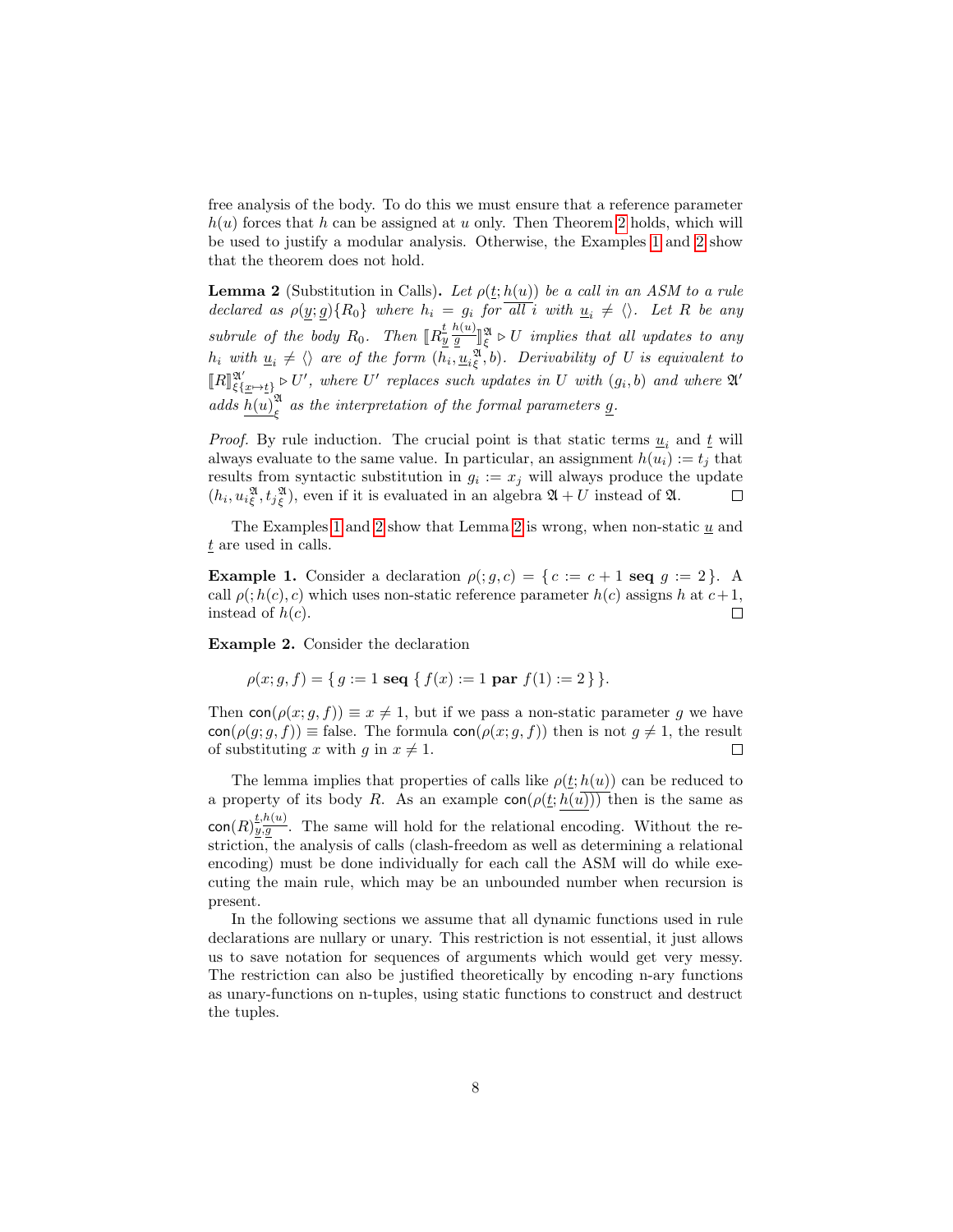free analysis of the body. To do this we must ensure that a reference parameter $h(u)$ forces that $h$ can be assigned at $u$ only. Then Theorem 2 holds, which will be used to justify a modular analysis. Otherwise, the Examples 1 and 2 show that the theorem does not hold.

**Lemma 2** (Substitution in Calls)**.** *Let $\rho(\underline{t}; \underline{h(u)})$ be a call in an ASM to a rule declared as $\rho(\underline{y}; \underline{g})\{R_0\}$ where $h_i = g_i$ for all $i$ with $\underline{u}_i \neq \langle\rangle$. Let $R$ be any subrule of the body $R_0$. Then $[\![R^{\underline{t}}_{\underline{y}}{}^{\underline{h(u)}}_{\underline{g}}]\!]^{\mathfrak{A}}_{\xi} \triangleright U$ implies that all updates to any $h_i$ with $\underline{u}_i \neq \langle\rangle$ are of the form $(h_i, \underline{u}_i{}^{\mathfrak{A}}_{\xi}, b)$. Derivability of $U$ is equivalent to $[\![R]\!]^{\mathfrak{A}'}_{\xi\{\underline{x}\mapsto\underline{t}\}} \triangleright U'$, where $U'$ replaces such updates in $U$ with $(g_i, b)$ and where $\mathfrak{A}'$ adds $\underline{h(u)}^{\mathfrak{A}}_{\xi}$ as the interpretation of the formal parameters $\underline{g}$.*

*Proof.* By rule induction. The crucial point is that static terms $\underline{u}_i$ and $\underline{t}$ will always evaluate to the same value. In particular, an assignment $h(u_i) := t_j$ that results from syntactic substitution in $g_i := x_j$ will always produce the update $(h_i, u_i{}^{\mathfrak{A}}_{\xi}, t_j{}^{\mathfrak{A}}_{\xi})$, even if it is evaluated in an algebra $\mathfrak{A} + U$ instead of $\mathfrak{A}$. □

The Examples 1 and 2 show that Lemma 2 is wrong, when non-static $\underline{u}$ and $\underline{t}$ are used in calls.

**Example 1.** Consider a declaration $\rho(; g, c) = \{\, c := c + 1 \textbf{ seq } g := 2\,\}$. A call $\rho(; h(c), c)$ which uses non-static reference parameter $h(c)$ assigns $h$ at $c+1$, instead of $h(c)$. □

**Example 2.** Consider the declaration

$$\rho(x; g, f) = \{\, g := 1 \textbf{ seq } \{\, f(x) := 1 \textbf{ par } f(1) := 2\,\}\,\}.$$

Then $\mathsf{con}(\rho(x; g, f)) \equiv x \neq 1$, but if we pass a non-static parameter $g$ we have $\mathsf{con}(\rho(g; g, f)) \equiv \text{false}$. The formula $\mathsf{con}(\rho(x; g, f))$ then is not $g \neq 1$, the result of substituting $x$ with $g$ in $x \neq 1$. □

The lemma implies that properties of calls like $\rho(\underline{t}; \underline{h(u)})$ can be reduced to a property of its body $R$. As an example $\mathsf{con}(\rho(\underline{t}; \underline{h(u)}))$ then is the same as $\mathsf{con}(R)^{\underline{t}, \underline{h(u)}}_{\underline{y}, \underline{g}}$. The same will hold for the relational encoding. Without the restriction, the analysis of calls (clash-freedom as well as determining a relational encoding) must be done individually for each call the ASM will do while executing the main rule, which may be an unbounded number when recursion is present.

In the following sections we assume that all dynamic functions used in rule declarations are nullary or unary. This restriction is not essential, it just allows us to save notation for sequences of arguments which would get very messy. The restriction can also be justified theoretically by encoding n-ary functions as unary-functions on n-tuples, using static functions to construct and destruct the tuples.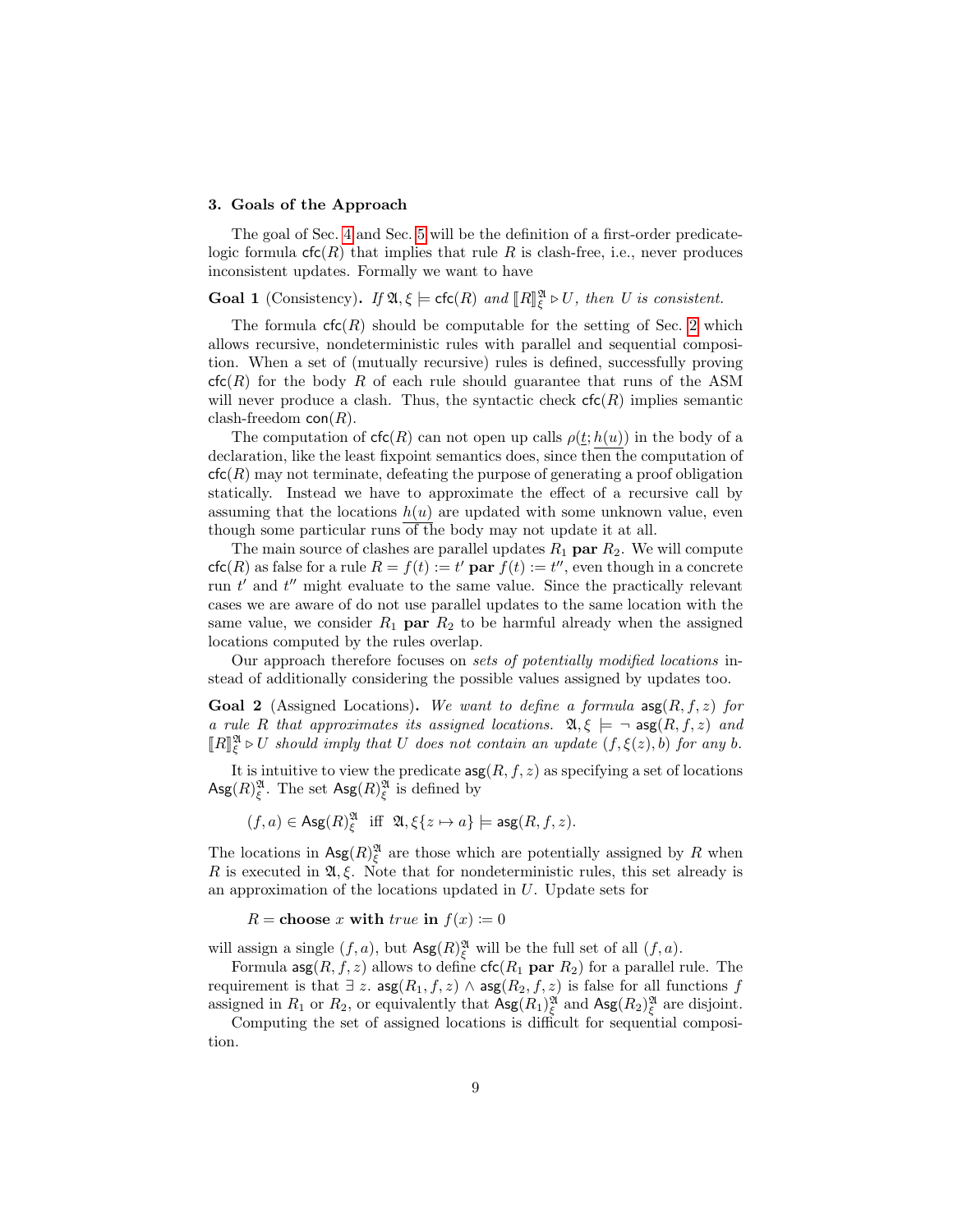### 3. Goals of the Approach

The goal of Sec. 4 and Sec. 5 will be the definition of a first-order predicate-logic formula $\mathsf{cfc}(R)$ that implies that rule $R$ is clash-free, i.e., never produces inconsistent updates. Formally we want to have

**Goal 1** (Consistency)**.** *If $\mathfrak{A}, \xi \models \mathsf{cfc}(R)$ and $[\![R]\!]^{\mathfrak{A}}_{\xi} \rhd U$, then $U$ is consistent.*

The formula $\mathsf{cfc}(R)$ should be computable for the setting of Sec. 2 which allows recursive, nondeterministic rules with parallel and sequential composition. When a set of (mutually recursive) rules is defined, successfully proving $\mathsf{cfc}(R)$ for the body $R$ of each rule should guarantee that runs of the ASM will never produce a clash. Thus, the syntactic check $\mathsf{cfc}(R)$ implies semantic clash-freedom $\mathsf{con}(R)$.

The computation of $\mathsf{cfc}(R)$ can not open up calls $\rho(\underline{t}; \underline{h(u)})$ in the body of a declaration, like the least fixpoint semantics does, since then the computation of $\mathsf{cfc}(R)$ may not terminate, defeating the purpose of generating a proof obligation statically. Instead we have to approximate the effect of a recursive call by assuming that the locations $\underline{h(u)}$ are updated with some unknown value, even though some particular runs of the body may not update it at all.

The main source of clashes are parallel updates $R_1$ **par** $R_2$. We will compute $\mathsf{cfc}(R)$ as false for a rule $R = f(t) := t'$ **par** $f(t) := t''$, even though in a concrete run $t'$ and $t''$ might evaluate to the same value. Since the practically relevant cases we are aware of do not use parallel updates to the same location with the same value, we consider $R_1$ **par** $R_2$ to be harmful already when the assigned locations computed by the rules overlap.

Our approach therefore focuses on *sets of potentially modified locations* instead of additionally considering the possible values assigned by updates too.

**Goal 2** (Assigned Locations)**.** *We want to define a formula $\mathsf{asg}(R, f, z)$ for a rule $R$ that approximates its assigned locations. $\mathfrak{A}, \xi \models \neg\, \mathsf{asg}(R, f, z)$ and $[\![R]\!]^{\mathfrak{A}}_{\xi} \rhd U$ should imply that $U$ does not contain an update $(f, \xi(z), b)$ for any $b$.*

It is intuitive to view the predicate $\mathsf{asg}(R, f, z)$ as specifying a set of locations $\mathsf{Asg}(R)^{\mathfrak{A}}_{\xi}$. The set $\mathsf{Asg}(R)^{\mathfrak{A}}_{\xi}$ is defined by

$$(f, a) \in \mathsf{Asg}(R)^{\mathfrak{A}}_{\xi} \quad \text{iff} \quad \mathfrak{A}, \xi\{z \mapsto a\} \models \mathsf{asg}(R, f, z).$$

The locations in $\mathsf{Asg}(R)^{\mathfrak{A}}_{\xi}$ are those which are potentially assigned by $R$ when $R$ is executed in $\mathfrak{A}, \xi$. Note that for nondeterministic rules, this set already is an approximation of the locations updated in $U$. Update sets for

$$R = \textbf{choose } x \textbf{ with } \mathit{true} \textbf{ in } f(x) := 0$$

will assign a single $(f, a)$, but $\mathsf{Asg}(R)^{\mathfrak{A}}_{\xi}$ will be the full set of all $(f, a)$.

Formula $\mathsf{asg}(R, f, z)$ allows to define $\mathsf{cfc}(R_1$ **par** $R_2)$ for a parallel rule. The requirement is that $\exists\, z.\ \mathsf{asg}(R_1, f, z) \wedge \mathsf{asg}(R_2, f, z)$ is false for all functions $f$ assigned in $R_1$ or $R_2$, or equivalently that $\mathsf{Asg}(R_1)^{\mathfrak{A}}_{\xi}$ and $\mathsf{Asg}(R_2)^{\mathfrak{A}}_{\xi}$ are disjoint.

Computing the set of assigned locations is difficult for sequential composition.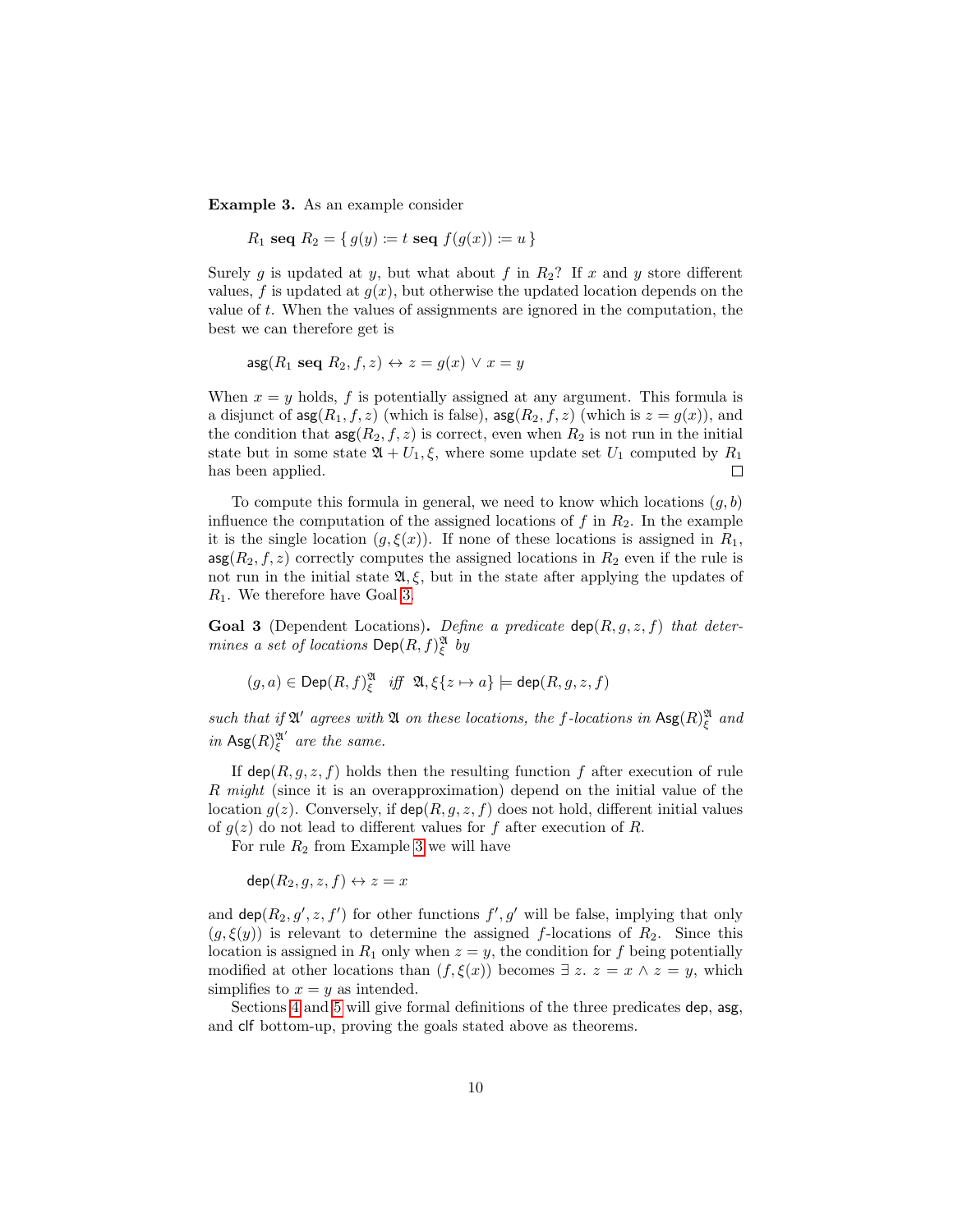**Example 3.** As an example consider

$$R_1 \textbf{ seq } R_2 = \{\, g(y) := t \textbf{ seq } f(g(x)) := u \,\}$$

Surely $g$ is updated at $y$, but what about $f$ in $R_2$? If $x$ and $y$ store different values, $f$ is updated at $g(x)$, but otherwise the updated location depends on the value of $t$. When the values of assignments are ignored in the computation, the best we can therefore get is

$$\mathsf{asg}(R_1 \textbf{ seq } R_2, f, z) \leftrightarrow z = g(x) \lor x = y$$

When $x = y$ holds, $f$ is potentially assigned at any argument. This formula is a disjunct of $\mathsf{asg}(R_1, f, z)$ (which is false), $\mathsf{asg}(R_2, f, z)$ (which is $z = g(x)$), and the condition that $\mathsf{asg}(R_2, f, z)$ is correct, even when $R_2$ is not run in the initial state but in some state $\mathfrak{A} + U_1, \xi$, where some update set $U_1$ computed by $R_1$ has been applied. □

To compute this formula in general, we need to know which locations $(g, b)$ influence the computation of the assigned locations of $f$ in $R_2$. In the example it is the single location $(g, \xi(x))$. If none of these locations is assigned in $R_1$, $\mathsf{asg}(R_2, f, z)$ correctly computes the assigned locations in $R_2$ even if the rule is not run in the initial state $\mathfrak{A}, \xi$, but in the state after applying the updates of $R_1$. We therefore have Goal 3.

**Goal 3** (Dependent Locations)**.** *Define a predicate* $\mathsf{dep}(R, g, z, f)$ *that determines a set of locations* $\mathsf{Dep}(R, f)^{\mathfrak{A}}_{\xi}$ *by*

$$(g, a) \in \mathsf{Dep}(R, f)^{\mathfrak{A}}_{\xi} \quad \textit{iff} \quad \mathfrak{A}, \xi\{z \mapsto a\} \models \mathsf{dep}(R, g, z, f)$$

*such that if* $\mathfrak{A}'$ *agrees with* $\mathfrak{A}$ *on these locations, the* $f$*-locations in* $\mathsf{Asg}(R)^{\mathfrak{A}}_{\xi}$ *and in* $\mathsf{Asg}(R)^{\mathfrak{A}'}_{\xi}$ *are the same.*

If $\mathsf{dep}(R, g, z, f)$ holds then the resulting function $f$ after execution of rule $R$ *might* (since it is an overapproximation) depend on the initial value of the location $g(z)$. Conversely, if $\mathsf{dep}(R, g, z, f)$ does not hold, different initial values of $g(z)$ do not lead to different values for $f$ after execution of $R$.

For rule $R_2$ from Example 3 we will have

$$\mathsf{dep}(R_2, g, z, f) \leftrightarrow z = x$$

and $\mathsf{dep}(R_2, g', z, f')$ for other functions $f', g'$ will be false, implying that only $(g, \xi(y))$ is relevant to determine the assigned $f$-locations of $R_2$. Since this location is assigned in $R_1$ only when $z = y$, the condition for $f$ being potentially modified at other locations than $(f, \xi(x))$ becomes $\exists\, z.\ z = x \land z = y$, which simplifies to $x = y$ as intended.

Sections 4 and 5 will give formal definitions of the three predicates $\mathsf{dep}$, $\mathsf{asg}$, and $\mathsf{clf}$ bottom-up, proving the goals stated above as theorems.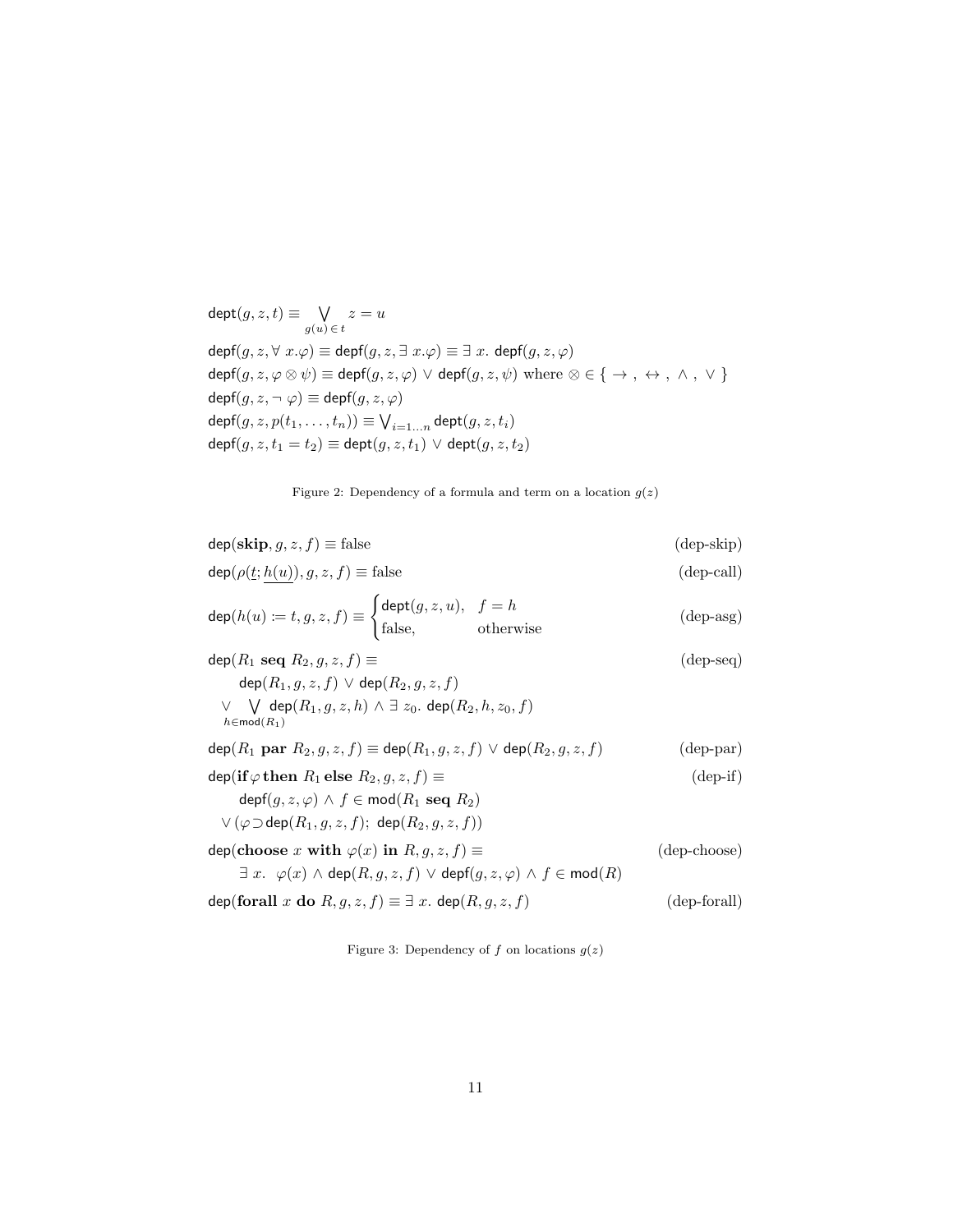$$\mathsf{dept}(g, z, t) \equiv \bigvee_{g(u) \in t} z = u$$

$$\mathsf{depf}(g, z, \forall\, x.\varphi) \equiv \mathsf{depf}(g, z, \exists\, x.\varphi) \equiv \exists\, x.\ \mathsf{depf}(g, z, \varphi)$$

$$\mathsf{depf}(g, z, \varphi \otimes \psi) \equiv \mathsf{depf}(g, z, \varphi) \vee \mathsf{depf}(g, z, \psi) \text{ where } \otimes \in \{\, \to\,,\ \leftrightarrow\,,\ \wedge\,,\ \vee\,\}$$

$$\mathsf{depf}(g, z, \neg\, \varphi) \equiv \mathsf{depf}(g, z, \varphi)$$

$$\mathsf{depf}(g, z, p(t_1, \ldots, t_n)) \equiv \bigvee\nolimits_{i=1\ldots n} \mathsf{dept}(g, z, t_i)$$

$$\mathsf{depf}(g, z, t_1 = t_2) \equiv \mathsf{dept}(g, z, t_1) \vee \mathsf{dept}(g, z, t_2)$$

Figure 2: Dependency of a formula and term on a location $g(z)$

$$\mathsf{dep}(\mathbf{skip}, g, z, f) \equiv \text{false} \qquad \text{(dep-skip)}$$

$$\mathsf{dep}(\rho(\underline{t}; \underline{h(u)}), g, z, f) \equiv \text{false} \qquad \text{(dep-call)}$$

$$\mathsf{dep}(h(u) := t, g, z, f) \equiv \begin{cases} \mathsf{dept}(g, z, u), & f = h \\ \text{false}, & \text{otherwise} \end{cases} \qquad \text{(dep-asg)}$$

$$\begin{aligned} &\mathsf{dep}(R_1 \ \mathbf{seq}\ R_2, g, z, f) \equiv \qquad \text{(dep-seq)} \\ &\quad \mathsf{dep}(R_1, g, z, f) \vee \mathsf{dep}(R_2, g, z, f) \\ &\vee \bigvee_{h \in \mathsf{mod}(R_1)} \mathsf{dep}(R_1, g, z, h) \wedge \exists\, z_0.\ \mathsf{dep}(R_2, h, z_0, f) \end{aligned}$$

$$\mathsf{dep}(R_1 \ \mathbf{par}\ R_2, g, z, f) \equiv \mathsf{dep}(R_1, g, z, f) \vee \mathsf{dep}(R_2, g, z, f) \qquad \text{(dep-par)}$$

$$\begin{aligned} &\mathsf{dep}(\mathbf{if}\, \varphi\, \mathbf{then}\ R_1\ \mathbf{else}\ R_2, g, z, f) \equiv \qquad \text{(dep-if)} \\ &\quad \mathsf{depf}(g, z, \varphi) \wedge f \in \mathsf{mod}(R_1\ \mathbf{seq}\ R_2) \\ &\vee (\varphi \supset \mathsf{dep}(R_1, g, z, f);\ \mathsf{dep}(R_2, g, z, f)) \end{aligned}$$

$$\begin{aligned} &\mathsf{dep}(\mathbf{choose}\ x\ \mathbf{with}\ \varphi(x)\ \mathbf{in}\ R, g, z, f) \equiv \qquad \text{(dep-choose)} \\ &\quad \exists\, x.\ \ \varphi(x) \wedge \mathsf{dep}(R, g, z, f) \vee \mathsf{depf}(g, z, \varphi) \wedge f \in \mathsf{mod}(R) \end{aligned}$$

$$\mathsf{dep}(\mathbf{forall}\ x\ \mathbf{do}\ R, g, z, f) \equiv \exists\, x.\ \mathsf{dep}(R, g, z, f) \qquad \text{(dep-forall)}$$

Figure 3: Dependency of $f$ on locations $g(z)$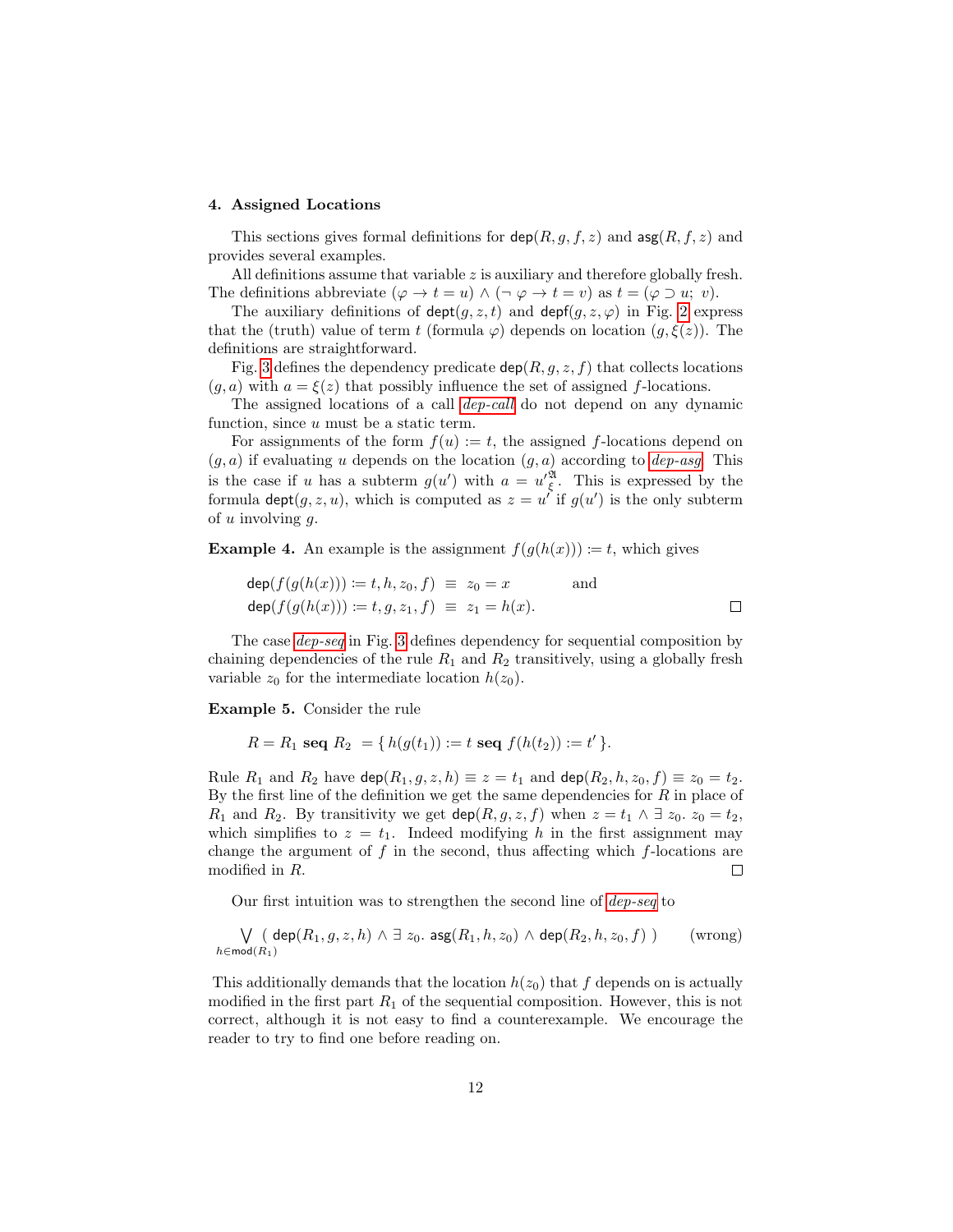## 4. Assigned Locations

This sections gives formal definitions for $\mathsf{dep}(R, g, f, z)$ and $\mathsf{asg}(R, f, z)$ and provides several examples.

All definitions assume that variable $z$ is auxiliary and therefore globally fresh. The definitions abbreviate $(\varphi \rightarrow t = u) \wedge (\neg\, \varphi \rightarrow t = v)$ as $t = (\varphi \supset u;\ v)$.

The auxiliary definitions of $\mathsf{dept}(g, z, t)$ and $\mathsf{depf}(g, z, \varphi)$ in Fig. 2 express that the (truth) value of term $t$ (formula $\varphi$) depends on location $(g, \xi(z))$. The definitions are straightforward.

Fig. 3 defines the dependency predicate $\mathsf{dep}(R, g, z, f)$ that collects locations $(g, a)$ with $a = \xi(z)$ that possibly influence the set of assigned $f$-locations.

The assigned locations of a call *dep-call* do not depend on any dynamic function, since $u$ must be a static term.

For assignments of the form $f(u) := t$, the assigned $f$-locations depend on $(g, a)$ if evaluating $u$ depends on the location $(g, a)$ according to *dep-asg*. This is the case if $u$ has a subterm $g(u')$ with $a = {u'}^{\mathfrak{A}}_{\xi}$. This is expressed by the formula $\mathsf{dept}(g, z, u)$, which is computed as $z = u'$ if $g(u')$ is the only subterm of $u$ involving $g$.

**Example 4.** An example is the assignment $f(g(h(x))) := t$, which gives

$$\mathsf{dep}(f(g(h(x))) := t, h, z_0, f) \ \equiv\ z_0 = x \qquad \text{and}$$
$$\mathsf{dep}(f(g(h(x))) := t, g, z_1, f) \ \equiv\ z_1 = h(x).$$

□

The case *dep-seq* in Fig. 3 defines dependency for sequential composition by chaining dependencies of the rule $R_1$ and $R_2$ transitively, using a globally fresh variable $z_0$ for the intermediate location $h(z_0)$.

**Example 5.** Consider the rule

$$R = R_1 \ \mathbf{seq}\ R_2 \ = \{\, h(g(t_1)) := t \ \mathbf{seq}\ f(h(t_2)) := t' \,\}.$$

Rule $R_1$ and $R_2$ have $\mathsf{dep}(R_1, g, z, h) \equiv z = t_1$ and $\mathsf{dep}(R_2, h, z_0, f) \equiv z_0 = t_2$. By the first line of the definition we get the same dependencies for $R$ in place of $R_1$ and $R_2$. By transitivity we get $\mathsf{dep}(R, g, z, f)$ when $z = t_1 \wedge \exists\, z_0.\ z_0 = t_2$, which simplifies to $z = t_1$. Indeed modifying $h$ in the first assignment may change the argument of $f$ in the second, thus affecting which $f$-locations are modified in $R$. □

Our first intuition was to strengthen the second line of *dep-seq* to

$$\bigvee_{h \in \mathsf{mod}(R_1)} (\ \mathsf{dep}(R_1, g, z, h) \wedge \exists\, z_0.\ \mathsf{asg}(R_1, h, z_0) \wedge \mathsf{dep}(R_2, h, z_0, f)\ ) \qquad \text{(wrong)}$$

This additionally demands that the location $h(z_0)$ that $f$ depends on is actually modified in the first part $R_1$ of the sequential composition. However, this is not correct, although it is not easy to find a counterexample. We encourage the reader to try to find one before reading on.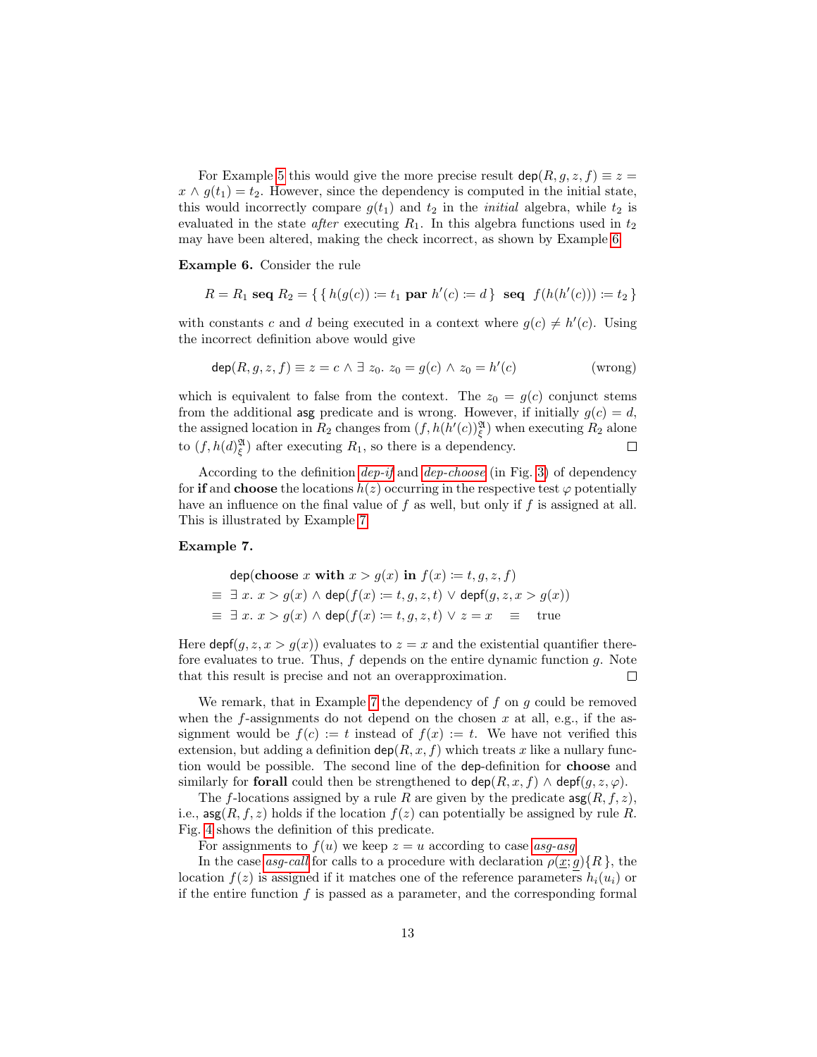For Example 5 this would give the more precise result $\mathsf{dep}(R, g, z, f) \equiv z = x \wedge g(t_1) = t_2$. However, since the dependency is computed in the initial state, this would incorrectly compare $g(t_1)$ and $t_2$ in the *initial* algebra, while $t_2$ is evaluated in the state *after* executing $R_1$. In this algebra functions used in $t_2$ may have been altered, making the check incorrect, as shown by Example 6.

**Example 6.** Consider the rule

$$R = R_1 \ \textbf{seq} \ R_2 = \{ \, \{ \, h(g(c)) \coloneqq t_1 \ \textbf{par} \ h'(c) \coloneqq d \, \} \ \ \textbf{seq} \ \ f(h(h'(c))) \coloneqq t_2 \, \}$$

with constants $c$ and $d$ being executed in a context where $g(c) \neq h'(c)$. Using the incorrect definition above would give

$$\mathsf{dep}(R, g, z, f) \equiv z = c \wedge \exists \ z_0. \ z_0 = g(c) \wedge z_0 = h'(c) \qquad \text{(wrong)}$$

which is equivalent to false from the context. The $z_0 = g(c)$ conjunct stems from the additional $\mathsf{asg}$ predicate and is wrong. However, if initially $g(c) = d$, the assigned location in $R_2$ changes from $(f, h(h'(c))^{\mathfrak{A}}_{\xi})$ when executing $R_2$ alone to $(f, h(d)^{\mathfrak{A}}_{\xi})$ after executing $R_1$, so there is a dependency. □

According to the definition *dep-if* and *dep-choose* (in Fig. 3) of dependency for **if** and **choose** the locations $h(z)$ occurring in the respective test $\varphi$ potentially have an influence on the final value of $f$ as well, but only if $f$ is assigned at all. This is illustrated by Example 7.

**Example 7.**

$$\begin{aligned}
&\mathsf{dep}(\textbf{choose} \ x \ \textbf{with} \ x > g(x) \ \textbf{in} \ f(x) \coloneqq t, g, z, f) \\
\equiv \ & \exists \ x. \ x > g(x) \wedge \mathsf{dep}(f(x) \coloneqq t, g, z, t) \vee \mathsf{depf}(g, z, x > g(x)) \\
\equiv \ & \exists \ x. \ x > g(x) \wedge \mathsf{dep}(f(x) \coloneqq t, g, z, t) \vee z = x \quad \equiv \quad \text{true}
\end{aligned}$$

Here $\mathsf{depf}(g, z, x > g(x))$ evaluates to $z = x$ and the existential quantifier therefore evaluates to true. Thus, $f$ depends on the entire dynamic function $g$. Note that this result is precise and not an overapproximation. □

We remark, that in Example 7 the dependency of $f$ on $g$ could be removed when the $f$-assignments do not depend on the chosen $x$ at all, e.g., if the assignment would be $f(c) \coloneqq t$ instead of $f(x) \coloneqq t$. We have not verified this extension, but adding a definition $\mathsf{dep}(R, x, f)$ which treats $x$ like a nullary function would be possible. The second line of the $\mathsf{dep}$-definition for **choose** and similarly for **forall** could then be strengthened to $\mathsf{dep}(R, x, f) \wedge \mathsf{depf}(g, z, \varphi)$.

The $f$-locations assigned by a rule $R$ are given by the predicate $\mathsf{asg}(R, f, z)$, i.e., $\mathsf{asg}(R, f, z)$ holds if the location $f(z)$ can potentially be assigned by rule $R$. Fig. 4 shows the definition of this predicate.

For assignments to $f(u)$ we keep $z = u$ according to case *asg-asg*.

In the case *asg-call* for calls to a procedure with declaration $\rho(\underline{x}; \underline{g})\{R\}$, the location $f(z)$ is assigned if it matches one of the reference parameters $h_i(u_i)$ or if the entire function $f$ is passed as a parameter, and the corresponding formal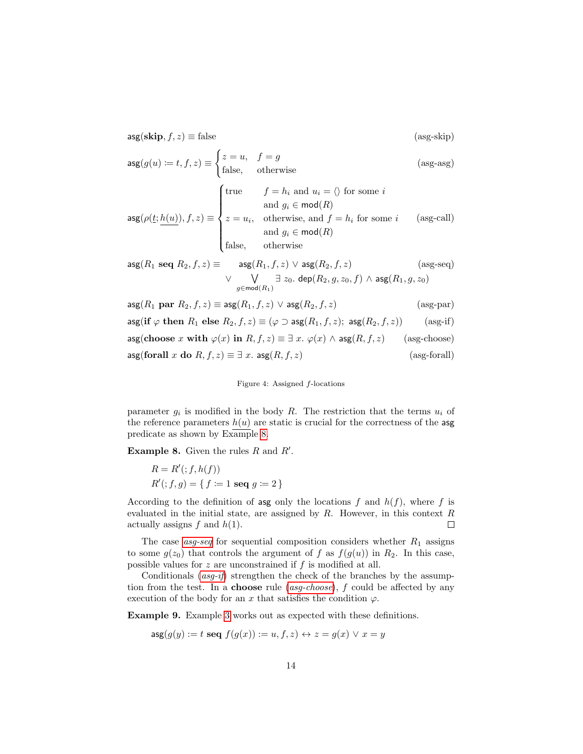$$\mathsf{asg}(\mathbf{skip}, f, z) \equiv \text{false} \tag{asg-skip}$$

$$\mathsf{asg}(g(u) \coloneqq t, f, z) \equiv \begin{cases} z = u, & f = g \\ \text{false}, & \text{otherwise} \end{cases} \tag{asg-asg}$$

$$\mathsf{asg}(\rho(\underline{t}; \underline{h(u)}), f, z) \equiv \begin{cases} \text{true} & f = h_i \text{ and } u_i = \langle\rangle \text{ for some } i \\ & \text{and } g_i \in \mathsf{mod}(R) \\ z = u_i, & \text{otherwise, and } f = h_i \text{ for some } i \\ & \text{and } g_i \in \mathsf{mod}(R) \\ \text{false}, & \text{otherwise} \end{cases} \tag{asg-call}$$

$$\begin{aligned} \mathsf{asg}(R_1 \textbf{ seq } R_2, f, z) \equiv \quad & \mathsf{asg}(R_1, f, z) \lor \mathsf{asg}(R_2, f, z) \\ \lor & \bigvee_{g \in \mathsf{mod}(R_1)} \exists\, z_0.\ \mathsf{dep}(R_2, g, z_0, f) \land \mathsf{asg}(R_1, g, z_0) \end{aligned} \tag{asg-seq}$$

$$\mathsf{asg}(R_1 \textbf{ par } R_2, f, z) \equiv \mathsf{asg}(R_1, f, z) \lor \mathsf{asg}(R_2, f, z) \tag{asg-par}$$

$$\mathsf{asg}(\textbf{if } \varphi \textbf{ then } R_1 \textbf{ else } R_2, f, z) \equiv (\varphi \supset \mathsf{asg}(R_1, f, z);\ \mathsf{asg}(R_2, f, z)) \tag{asg-if}$$

$$\mathsf{asg}(\textbf{choose } x \textbf{ with } \varphi(x) \textbf{ in } R, f, z) \equiv \exists\, x.\ \varphi(x) \land \mathsf{asg}(R, f, z) \tag{asg-choose}$$

$$\mathsf{asg}(\textbf{forall } x \textbf{ do } R, f, z) \equiv \exists\, x.\ \mathsf{asg}(R, f, z) \tag{asg-forall}$$

Figure 4: Assigned $f$-locations

parameter $g_i$ is modified in the body $R$. The restriction that the terms $u_i$ of the reference parameters $\underline{h(u)}$ are static is crucial for the correctness of the $\mathsf{asg}$ predicate as shown by Example 8.

**Example 8.** Given the rules $R$ and $R'$.

$$R = R'(; f, h(f))$$
$$R'(; f, g) = \{\, f \coloneqq 1 \textbf{ seq } g \coloneqq 2 \,\}$$

According to the definition of $\mathsf{asg}$ only the locations $f$ and $h(f)$, where $f$ is evaluated in the initial state, are assigned by $R$. However, in this context $R$ actually assigns $f$ and $h(1)$. □

The case *asg-seq* for sequential composition considers whether $R_1$ assigns to some $g(z_0)$ that controls the argument of $f$ as $f(g(u))$ in $R_2$. In this case, possible values for $z$ are unconstrained if $f$ is modified at all.

Conditionals (*asg-if*) strengthen the check of the branches by the assumption from the test. In a **choose** rule (*asg-choose*), $f$ could be affected by any execution of the body for an $x$ that satisfies the condition $\varphi$.

**Example 9.** Example 3 works out as expected with these definitions.

$$\mathsf{asg}(g(y) \coloneqq t \textbf{ seq } f(g(x)) \coloneqq u, f, z) \leftrightarrow z = g(x) \lor x = y$$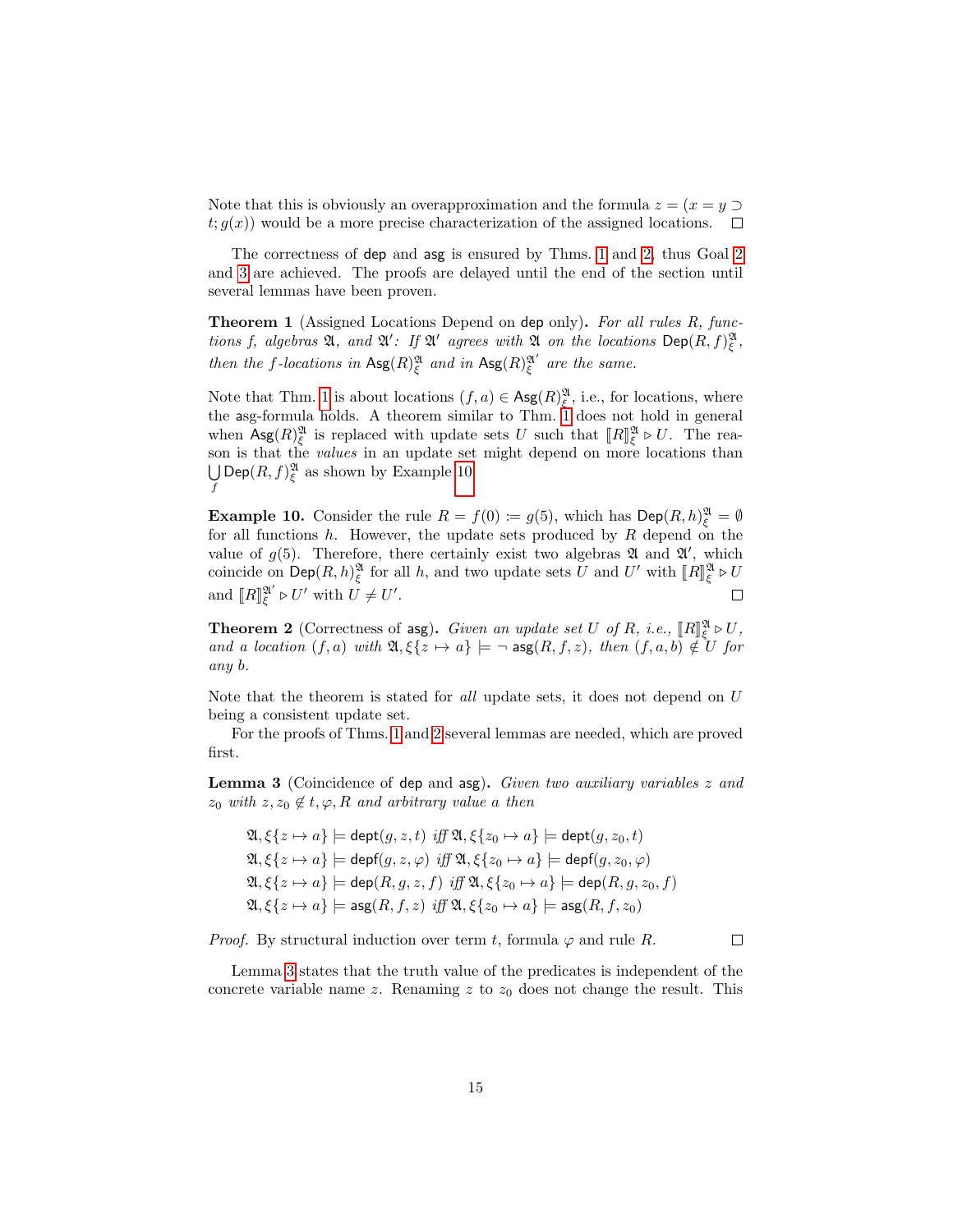Note that this is obviously an overapproximation and the formula $z = (x = y \supset t; g(x))$ would be a more precise characterization of the assigned locations. $\square$

The correctness of dep and asg is ensured by Thms. 1 and 2, thus Goal 2 and 3 are achieved. The proofs are delayed until the end of the section until several lemmas have been proven.

**Theorem 1** (Assigned Locations Depend on dep only)**.** *For all rules $R$, functions $f$, algebras $\mathfrak{A}$, and $\mathfrak{A}'$: If $\mathfrak{A}'$ agrees with $\mathfrak{A}$ on the locations $\mathsf{Dep}(R, f)^{\mathfrak{A}}_{\xi}$, then the $f$-locations in $\mathsf{Asg}(R)^{\mathfrak{A}}_{\xi}$ and in $\mathsf{Asg}(R)^{\mathfrak{A}'}_{\xi}$ are the same.*

Note that Thm. 1 is about locations $(f, a) \in \mathsf{Asg}(R)^{\mathfrak{A}}_{\xi}$, i.e., for locations, where the asg-formula holds. A theorem similar to Thm. 1 does not hold in general when $\mathsf{Asg}(R)^{\mathfrak{A}}_{\xi}$ is replaced with update sets $U$ such that $[\![R]\!]^{\mathfrak{A}}_{\xi} \rhd U$. The reason is that the *values* in an update set might depend on more locations than $\bigcup_f \mathsf{Dep}(R, f)^{\mathfrak{A}}_{\xi}$ as shown by Example 10.

**Example 10.** Consider the rule $R = f(0) := g(5)$, which has $\mathsf{Dep}(R, h)^{\mathfrak{A}}_{\xi} = \emptyset$ for all functions $h$. However, the update sets produced by $R$ depend on the value of $g(5)$. Therefore, there certainly exist two algebras $\mathfrak{A}$ and $\mathfrak{A}'$, which coincide on $\mathsf{Dep}(R, h)^{\mathfrak{A}}_{\xi}$ for all $h$, and two update sets $U$ and $U'$ with $[\![R]\!]^{\mathfrak{A}}_{\xi} \rhd U$ and $[\![R]\!]^{\mathfrak{A}'}_{\xi} \rhd U'$ with $U \neq U'$. $\square$

**Theorem 2** (Correctness of asg)**.** *Given an update set $U$ of $R$, i.e., $[\![R]\!]^{\mathfrak{A}}_{\xi} \rhd U$, and a location $(f, a)$ with $\mathfrak{A}, \xi\{z \mapsto a\} \models \neg\, \mathsf{asg}(R, f, z)$, then $(f, a, b) \notin U$ for any $b$.*

Note that the theorem is stated for *all* update sets, it does not depend on $U$ being a consistent update set.

For the proofs of Thms. 1 and 2 several lemmas are needed, which are proved first.

**Lemma 3** (Coincidence of dep and asg)**.** *Given two auxiliary variables $z$ and $z_0$ with $z, z_0 \notin t, \varphi, R$ and arbitrary value $a$ then*

$$\mathfrak{A}, \xi\{z \mapsto a\} \models \mathsf{dept}(g, z, t) \textit{ iff } \mathfrak{A}, \xi\{z_0 \mapsto a\} \models \mathsf{dept}(g, z_0, t)$$
$$\mathfrak{A}, \xi\{z \mapsto a\} \models \mathsf{depf}(g, z, \varphi) \textit{ iff } \mathfrak{A}, \xi\{z_0 \mapsto a\} \models \mathsf{depf}(g, z_0, \varphi)$$
$$\mathfrak{A}, \xi\{z \mapsto a\} \models \mathsf{dep}(R, g, z, f) \textit{ iff } \mathfrak{A}, \xi\{z_0 \mapsto a\} \models \mathsf{dep}(R, g, z_0, f)$$
$$\mathfrak{A}, \xi\{z \mapsto a\} \models \mathsf{asg}(R, f, z) \textit{ iff } \mathfrak{A}, \xi\{z_0 \mapsto a\} \models \mathsf{asg}(R, f, z_0)$$

*Proof.* By structural induction over term $t$, formula $\varphi$ and rule $R$. $\square$

Lemma 3 states that the truth value of the predicates is independent of the concrete variable name $z$. Renaming $z$ to $z_0$ does not change the result. This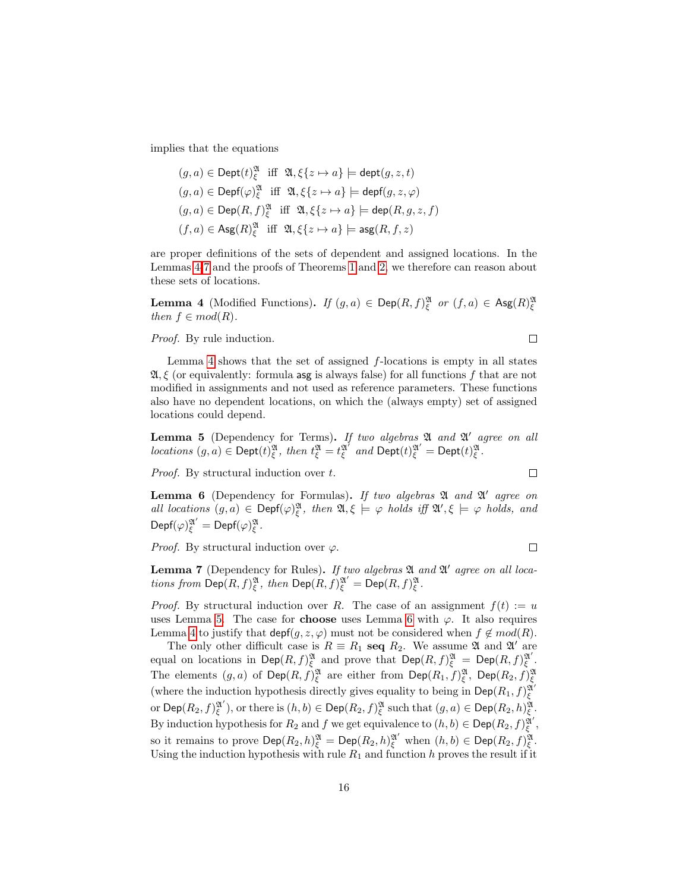implies that the equations

$$(g,a) \in \mathsf{Dept}(t)^{\mathfrak{A}}_{\xi} \text{ iff } \mathfrak{A}, \xi\{z \mapsto a\} \models \mathsf{dept}(g, z, t)$$
$$(g,a) \in \mathsf{Depf}(\varphi)^{\mathfrak{A}}_{\xi} \text{ iff } \mathfrak{A}, \xi\{z \mapsto a\} \models \mathsf{depf}(g, z, \varphi)$$
$$(g,a) \in \mathsf{Dep}(R,f)^{\mathfrak{A}}_{\xi} \text{ iff } \mathfrak{A}, \xi\{z \mapsto a\} \models \mathsf{dep}(R, g, z, f)$$
$$(f,a) \in \mathsf{Asg}(R)^{\mathfrak{A}}_{\xi} \text{ iff } \mathfrak{A}, \xi\{z \mapsto a\} \models \mathsf{asg}(R, f, z)$$

are proper definitions of the sets of dependent and assigned locations. In the Lemmas 4-7 and the proofs of Theorems 1 and 2, we therefore can reason about these sets of locations.

**Lemma 4** (Modified Functions)**.** *If* $(g,a) \in \mathsf{Dep}(R,f)^{\mathfrak{A}}_{\xi}$ *or* $(f,a) \in \mathsf{Asg}(R)^{\mathfrak{A}}_{\xi}$ *then* $f \in mod(R)$.

*Proof.* By rule induction. □

Lemma 4 shows that the set of assigned $f$-locations is empty in all states $\mathfrak{A}, \xi$ (or equivalently: formula $\mathsf{asg}$ is always false) for all functions $f$ that are not modified in assignments and not used as reference parameters. These functions also have no dependent locations, on which the (always empty) set of assigned locations could depend.

**Lemma 5** (Dependency for Terms)**.** *If two algebras* $\mathfrak{A}$ *and* $\mathfrak{A}'$ *agree on all locations* $(g,a) \in \mathsf{Dept}(t)^{\mathfrak{A}}_{\xi}$*, then* $t^{\mathfrak{A}}_{\xi} = t^{\mathfrak{A}'}_{\xi}$ *and* $\mathsf{Dept}(t)^{\mathfrak{A}'}_{\xi} = \mathsf{Dept}(t)^{\mathfrak{A}}_{\xi}$.

*Proof.* By structural induction over $t$. □

**Lemma 6** (Dependency for Formulas)**.** *If two algebras* $\mathfrak{A}$ *and* $\mathfrak{A}'$ *agree on all locations* $(g,a) \in \mathsf{Depf}(\varphi)^{\mathfrak{A}}_{\xi}$*, then* $\mathfrak{A}, \xi \models \varphi$ *holds iff* $\mathfrak{A}', \xi \models \varphi$ *holds, and* $\mathsf{Depf}(\varphi)^{\mathfrak{A}'}_{\xi} = \mathsf{Depf}(\varphi)^{\mathfrak{A}}_{\xi}$.

*Proof.* By structural induction over $\varphi$. □

**Lemma 7** (Dependency for Rules)**.** *If two algebras* $\mathfrak{A}$ *and* $\mathfrak{A}'$ *agree on all locations from* $\mathsf{Dep}(R,f)^{\mathfrak{A}}_{\xi}$*, then* $\mathsf{Dep}(R,f)^{\mathfrak{A}'}_{\xi} = \mathsf{Dep}(R,f)^{\mathfrak{A}}_{\xi}$.

*Proof.* By structural induction over $R$. The case of an assignment $f(t) := u$ uses Lemma 5. The case for **choose** uses Lemma 6 with $\varphi$. It also requires Lemma 4 to justify that $\mathsf{depf}(g, z, \varphi)$ must not be considered when $f \notin mod(R)$.

The only other difficult case is $R \equiv R_1$ **seq** $R_2$. We assume $\mathfrak{A}$ and $\mathfrak{A}'$ are equal on locations in $\mathsf{Dep}(R,f)^{\mathfrak{A}}_{\xi}$ and prove that $\mathsf{Dep}(R,f)^{\mathfrak{A}}_{\xi} = \mathsf{Dep}(R,f)^{\mathfrak{A}'}_{\xi}$. The elements $(g,a)$ of $\mathsf{Dep}(R,f)^{\mathfrak{A}}_{\xi}$ are either from $\mathsf{Dep}(R_1,f)^{\mathfrak{A}}_{\xi}$, $\mathsf{Dep}(R_2,f)^{\mathfrak{A}}_{\xi}$ (where the induction hypothesis directly gives equality to being in $\mathsf{Dep}(R_1,f)^{\mathfrak{A}'}_{\xi}$ or $\mathsf{Dep}(R_2,f)^{\mathfrak{A}'}_{\xi}$), or there is $(h,b) \in \mathsf{Dep}(R_2,f)^{\mathfrak{A}}_{\xi}$ such that $(g,a) \in \mathsf{Dep}(R_2,h)^{\mathfrak{A}}_{\xi}$. By induction hypothesis for $R_2$ and $f$ we get equivalence to $(h,b) \in \mathsf{Dep}(R_2,f)^{\mathfrak{A}'}_{\xi}$, so it remains to prove $\mathsf{Dep}(R_2,h)^{\mathfrak{A}}_{\xi} = \mathsf{Dep}(R_2,h)^{\mathfrak{A}'}_{\xi}$ when $(h,b) \in \mathsf{Dep}(R_2,f)^{\mathfrak{A}}_{\xi}$. Using the induction hypothesis with rule $R_1$ and function $h$ proves the result if it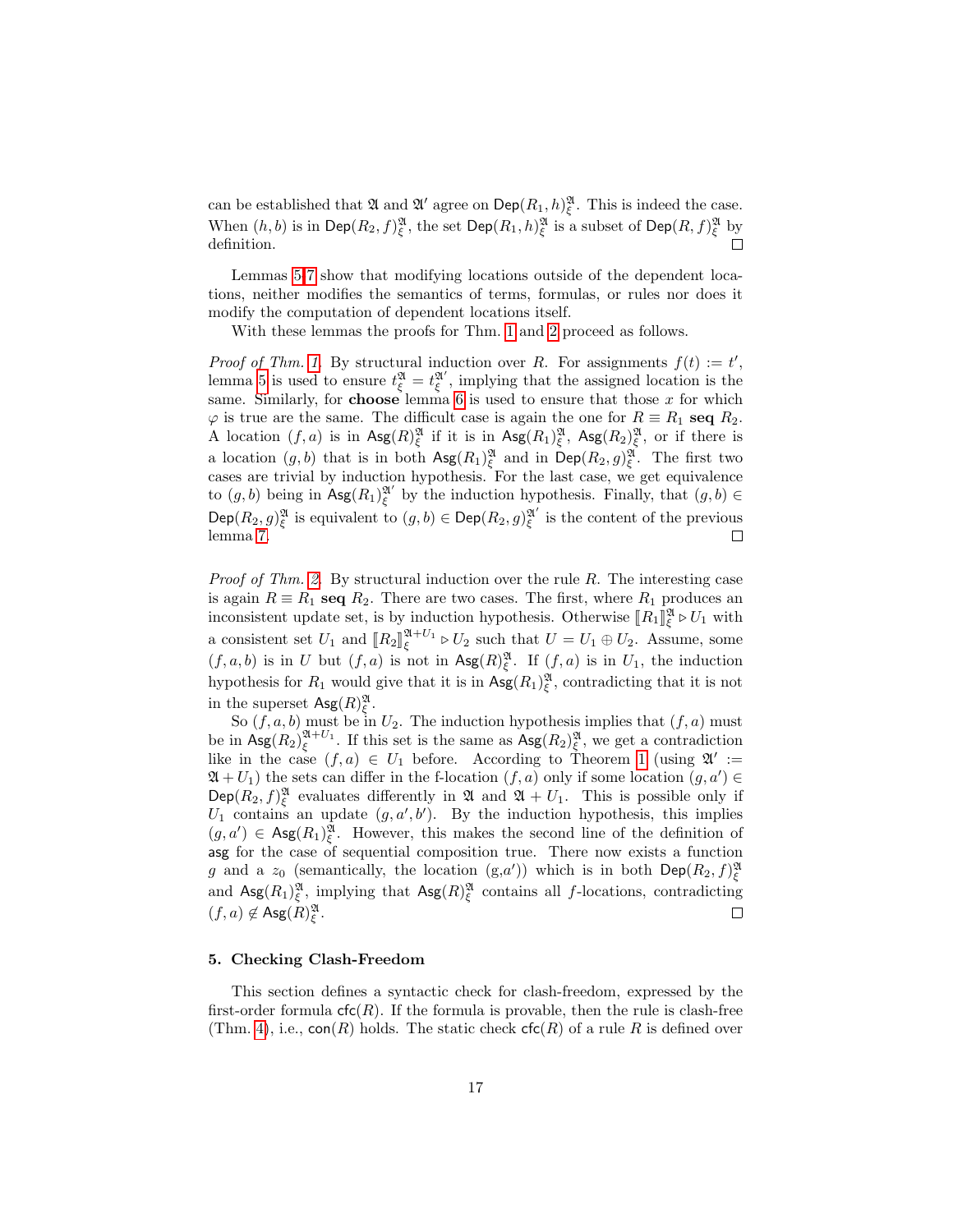can be established that $\mathfrak{A}$ and $\mathfrak{A}'$ agree on $\mathsf{Dep}(R_1, h)^{\mathfrak{A}}_{\xi}$. This is indeed the case. When $(h, b)$ is in $\mathsf{Dep}(R_2, f)^{\mathfrak{A}}_{\xi}$, the set $\mathsf{Dep}(R_1, h)^{\mathfrak{A}}_{\xi}$ is a subset of $\mathsf{Dep}(R, f)^{\mathfrak{A}}_{\xi}$ by definition. □

Lemmas 5-7 show that modifying locations outside of the dependent locations, neither modifies the semantics of terms, formulas, or rules nor does it modify the computation of dependent locations itself.

With these lemmas the proofs for Thm. 1 and 2 proceed as follows.

*Proof of Thm. 1.* By structural induction over $R$. For assignments $f(t) := t'$, lemma 5 is used to ensure $t^{\mathfrak{A}}_{\xi} = t^{\mathfrak{A}'}_{\xi}$, implying that the assigned location is the same. Similarly, for **choose** lemma 6 is used to ensure that those $x$ for which $\varphi$ is true are the same. The difficult case is again the one for $R \equiv R_1$ **seq** $R_2$. A location $(f, a)$ is in $\mathsf{Asg}(R)^{\mathfrak{A}}_{\xi}$ if it is in $\mathsf{Asg}(R_1)^{\mathfrak{A}}_{\xi}$, $\mathsf{Asg}(R_2)^{\mathfrak{A}}_{\xi}$, or if there is a location $(g, b)$ that is in both $\mathsf{Asg}(R_1)^{\mathfrak{A}}_{\xi}$ and in $\mathsf{Dep}(R_2, g)^{\mathfrak{A}}_{\xi}$. The first two cases are trivial by induction hypothesis. For the last case, we get equivalence to $(g, b)$ being in $\mathsf{Asg}(R_1)^{\mathfrak{A}'}_{\xi}$ by the induction hypothesis. Finally, that $(g, b) \in \mathsf{Dep}(R_2, g)^{\mathfrak{A}}_{\xi}$ is equivalent to $(g, b) \in \mathsf{Dep}(R_2, g)^{\mathfrak{A}'}_{\xi}$ is the content of the previous lemma 7. □

*Proof of Thm. 2.* By structural induction over the rule $R$. The interesting case is again $R \equiv R_1$ **seq** $R_2$. There are two cases. The first, where $R_1$ produces an inconsistent update set, is by induction hypothesis. Otherwise $[\![R_1]\!]^{\mathfrak{A}}_{\xi} \triangleright U_1$ with a consistent set $U_1$ and $[\![R_2]\!]^{\mathfrak{A}+U_1}_{\xi} \triangleright U_2$ such that $U = U_1 \oplus U_2$. Assume, some $(f, a, b)$ is in $U$ but $(f, a)$ is not in $\mathsf{Asg}(R)^{\mathfrak{A}}_{\xi}$. If $(f, a)$ is in $U_1$, the induction hypothesis for $R_1$ would give that it is in $\mathsf{Asg}(R_1)^{\mathfrak{A}}_{\xi}$, contradicting that it is not in the superset $\mathsf{Asg}(R)^{\mathfrak{A}}_{\xi}$.

So $(f, a, b)$ must be in $U_2$. The induction hypothesis implies that $(f, a)$ must be in $\mathsf{Asg}(R_2)^{\mathfrak{A}+U_1}_{\xi}$. If this set is the same as $\mathsf{Asg}(R_2)^{\mathfrak{A}}_{\xi}$, we get a contradiction like in the case $(f, a) \in U_1$ before. According to Theorem 1 (using $\mathfrak{A}' := \mathfrak{A} + U_1$) the sets can differ in the f-location $(f, a)$ only if some location $(g, a') \in \mathsf{Dep}(R_2, f)^{\mathfrak{A}}_{\xi}$ evaluates differently in $\mathfrak{A}$ and $\mathfrak{A} + U_1$. This is possible only if $U_1$ contains an update $(g, a', b')$. By the induction hypothesis, this implies $(g, a') \in \mathsf{Asg}(R_1)^{\mathfrak{A}}_{\xi}$. However, this makes the second line of the definition of $\mathsf{asg}$ for the case of sequential composition true. There now exists a function $g$ and a $z_0$ (semantically, the location (g,a')) which is in both $\mathsf{Dep}(R_2, f)^{\mathfrak{A}}_{\xi}$ and $\mathsf{Asg}(R_1)^{\mathfrak{A}}_{\xi}$, implying that $\mathsf{Asg}(R)^{\mathfrak{A}}_{\xi}$ contains all $f$-locations, contradicting $(f, a) \notin \mathsf{Asg}(R)^{\mathfrak{A}}_{\xi}$. □

## 5. Checking Clash-Freedom

This section defines a syntactic check for clash-freedom, expressed by the first-order formula $\mathsf{cfc}(R)$. If the formula is provable, then the rule is clash-free (Thm. 4), i.e., $\mathsf{con}(R)$ holds. The static check $\mathsf{cfc}(R)$ of a rule $R$ is defined over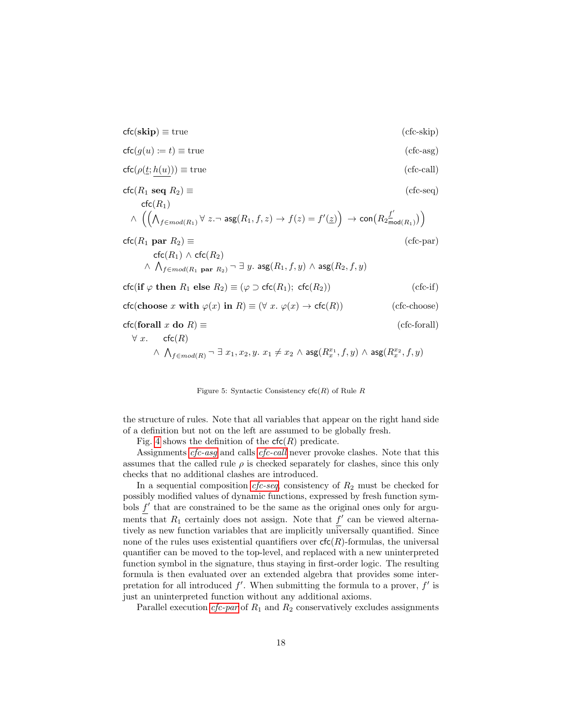$$\mathsf{cfc}(\mathbf{skip}) \equiv \text{true} \tag{cfc-skip}$$

$$\mathsf{cfc}(g(u) := t) \equiv \text{true} \tag{cfc-asg}$$

$$\mathsf{cfc}(\rho(\underline{t}; \underline{h(u)})) \equiv \text{true} \tag{cfc-call}$$

$$\begin{aligned}
&\mathsf{cfc}(R_1 \ \mathbf{seq}\ R_2) \equiv \\
&\quad \mathsf{cfc}(R_1) \\
&\quad \wedge \left( \left( \bigwedge_{f \in mod(R_1)} \forall\, z. \neg\, \mathsf{asg}(R_1, f, z) \to f(z) = f'(\underline{z}) \right) \to \mathsf{con}\left(R_2{}^{\underline{f'}}_{\mathsf{mod}(R_1)}\right) \right)
\end{aligned} \tag{cfc-seq}$$

$$\begin{aligned}
&\mathsf{cfc}(R_1 \ \mathbf{par}\ R_2) \equiv \\
&\quad \mathsf{cfc}(R_1) \wedge \mathsf{cfc}(R_2) \\
&\quad \wedge \bigwedge_{f \in mod(R_1 \ \mathbf{par}\ R_2)} \neg\, \exists\, y.\ \mathsf{asg}(R_1, f, y) \wedge \mathsf{asg}(R_2, f, y)
\end{aligned} \tag{cfc-par}$$

$$\mathsf{cfc}(\mathbf{if}\ \varphi\ \mathbf{then}\ R_1\ \mathbf{else}\ R_2) \equiv (\varphi \supset \mathsf{cfc}(R_1);\ \mathsf{cfc}(R_2)) \tag{cfc-if}$$

$$\mathsf{cfc}(\mathbf{choose}\ x\ \mathbf{with}\ \varphi(x)\ \mathbf{in}\ R) \equiv (\forall\ x.\ \varphi(x) \to \mathsf{cfc}(R)) \tag{cfc-choose}$$

$$\begin{aligned}
&\mathsf{cfc}(\mathbf{forall}\ x\ \mathbf{do}\ R) \equiv \\
&\quad \forall\, x. \quad \mathsf{cfc}(R) \\
&\qquad \wedge \bigwedge_{f \in mod(R)} \neg\, \exists\, x_1, x_2, y.\ x_1 \neq x_2 \wedge \mathsf{asg}(R^{x_1}_x, f, y) \wedge \mathsf{asg}(R^{x_2}_x, f, y)
\end{aligned} \tag{cfc-forall}$$

Figure 5: Syntactic Consistency $\mathsf{cfc}(R)$ of Rule $R$

the structure of rules. Note that all variables that appear on the right hand side of a definition but not on the left are assumed to be globally fresh.

Fig. 4 shows the definition of the $\mathsf{cfc}(R)$ predicate.

Assignments *cfc-asg* and calls *cfc-call* never provoke clashes. Note that this assumes that the called rule $\rho$ is checked separately for clashes, since this only checks that no additional clashes are introduced.

In a sequential composition *cfc-seq*, consistency of $R_2$ must be checked for possibly modified values of dynamic functions, expressed by fresh function symbols $\underline{f'}$ that are constrained to be the same as the original ones only for arguments that $R_1$ certainly does not assign. Note that $\underline{f'}$ can be viewed alternatively as new function variables that are implicitly universally quantified. Since none of the rules uses existential quantifiers over $\mathsf{cfc}(R)$-formulas, the universal quantifier can be moved to the top-level, and replaced with a new uninterpreted function symbol in the signature, thus staying in first-order logic. The resulting formula is then evaluated over an extended algebra that provides some interpretation for all introduced $f'$. When submitting the formula to a prover, $f'$ is just an uninterpreted function without any additional axioms.

Parallel execution *cfc-par* of $R_1$ and $R_2$ conservatively excludes assignments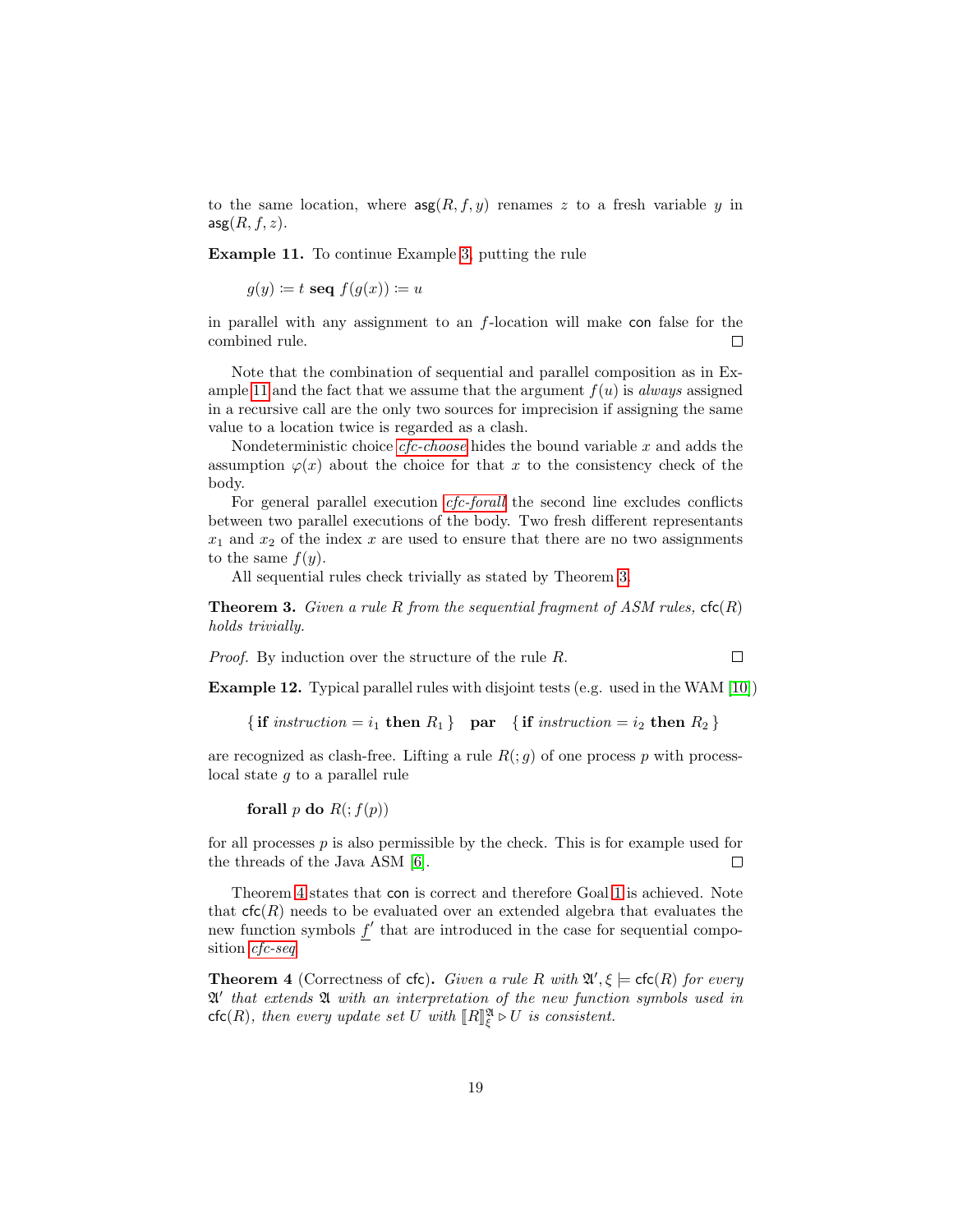to the same location, where $\mathsf{asg}(R, f, y)$ renames $z$ to a fresh variable $y$ in $\mathsf{asg}(R, f, z)$.

**Example 11.** To continue Example 3, putting the rule

$$g(y) \coloneqq t \ \mathbf{seq} \ f(g(x)) \coloneqq u$$

in parallel with any assignment to an $f$-location will make $\mathsf{con}$ false for the combined rule. □

Note that the combination of sequential and parallel composition as in Example 11 and the fact that we assume that the argument $f(u)$ is *always* assigned in a recursive call are the only two sources for imprecision if assigning the same value to a location twice is regarded as a clash.

Nondeterministic choice *cfc-choose* hides the bound variable $x$ and adds the assumption $\varphi(x)$ about the choice for that $x$ to the consistency check of the body.

For general parallel execution *cfc-forall* the second line excludes conflicts between two parallel executions of the body. Two fresh different representants $x_1$ and $x_2$ of the index $x$ are used to ensure that there are no two assignments to the same $f(y)$.

All sequential rules check trivially as stated by Theorem 3.

**Theorem 3.** *Given a rule $R$ from the sequential fragment of ASM rules, $\mathsf{cfc}(R)$ holds trivially.*

*Proof.* By induction over the structure of the rule $R$. □

**Example 12.** Typical parallel rules with disjoint tests (e.g. used in the WAM [10])

$$\{\, \mathbf{if} \ \mathit{instruction} = i_1 \ \mathbf{then} \ R_1 \,\} \quad \mathbf{par} \quad \{\, \mathbf{if} \ \mathit{instruction} = i_2 \ \mathbf{then} \ R_2 \,\}$$

are recognized as clash-free. Lifting a rule $R(;g)$ of one process $p$ with process-local state $g$ to a parallel rule

$$\mathbf{forall} \ p \ \mathbf{do} \ R(; f(p))$$

for all processes $p$ is also permissible by the check. This is for example used for the threads of the Java ASM [6]. □

Theorem 4 states that $\mathsf{con}$ is correct and therefore Goal 1 is achieved. Note that $\mathsf{cfc}(R)$ needs to be evaluated over an extended algebra that evaluates the new function symbols $\underline{f}'$ that are introduced in the case for sequential composition *cfc-seq*.

**Theorem 4** (Correctness of $\mathsf{cfc}$)**.** *Given a rule $R$ with $\mathfrak{A}', \xi \models \mathsf{cfc}(R)$ for every $\mathfrak{A}'$ that extends $\mathfrak{A}$ with an interpretation of the new function symbols used in $\mathsf{cfc}(R)$, then every update set $U$ with $[\![R]\!]^{\mathfrak{A}}_{\xi} \triangleright U$ is consistent.*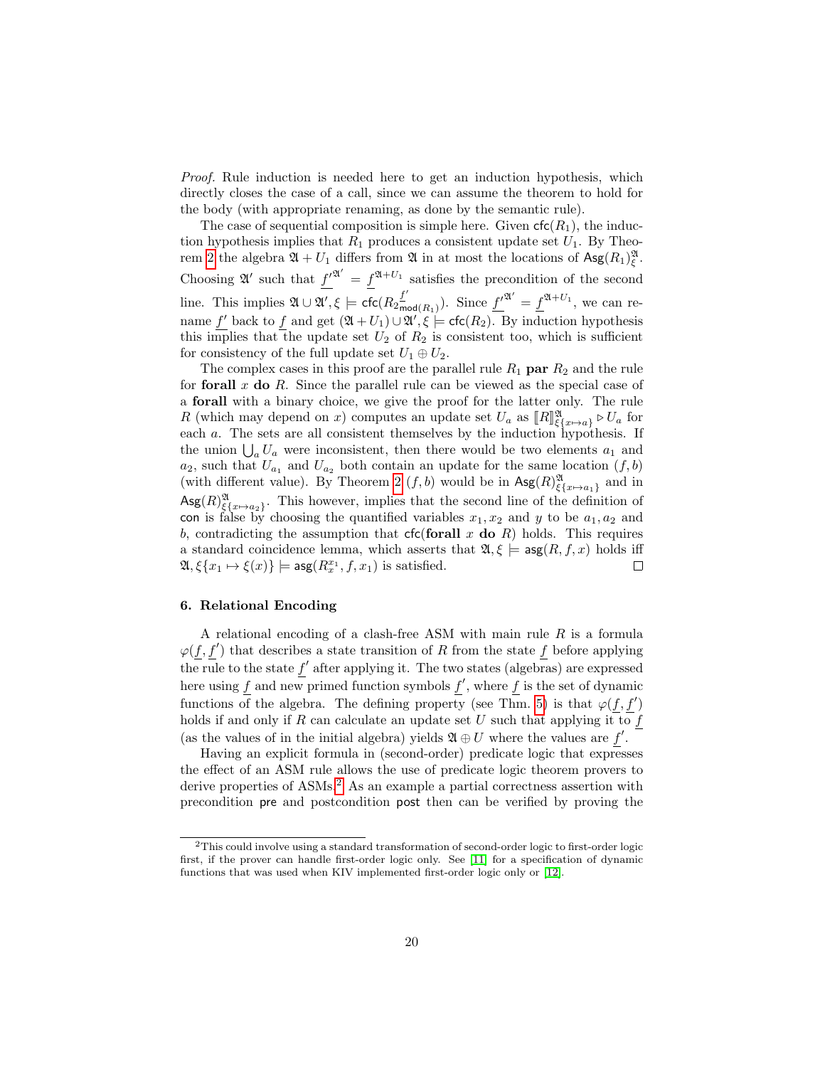*Proof.* Rule induction is needed here to get an induction hypothesis, which directly closes the case of a call, since we can assume the theorem to hold for the body (with appropriate renaming, as done by the semantic rule).

The case of sequential composition is simple here. Given $\mathsf{cfc}(R_1)$, the induction hypothesis implies that $R_1$ produces a consistent update set $U_1$. By Theorem 2 the algebra $\mathfrak{A} + U_1$ differs from $\mathfrak{A}$ in at most the locations of $\mathsf{Asg}(R_1)^{\mathfrak{A}}_{\xi}$. Choosing $\mathfrak{A}'$ such that $\underline{f'}^{\mathfrak{A}'} = \underline{f}^{\mathfrak{A}+U_1}$ satisfies the precondition of the second line. This implies $\mathfrak{A} \cup \mathfrak{A}', \xi \models \mathsf{cfc}(R_2{}^{\underline{f'}}_{\mathsf{mod}(R_1)})$. Since $\underline{f'}^{\mathfrak{A}'} = \underline{f}^{\mathfrak{A}+U_1}$, we can rename $\underline{f'}$ back to $\underline{f}$ and get $(\mathfrak{A} + U_1) \cup \mathfrak{A}', \xi \models \mathsf{cfc}(R_2)$. By induction hypothesis this implies that the update set $U_2$ of $R_2$ is consistent too, which is sufficient for consistency of the full update set $U_1 \oplus U_2$.

The complex cases in this proof are the parallel rule $R_1$ **par** $R_2$ and the rule for **forall** $x$ **do** $R$. Since the parallel rule can be viewed as the special case of a **forall** with a binary choice, we give the proof for the latter only. The rule $R$ (which may depend on $x$) computes an update set $U_a$ as $[\![R]\!]^{\mathfrak{A}}_{\xi\{x \mapsto a\}} \triangleright U_a$ for each $a$. The sets are all consistent themselves by the induction hypothesis. If the union $\bigcup_a U_a$ were inconsistent, then there would be two elements $a_1$ and $a_2$, such that $U_{a_1}$ and $U_{a_2}$ both contain an update for the same location $(f, b)$ (with different value). By Theorem 2 $(f, b)$ would be in $\mathsf{Asg}(R)^{\mathfrak{A}}_{\xi\{x \mapsto a_1\}}$ and in $\mathsf{Asg}(R)^{\mathfrak{A}}_{\xi\{x \mapsto a_2\}}$. This however, implies that the second line of the definition of $\mathsf{con}$ is false by choosing the quantified variables $x_1, x_2$ and $y$ to be $a_1, a_2$ and $b$, contradicting the assumption that $\mathsf{cfc}(\textbf{forall}\ x\ \textbf{do}\ R)$ holds. This requires a standard coincidence lemma, which asserts that $\mathfrak{A}, \xi \models \mathsf{asg}(R, f, x)$ holds iff $\mathfrak{A}, \xi\{x_1 \mapsto \xi(x)\} \models \mathsf{asg}(R^{x_1}_x, f, x_1)$ is satisfied. $\square$

### 6. Relational Encoding

A relational encoding of a clash-free ASM with main rule $R$ is a formula $\varphi(\underline{f}, \underline{f'})$ that describes a state transition of $R$ from the state $\underline{f}$ before applying the rule to the state $\underline{f'}$ after applying it. The two states (algebras) are expressed here using $\underline{f}$ and new primed function symbols $\underline{f'}$, where $\underline{f}$ is the set of dynamic functions of the algebra. The defining property (see Thm. 5) is that $\varphi(\underline{f}, \underline{f'})$ holds if and only if $R$ can calculate an update set $U$ such that applying it to $\underline{f}$ (as the values of in the initial algebra) yields $\mathfrak{A} \oplus U$ where the values are $\underline{f'}$.

Having an explicit formula in (second-order) predicate logic that expresses the effect of an ASM rule allows the use of predicate logic theorem provers to derive properties of ASMs.[2] As an example a partial correctness assertion with precondition $\mathsf{pre}$ and postcondition $\mathsf{post}$ then can be verified by proving the

---

[2] This could involve using a standard transformation of second-order logic to first-order logic first, if the prover can handle first-order logic only. See [11] for a specification of dynamic functions that was used when KIV implemented first-order logic only or [12].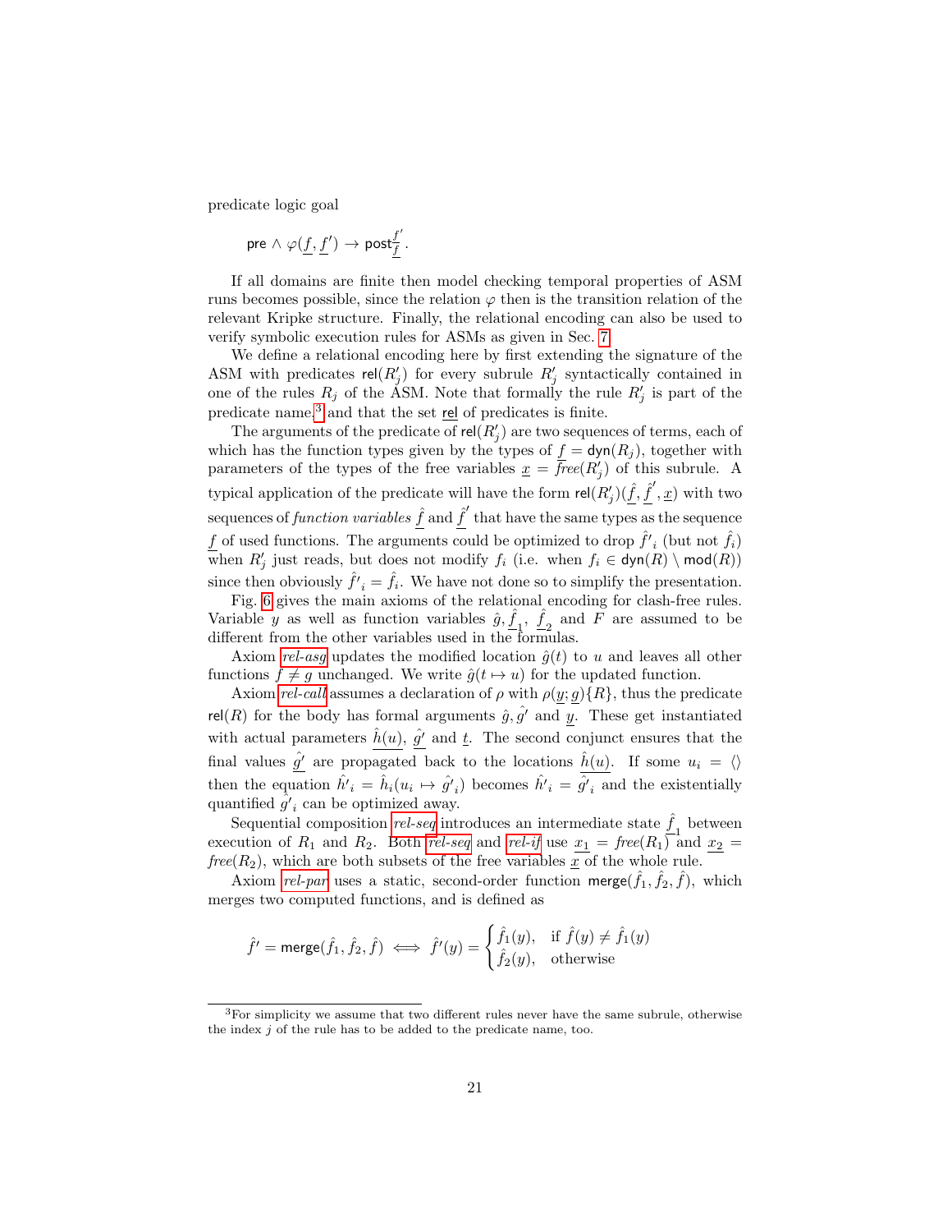predicate logic goal

$$\mathsf{pre} \land \varphi(\underline{f}, \underline{f}') \to \mathsf{post}^{\underline{f}'}_{\underline{f}} .$$

If all domains are finite then model checking temporal properties of ASM runs becomes possible, since the relation $\varphi$ then is the transition relation of the relevant Kripke structure. Finally, the relational encoding can also be used to verify symbolic execution rules for ASMs as given in Sec. 7.

We define a relational encoding here by first extending the signature of the ASM with predicates $\mathsf{rel}(R'_j)$ for every subrule $R'_j$ syntactically contained in one of the rules $R_j$ of the ASM. Note that formally the rule $R'_j$ is part of the predicate name,[3] and that the set $\underline{\mathsf{rel}}$ of predicates is finite.

The arguments of the predicate of $\mathsf{rel}(R'_j)$ are two sequences of terms, each of which has the function types given by the types of $\underline{f} = \mathsf{dyn}(R_j)$, together with parameters of the types of the free variables $\underline{x} = \mathit{free}(R'_j)$ of this subrule. A typical application of the predicate will have the form $\mathsf{rel}(R'_j)(\underline{\hat{f}}, \underline{\hat{f}}', \underline{x})$ with two sequences of *function variables* $\underline{\hat{f}}$ and $\underline{\hat{f}}'$ that have the same types as the sequence $\underline{f}$ of used functions. The arguments could be optimized to drop $\hat{f}'_i$ (but not $\hat{f}_i$) when $R'_j$ just reads, but does not modify $f_i$ (i.e. when $f_i \in \mathsf{dyn}(R) \setminus \mathsf{mod}(R)$) since then obviously $\hat{f}'_i = \hat{f}_i$. We have not done so to simplify the presentation.

Fig. 6 gives the main axioms of the relational encoding for clash-free rules. Variable $y$ as well as function variables $\hat{g}, \underline{\hat{f}}_1$, $\underline{\hat{f}}_2$ and $F$ are assumed to be different from the other variables used in the formulas.

Axiom *rel-asg* updates the modified location $\hat{g}(t)$ to $u$ and leaves all other functions $f \neq g$ unchanged. We write $\hat{g}(t \mapsto u)$ for the updated function.

Axiom *rel-call* assumes a declaration of $\rho$ with $\rho(\underline{y}; \underline{g})\{R\}$, thus the predicate $\mathsf{rel}(R)$ for the body has formal arguments $\underline{\hat{g}}, \underline{\hat{g}}'$ and $\underline{y}$. These get instantiated with actual parameters $\underline{\hat{h}(u)}$, $\underline{\hat{g}'}$ and $\underline{t}$. The second conjunct ensures that the final values $\underline{\hat{g}'}$ are propagated back to the locations $\underline{\hat{h}(u)}$. If some $u_i = \langle\rangle$ then the equation $\hat{h}'_i = \hat{h}_i(u_i \mapsto \hat{g}'_i)$ becomes $\hat{h}'_i = \hat{g}'_i$ and the existentially quantified $\hat{g}'_i$ can be optimized away.

Sequential composition *rel-seq* introduces an intermediate state $\underline{\hat{f}}_1$ between execution of $R_1$ and $R_2$. Both *rel-seq* and *rel-if* use $\underline{x_1} = \mathit{free}(R_1)$ and $\underline{x_2} = \mathit{free}(R_2)$, which are both subsets of the free variables $\underline{x}$ of the whole rule.

Axiom *rel-par* uses a static, second-order function $\mathsf{merge}(\hat{f}_1, \hat{f}_2, \hat{f})$, which merges two computed functions, and is defined as

$$\hat{f}' = \mathsf{merge}(\hat{f}_1, \hat{f}_2, \hat{f}) \iff \hat{f}'(y) = \begin{cases} \hat{f}_1(y), & \text{if } \hat{f}(y) \neq \hat{f}_1(y) \\ \hat{f}_2(y), & \text{otherwise} \end{cases}$$

[3] For simplicity we assume that two different rules never have the same subrule, otherwise the index $j$ of the rule has to be added to the predicate name, too.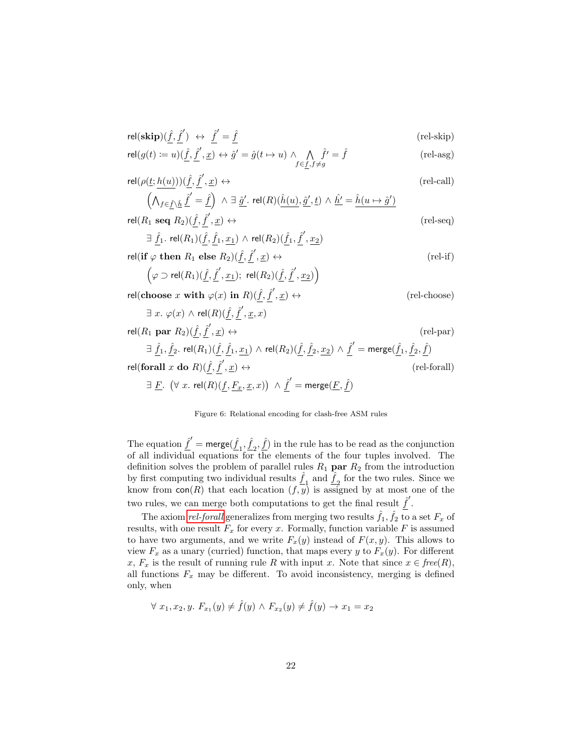$$\mathsf{rel}(\mathbf{skip})(\underline{\hat{f}}, \underline{\hat{f}}') \;\leftrightarrow\; \underline{\hat{f}}' = \underline{\hat{f}} \tag{rel-skip}$$

$$\mathsf{rel}(g(t) \coloneqq u)(\underline{\hat{f}}, \underline{\hat{f}}', \underline{x}) \leftrightarrow \hat{g}' = \hat{g}(t \mapsto u) \wedge \bigwedge_{f \in \underline{f}, f \neq g} \hat{f}' = \hat{f} \tag{rel-asg}$$

$$\mathsf{rel}(\rho(\underline{t}; \underline{h(u)}))(\underline{\hat{f}}, \underline{\hat{f}}', \underline{x}) \leftrightarrow \tag{rel-call}$$
$$\left(\bigwedge\nolimits_{f \in \underline{\hat{f}} \setminus \underline{\hat{h}}} \underline{\hat{f}}' = \underline{\hat{f}}\right) \wedge \exists\; \underline{\hat{g}}'.\; \mathsf{rel}(R)(\underline{\hat{h}(u)}, \underline{\hat{g}}', \underline{t}) \wedge \underline{\hat{h}'} = \underline{\hat{h}(u \mapsto \hat{g}')}$$

$$\mathsf{rel}(R_1 \;\mathbf{seq}\; R_2)(\underline{\hat{f}}, \underline{\hat{f}}', \underline{x}) \leftrightarrow \tag{rel-seq}$$
$$\exists\; \underline{\hat{f}_1}.\; \mathsf{rel}(R_1)(\underline{\hat{f}}, \underline{\hat{f}_1}, \underline{x_1}) \wedge \mathsf{rel}(R_2)(\underline{\hat{f}_1}, \underline{\hat{f}}', \underline{x_2})$$

$$\mathsf{rel}(\mathbf{if}\; \varphi \;\mathbf{then}\; R_1 \;\mathbf{else}\; R_2)(\underline{\hat{f}}, \underline{\hat{f}}', \underline{x}) \leftrightarrow \tag{rel-if}$$
$$\left(\varphi \supset \mathsf{rel}(R_1)(\underline{\hat{f}}, \underline{\hat{f}}', \underline{x_1});\; \mathsf{rel}(R_2)(\underline{\hat{f}}, \underline{\hat{f}}', \underline{x_2})\right)$$

$$\mathsf{rel}(\mathbf{choose}\; x \;\mathbf{with}\; \varphi(x) \;\mathbf{in}\; R)(\underline{\hat{f}}, \underline{\hat{f}}', \underline{x}) \leftrightarrow \tag{rel-choose}$$
$$\exists\; x.\; \varphi(x) \wedge \mathsf{rel}(R)(\underline{\hat{f}}, \underline{\hat{f}}', \underline{x}, x)$$

$$\mathsf{rel}(R_1 \;\mathbf{par}\; R_2)(\underline{\hat{f}}, \underline{\hat{f}}', \underline{x}) \leftrightarrow \tag{rel-par}$$
$$\exists\; \underline{\hat{f}_1}, \underline{\hat{f}_2}.\; \mathsf{rel}(R_1)(\underline{\hat{f}}, \underline{\hat{f}_1}, \underline{x_1}) \wedge \mathsf{rel}(R_2)(\underline{\hat{f}}, \underline{\hat{f}_2}, \underline{x_2}) \wedge \underline{\hat{f}}' = \mathsf{merge}(\underline{\hat{f}_1}, \underline{\hat{f}_2}, \underline{\hat{f}})$$

$$\mathsf{rel}(\mathbf{forall}\; x \;\mathbf{do}\; R)(\underline{\hat{f}}, \underline{\hat{f}}', \underline{x}) \leftrightarrow \tag{rel-forall}$$
$$\exists\; \underline{F}.\; \left(\forall\; x.\; \mathsf{rel}(R)(\underline{f}, \underline{F_x}, \underline{x}, x)\right) \wedge \underline{\hat{f}}' = \mathsf{merge}(\underline{F}, \underline{\hat{f}})$$

Figure 6: Relational encoding for clash-free ASM rules

The equation $\underline{\hat{f}}' = \mathsf{merge}(\underline{\hat{f}}_1, \underline{\hat{f}}_2, \underline{\hat{f}})$ in the rule has to be read as the conjunction of all individual equations for the elements of the four tuples involved. The definition solves the problem of parallel rules $R_1$ **par** $R_2$ from the introduction by first computing two individual results $\underline{\hat{f}}_1$ and $\underline{\hat{f}}_2$ for the two rules. Since we know from $\mathsf{con}(R)$ that each location $(f, y)$ is assigned by at most one of the two rules, we can merge both computations to get the final result $\underline{\hat{f}}'$.

The axiom *rel-forall* generalizes from merging two results $\hat{f}_1, \hat{f}_2$ to a set $F_x$ of results, with one result $F_x$ for every $x$. Formally, function variable $F$ is assumed to have two arguments, and we write $F_x(y)$ instead of $F(x, y)$. This allows to view $F_x$ as a unary (curried) function, that maps every $y$ to $F_x(y)$. For different $x$, $F_x$ is the result of running rule $R$ with input $x$. Note that since $x \in \mathit{free}(R)$, all functions $F_x$ may be different. To avoid inconsistency, merging is defined only, when

$$\forall\; x_1, x_2, y.\; F_{x_1}(y) \neq \hat{f}(y) \wedge F_{x_2}(y) \neq \hat{f}(y) \rightarrow x_1 = x_2$$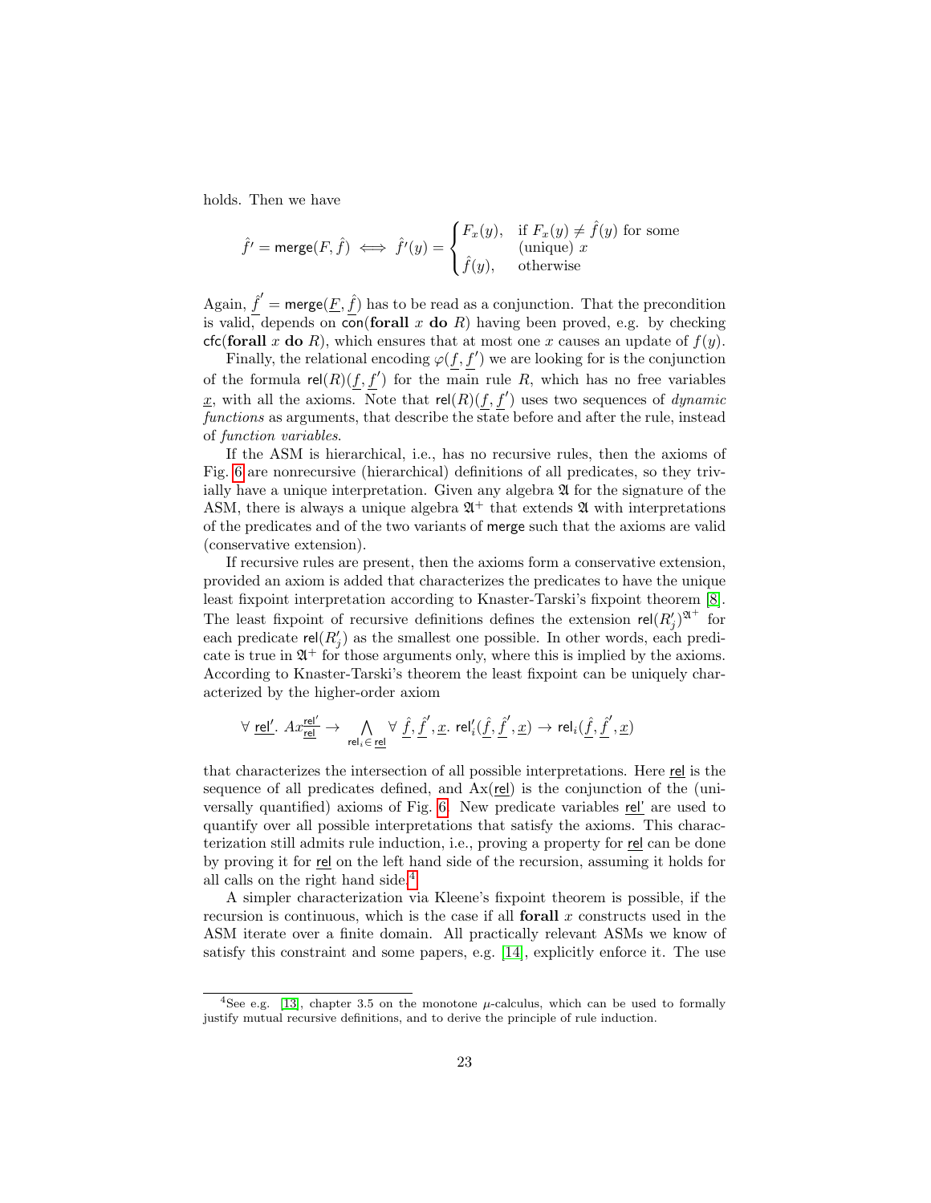holds. Then we have

$$\hat{f}' = \mathsf{merge}(F, \hat{f}) \iff \hat{f}'(y) = \begin{cases} F_x(y), & \text{if } F_x(y) \neq \hat{f}(y) \text{ for some} \\ & \text{(unique) } x \\ \hat{f}(y), & \text{otherwise} \end{cases}$$

Again, $\underline{\hat{f}}' = \mathsf{merge}(\underline{F}, \underline{\hat{f}})$ has to be read as a conjunction. That the precondition is valid, depends on $\mathsf{con}(\textbf{forall } x \textbf{ do } R)$ having been proved, e.g. by checking $\mathsf{cfc}(\textbf{forall } x \textbf{ do } R)$, which ensures that at most one $x$ causes an update of $f(y)$.

Finally, the relational encoding $\varphi(\underline{f}, \underline{f}')$ we are looking for is the conjunction of the formula $\mathsf{rel}(R)(\underline{f}, \underline{f}')$ for the main rule $R$, which has no free variables $\underline{x}$, with all the axioms. Note that $\mathsf{rel}(R)(\underline{f}, \underline{f}')$ uses two sequences of *dynamic functions* as arguments, that describe the state before and after the rule, instead of *function variables*.

If the ASM is hierarchical, i.e., has no recursive rules, then the axioms of Fig. 6 are nonrecursive (hierarchical) definitions of all predicates, so they trivially have a unique interpretation. Given any algebra $\mathfrak{A}$ for the signature of the ASM, there is always a unique algebra $\mathfrak{A}^+$ that extends $\mathfrak{A}$ with interpretations of the predicates and of the two variants of merge such that the axioms are valid (conservative extension).

If recursive rules are present, then the axioms form a conservative extension, provided an axiom is added that characterizes the predicates to have the unique least fixpoint interpretation according to Knaster-Tarski's fixpoint theorem [8]. The least fixpoint of recursive definitions defines the extension $\mathsf{rel}(R'_j)^{\mathfrak{A}^+}$ for each predicate $\mathsf{rel}(R'_j)$ as the smallest one possible. In other words, each predicate is true in $\mathfrak{A}^+$ for those arguments only, where this is implied by the axioms. According to Knaster-Tarski's theorem the least fixpoint can be uniquely characterized by the higher-order axiom

$$\forall\ \underline{\mathsf{rel}'}.\ Ax^{\underline{\mathsf{rel}'}}_{\underline{\mathsf{rel}}} \rightarrow \bigwedge_{\mathsf{rel}_i \in \underline{\mathsf{rel}}} \forall\ \underline{\hat{f}}, \underline{\hat{f}}', \underline{x}.\ \mathsf{rel}'_i(\underline{\hat{f}}, \underline{\hat{f}}', \underline{x}) \rightarrow \mathsf{rel}_i(\underline{\hat{f}}, \underline{\hat{f}}', \underline{x})$$

that characterizes the intersection of all possible interpretations. Here $\underline{\mathsf{rel}}$ is the sequence of all predicates defined, and $\mathrm{Ax}(\underline{\mathsf{rel}})$ is the conjunction of the (universally quantified) axioms of Fig. 6. New predicate variables $\underline{\mathsf{rel}'}$ are used to quantify over all possible interpretations that satisfy the axioms. This characterization still admits rule induction, i.e., proving a property for $\underline{\mathsf{rel}}$ can be done by proving it for $\underline{\mathsf{rel}}$ on the left hand side of the recursion, assuming it holds for all calls on the right hand side.[4]

A simpler characterization via Kleene's fixpoint theorem is possible, if the recursion is continuous, which is the case if all **forall** $x$ constructs used in the ASM iterate over a finite domain. All practically relevant ASMs we know of satisfy this constraint and some papers, e.g. [14], explicitly enforce it. The use

[4] See e.g. [13], chapter 3.5 on the monotone $\mu$-calculus, which can be used to formally justify mutual recursive definitions, and to derive the principle of rule induction.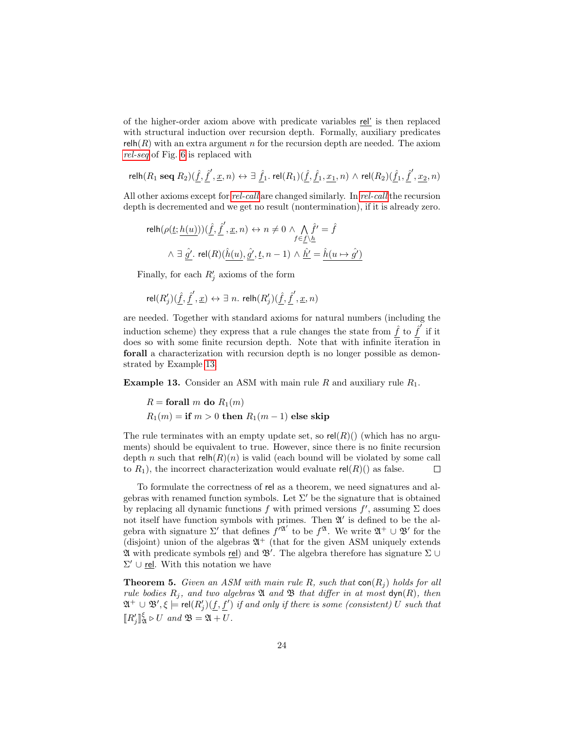of the higher-order axiom above with predicate variables $\underline{\mathsf{rel'}}$ is then replaced with structural induction over recursion depth. Formally, auxiliary predicates $\mathsf{relh}(R)$ with an extra argument $n$ for the recursion depth are needed. The axiom *rel-seq* of Fig. 6 is replaced with

$$\mathsf{relh}(R_1 \textbf{ seq } R_2)(\underline{\hat{f}}, \underline{\hat{f}}', \underline{x}, n) \leftrightarrow \exists\ \underline{\hat{f}_1}.\ \mathsf{rel}(R_1)(\underline{\hat{f}}, \underline{\hat{f}_1}, \underline{x_1}, n) \wedge \mathsf{rel}(R_2)(\underline{\hat{f}_1}, \underline{\hat{f}}', \underline{x_2}, n)$$

All other axioms except for *rel-call* are changed similarly. In *rel-call* the recursion depth is decremented and we get no result (nontermination), if it is already zero.

$$\begin{aligned}\mathsf{relh}(\rho(\underline{t}; \underline{h(u)}))(\underline{\hat{f}}, \underline{\hat{f}}', \underline{x}, n) \leftrightarrow n \neq 0 \wedge \bigwedge_{f \in \underline{f} \setminus \underline{h}} \hat{f}' = \hat{f} \\ \wedge \exists\ \underline{\hat{g}'}.\ \mathsf{rel}(R)(\underline{\hat{h}(u)}, \underline{\hat{g}'}, \underline{t}, n-1) \wedge \underline{\hat{h}'} = \underline{\hat{h}(u \mapsto \hat{g}')}\end{aligned}$$

Finally, for each $R'_j$ axioms of the form

$$\mathsf{rel}(R'_j)(\underline{\hat{f}}, \underline{\hat{f}}', \underline{x}) \leftrightarrow \exists\ n.\ \mathsf{relh}(R'_j)(\underline{\hat{f}}, \underline{\hat{f}}', \underline{x}, n)$$

are needed. Together with standard axioms for natural numbers (including the induction scheme) they express that a rule changes the state from $\underline{\hat{f}}$ to $\underline{\hat{f}}'$ if it does so with some finite recursion depth. Note that with infinite iteration in **forall** a characterization with recursion depth is no longer possible as demonstrated by Example 13.

**Example 13.** Consider an ASM with main rule $R$ and auxiliary rule $R_1$.

$R = \textbf{forall } m \textbf{ do } R_1(m)$
$R_1(m) = \textbf{if } m > 0 \textbf{ then } R_1(m-1) \textbf{ else skip}$

The rule terminates with an empty update set, so $\mathsf{rel}(R)()$ (which has no arguments) should be equivalent to true. However, since there is no finite recursion depth $n$ such that $\mathsf{relh}(R)(n)$ is valid (each bound will be violated by some call to $R_1$), the incorrect characterization would evaluate $\mathsf{rel}(R)()$ as false. □

To formulate the correctness of $\mathsf{rel}$ as a theorem, we need signatures and algebras with renamed function symbols. Let $\Sigma'$ be the signature that is obtained by replacing all dynamic functions $f$ with primed versions $f'$, assuming $\Sigma$ does not itself have function symbols with primes. Then $\mathfrak{A}'$ is defined to be the algebra with signature $\Sigma'$ that defines $f'^{\mathfrak{A}'}$ to be $f^{\mathfrak{A}}$. We write $\mathfrak{A}^+ \cup \mathfrak{B}'$ for the (disjoint) union of the algebras $\mathfrak{A}^+$ (that for the given ASM uniquely extends $\mathfrak{A}$ with predicate symbols $\underline{\mathsf{rel}}$) and $\mathfrak{B}'$. The algebra therefore has signature $\Sigma \cup \Sigma' \cup \underline{\mathsf{rel}}$. With this notation we have

**Theorem 5.** *Given an ASM with main rule $R$, such that $\mathsf{con}(R_j)$ holds for all rule bodies $R_j$, and two algebras $\mathfrak{A}$ and $\mathfrak{B}$ that differ in at most $\mathsf{dyn}(R)$, then $\mathfrak{A}^+ \cup \mathfrak{B}', \xi \models \mathsf{rel}(R'_j)(\underline{f}, \underline{f'})$ if and only if there is some (consistent) $U$ such that $[\![R'_j]\!]^{\xi}_{\mathfrak{A}} \triangleright U$ and $\mathfrak{B} = \mathfrak{A} + U$.*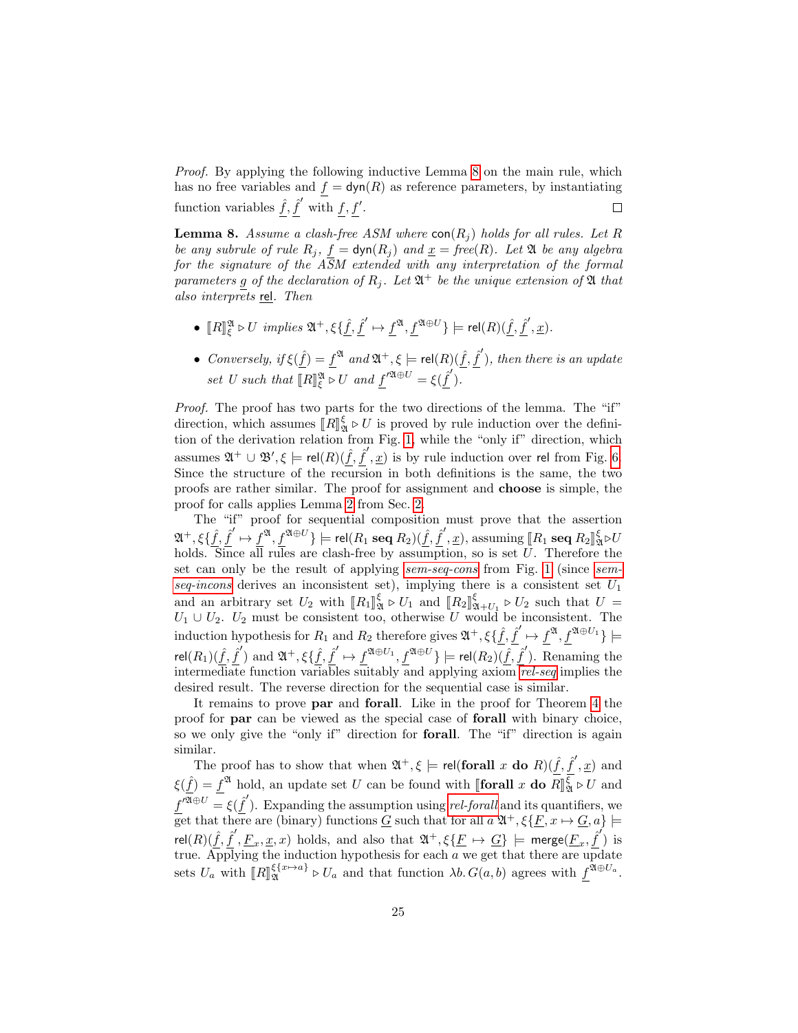*Proof.* By applying the following inductive Lemma 8 on the main rule, which has no free variables and $\underline{f} = \mathsf{dyn}(R)$ as reference parameters, by instantiating function variables $\underline{\hat{f}}, \underline{\hat{f}}'$ with $\underline{f}, \underline{f}'$. $\square$

**Lemma 8.** *Assume a clash-free ASM where* $\mathsf{con}(R_j)$ *holds for all rules. Let* $R$ *be any subrule of rule* $R_j$*,* $\underline{f} = \mathsf{dyn}(R_j)$ *and* $\underline{x} = \mathit{free}(R)$*. Let* $\mathfrak{A}$ *be any algebra for the signature of the ASM extended with any interpretation of the formal parameters* $\underline{g}$ *of the declaration of* $R_j$*. Let* $\mathfrak{A}^+$ *be the unique extension of* $\mathfrak{A}$ *that also interprets* $\underline{\mathsf{rel}}$*. Then*

- $[\![R]\!]^{\mathfrak{A}}_{\xi} \rhd U$ *implies* $\mathfrak{A}^+, \xi\{\underline{\hat{f}}, \underline{\hat{f}}' \mapsto \underline{f}^{\mathfrak{A}}, \underline{f}^{\mathfrak{A} \oplus U}\} \models \mathsf{rel}(R)(\underline{\hat{f}}, \underline{\hat{f}}', \underline{x})$*.*
- *Conversely, if* $\xi(\underline{\hat{f}}) = \underline{f}^{\mathfrak{A}}$ *and* $\mathfrak{A}^+, \xi \models \mathsf{rel}(R)(\underline{\hat{f}}, \underline{\hat{f}}')$*, then there is an update set* $U$ *such that* $[\![R]\!]^{\mathfrak{A}}_{\xi} \rhd U$ *and* $\underline{f}'^{\mathfrak{A} \oplus U} = \xi(\underline{\hat{f}}')$*.*

*Proof.* The proof has two parts for the two directions of the lemma. The "if" direction, which assumes $[\![R]\!]^{\xi}_{\mathfrak{A}} \rhd U$ is proved by rule induction over the definition of the derivation relation from Fig. 1, while the "only if" direction, which assumes $\mathfrak{A}^+ \cup \mathfrak{B}', \xi \models \mathsf{rel}(R)(\underline{\hat{f}}, \underline{\hat{f}}', \underline{x})$ is by rule induction over $\mathsf{rel}$ from Fig. 6. Since the structure of the recursion in both definitions is the same, the two proofs are rather similar. The proof for assignment and **choose** is simple, the proof for calls applies Lemma 2 from Sec. 2.

The "if" proof for sequential composition must prove that the assertion $\mathfrak{A}^+, \xi\{\underline{\hat{f}}, \underline{\hat{f}}' \mapsto \underline{f}^{\mathfrak{A}}, \underline{f}^{\mathfrak{A} \oplus U}\} \models \mathsf{rel}(R_1 \ \mathbf{seq} \ R_2)(\underline{\hat{f}}, \underline{\hat{f}}', \underline{x})$, assuming $[\![R_1 \ \mathbf{seq} \ R_2]\!]^{\xi}_{\mathfrak{A}} \rhd U$ holds. Since all rules are clash-free by assumption, so is set $U$. Therefore the set can only be the result of applying *sem-seq-cons* from Fig. 1 (since *sem-seq-incons* derives an inconsistent set), implying there is a consistent set $U_1$ and an arbitrary set $U_2$ with $[\![R_1]\!]^{\xi}_{\mathfrak{A}} \rhd U_1$ and $[\![R_2]\!]^{\xi}_{\mathfrak{A}+U_1} \rhd U_2$ such that $U = U_1 \cup U_2$. $U_2$ must be consistent too, otherwise $U$ would be inconsistent. The induction hypothesis for $R_1$ and $R_2$ therefore gives $\mathfrak{A}^+, \xi\{\underline{\hat{f}}, \underline{\hat{f}}' \mapsto \underline{f}^{\mathfrak{A}}, \underline{f}^{\mathfrak{A} \oplus U_1}\} \models \mathsf{rel}(R_1)(\underline{\hat{f}}, \underline{\hat{f}}')$ and $\mathfrak{A}^+, \xi\{\underline{\hat{f}}, \underline{\hat{f}}' \mapsto \underline{f}^{\mathfrak{A} \oplus U_1}, \underline{f}^{\mathfrak{A} \oplus U}\} \models \mathsf{rel}(R_2)(\underline{\hat{f}}, \underline{\hat{f}}')$. Renaming the intermediate function variables suitably and applying axiom *rel-seq* implies the desired result. The reverse direction for the sequential case is similar.

It remains to prove **par** and **forall**. Like in the proof for Theorem 4 the proof for **par** can be viewed as the special case of **forall** with binary choice, so we only give the "only if" direction for **forall**. The "if" direction is again similar.

The proof has to show that when $\mathfrak{A}^+, \xi \models \mathsf{rel}(\mathbf{forall} \ x \ \mathbf{do} \ R)(\underline{\hat{f}}, \underline{\hat{f}}', \underline{x})$ and $\xi(\underline{\hat{f}}) = \underline{f}^{\mathfrak{A}}$ hold, an update set $U$ can be found with $[\![\mathbf{forall} \ x \ \mathbf{do} \ R]\!]^{\xi}_{\mathfrak{A}} \rhd U$ and $\underline{f}'^{\mathfrak{A} \oplus U} = \xi(\underline{\hat{f}}')$. Expanding the assumption using *rel-forall* and its quantifiers, we get that there are (binary) functions $\underline{G}$ such that for all $a$ $\mathfrak{A}^+, \xi\{\underline{F}, x \mapsto \underline{G}, a\} \models \mathsf{rel}(R)(\underline{\hat{f}}, \underline{\hat{f}}', \underline{F}_x, \underline{x}, x)$ holds, and also that $\mathfrak{A}^+, \xi\{\underline{F} \mapsto \underline{G}\} \models \mathsf{merge}(\underline{F}_x, \underline{\hat{f}}')$ is true. Applying the induction hypothesis for each $a$ we get that there are update sets $U_a$ with $[\![R]\!]^{\xi\{x \mapsto a\}}_{\mathfrak{A}} \rhd U_a$ and that function $\lambda b.\, G(a, b)$ agrees with $\underline{f}^{\mathfrak{A} \oplus U_a}$.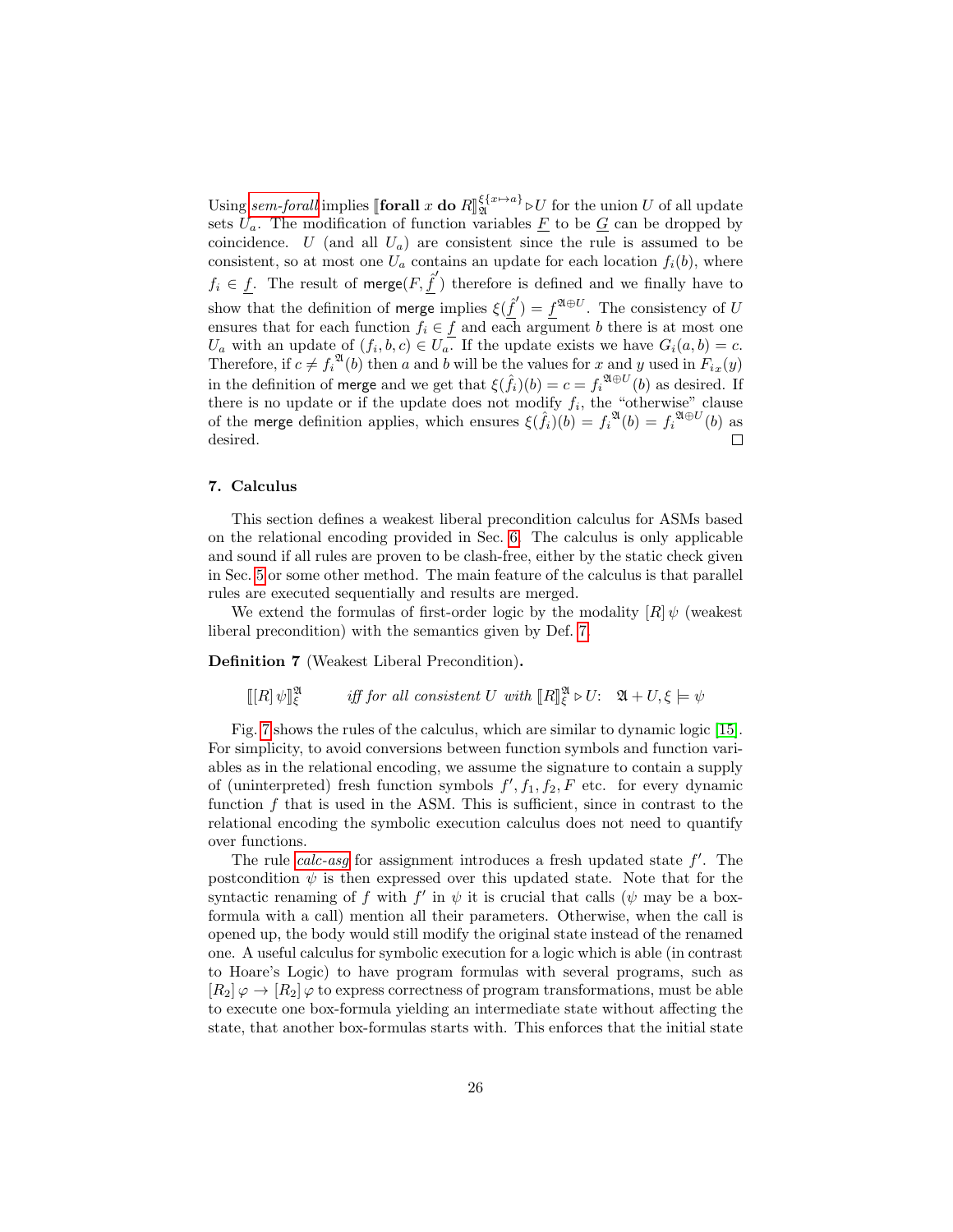Using *sem-forall* implies $[\![\textbf{forall}\ x\ \textbf{do}\ R]\!]_{\mathfrak{A}}^{\xi\{x\mapsto a\}} \triangleright U$ for the union $U$ of all update sets $U_a$. The modification of function variables $\underline{F}$ to be $\underline{G}$ can be dropped by coincidence. $U$ (and all $U_a$) are consistent since the rule is assumed to be consistent, so at most one $U_a$ contains an update for each location $f_i(b)$, where $f_i \in \underline{f}$. The result of $\mathsf{merge}(F, \underline{\hat{f}}')$ therefore is defined and we finally have to show that the definition of $\mathsf{merge}$ implies $\xi(\underline{\hat{f}}') = \underline{f}^{\mathfrak{A}\oplus U}$. The consistency of $U$ ensures that for each function $f_i \in \underline{f}$ and each argument $b$ there is at most one $U_a$ with an update of $(f_i, b, c) \in U_a$. If the update exists we have $G_i(a, b) = c$. Therefore, if $c \neq f_i^{\mathfrak{A}}(b)$ then $a$ and $b$ will be the values for $x$ and $y$ used in $F_{i\,x}(y)$ in the definition of $\mathsf{merge}$ and we get that $\xi(\hat{f}_i)(b) = c = f_i^{\mathfrak{A}\oplus U}(b)$ as desired. If there is no update or if the update does not modify $f_i$, the "otherwise" clause of the $\mathsf{merge}$ definition applies, which ensures $\xi(\hat{f}_i)(b) = f_i^{\mathfrak{A}}(b) = f_i^{\mathfrak{A}\oplus U}(b)$ as desired. □

## 7. Calculus

This section defines a weakest liberal precondition calculus for ASMs based on the relational encoding provided in Sec. 6. The calculus is only applicable and sound if all rules are proven to be clash-free, either by the static check given in Sec. 5 or some other method. The main feature of the calculus is that parallel rules are executed sequentially and results are merged.

We extend the formulas of first-order logic by the modality $[R]\,\psi$ (weakest liberal precondition) with the semantics given by Def. 7.

**Definition 7** (Weakest Liberal Precondition)**.**

$$[\![[R]\,\psi]\!]_{\xi}^{\mathfrak{A}} \qquad \textit{iff for all consistent } U \textit{ with } [\![R]\!]_{\xi}^{\mathfrak{A}} \triangleright U\text{:}\quad \mathfrak{A} + U, \xi \models \psi$$

Fig. 7 shows the rules of the calculus, which are similar to dynamic logic [15]. For simplicity, to avoid conversions between function symbols and function variables as in the relational encoding, we assume the signature to contain a supply of (uninterpreted) fresh function symbols $f', f_1, f_2, F$ etc. for every dynamic function $f$ that is used in the ASM. This is sufficient, since in contrast to the relational encoding the symbolic execution calculus does not need to quantify over functions.

The rule *calc-asg* for assignment introduces a fresh updated state $f'$. The postcondition $\psi$ is then expressed over this updated state. Note that for the syntactic renaming of $f$ with $f'$ in $\psi$ it is crucial that calls ($\psi$ may be a box-formula with a call) mention all their parameters. Otherwise, when the call is opened up, the body would still modify the original state instead of the renamed one. A useful calculus for symbolic execution for a logic which is able (in contrast to Hoare's Logic) to have program formulas with several programs, such as $[R_2]\,\varphi \to [R_2]\,\varphi$ to express correctness of program transformations, must be able to execute one box-formula yielding an intermediate state without affecting the state, that another box-formulas starts with. This enforces that the initial state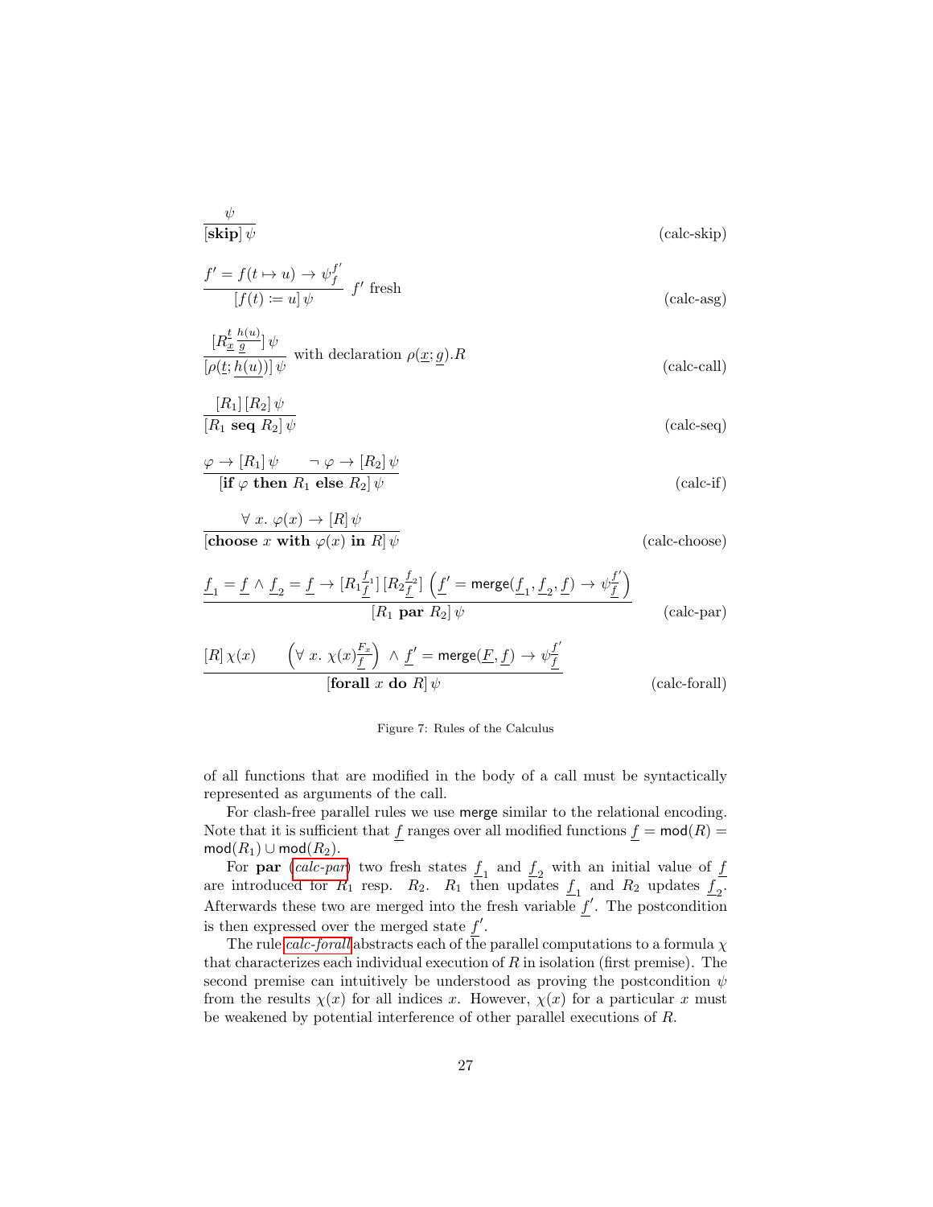$$\frac{\psi}{[\mathbf{skip}]\,\psi} \tag{calc-skip}$$

$$\frac{f' = f(t \mapsto u) \rightarrow \psi_f^{f'}}{[f(t) \coloneqq u]\,\psi}\ f' \text{ fresh} \tag{calc-asg}$$

$$\frac{[R_{\underline{x}}^{t}\,{}_{\underline{g}}^{h(u)}]\,\psi}{[\rho(\underline{t}; \underline{h(u)})]\,\psi} \text{ with declaration } \rho(\underline{x}; \underline{g}).R \tag{calc-call}$$

$$\frac{[R_1]\,[R_2]\,\psi}{[R_1 \ \mathbf{seq}\ R_2]\,\psi} \tag{calc-seq}$$

$$\frac{\varphi \rightarrow [R_1]\,\psi \qquad \neg\, \varphi \rightarrow [R_2]\,\psi}{[\mathbf{if}\ \varphi\ \mathbf{then}\ R_1\ \mathbf{else}\ R_2]\,\psi} \tag{calc-if}$$

$$\frac{\forall\ x.\ \varphi(x) \rightarrow [R]\,\psi}{[\mathbf{choose}\ x\ \mathbf{with}\ \varphi(x)\ \mathbf{in}\ R]\,\psi} \tag{calc-choose}$$

$$\frac{\underline{f}_1 = \underline{f} \wedge \underline{f}_2 = \underline{f} \rightarrow [R_1{}_{\underline{f}}^{\underline{f}_1}]\,[R_2{}_{\underline{f}}^{\underline{f}_2}]\,\left(\underline{f}' = \mathsf{merge}(\underline{f}_1, \underline{f}_2, \underline{f}) \rightarrow \psi_{\underline{f}}^{\underline{f}'}\right)}{[R_1\ \mathbf{par}\ R_2]\,\psi} \tag{calc-par}$$

$$\frac{[R]\,\chi(x) \qquad \left(\forall\ x.\ \chi(x)_{\underline{f}}^{\underline{F}_x}\right) \wedge \underline{f}' = \mathsf{merge}(\underline{F}, \underline{f}) \rightarrow \psi_{\underline{f}}^{\underline{f}'}}{[\mathbf{forall}\ x\ \mathbf{do}\ R]\,\psi} \tag{calc-forall}$$

Figure 7: Rules of the Calculus

of all functions that are modified in the body of a call must be syntactically represented as arguments of the call.

For clash-free parallel rules we use merge similar to the relational encoding. Note that it is sufficient that $\underline{f}$ ranges over all modified functions $\underline{f} = \mathsf{mod}(R) = \mathsf{mod}(R_1) \cup \mathsf{mod}(R_2)$.

For **par** (*calc-par*) two fresh states $\underline{f}_1$ and $\underline{f}_2$ with an initial value of $\underline{f}$ are introduced for $R_1$ resp. $R_2$. $R_1$ then updates $\underline{f}_1$ and $R_2$ updates $\underline{f}_2$. Afterwards these two are merged into the fresh variable $\underline{f}'$. The postcondition is then expressed over the merged state $\underline{f}'$.

The rule *calc-forall* abstracts each of the parallel computations to a formula $\chi$ that characterizes each individual execution of $R$ in isolation (first premise). The second premise can intuitively be understood as proving the postcondition $\psi$ from the results $\chi(x)$ for all indices $x$. However, $\chi(x)$ for a particular $x$ must be weakened by potential interference of other parallel executions of $R$.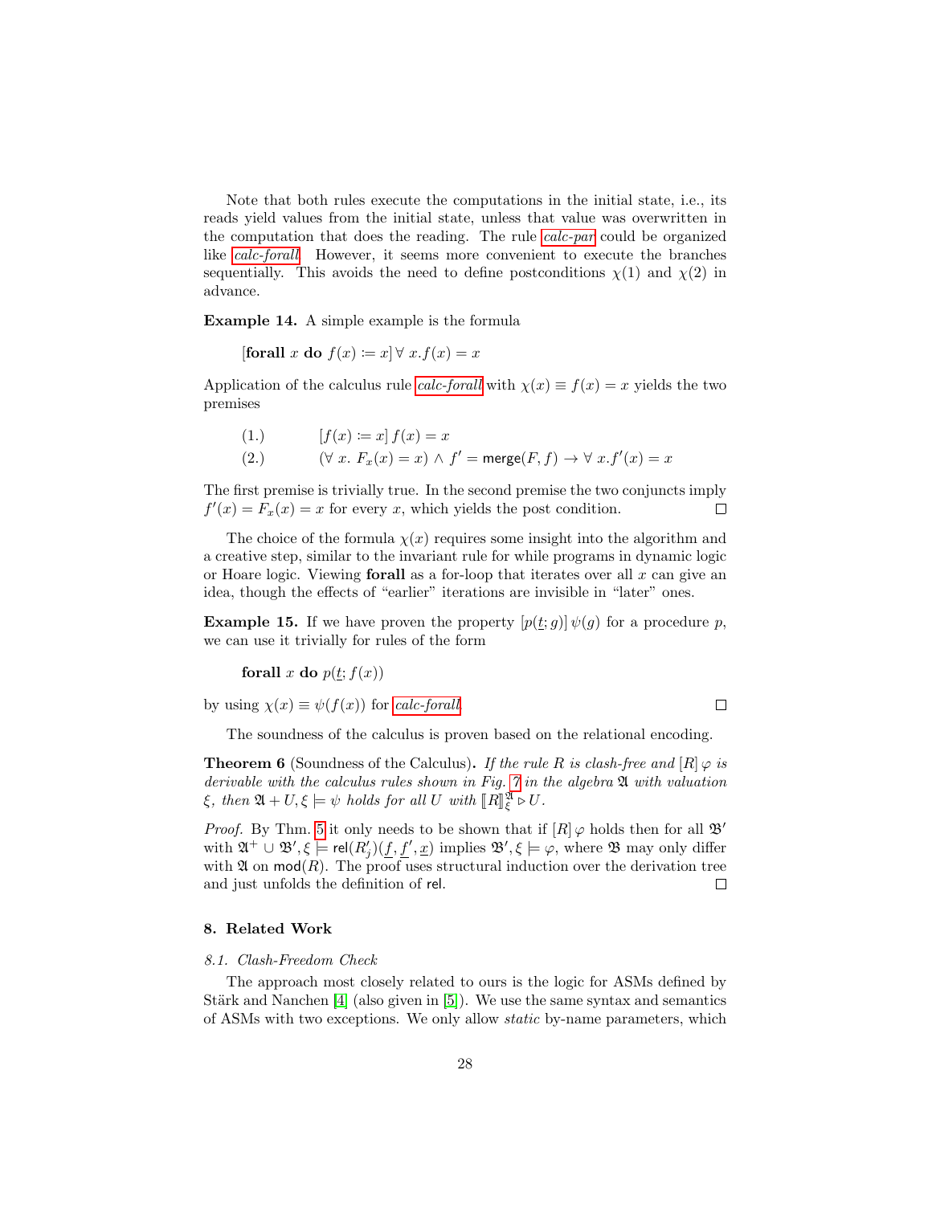Note that both rules execute the computations in the initial state, i.e., its reads yield values from the initial state, unless that value was overwritten in the computation that does the reading. The rule *calc-par* could be organized like *calc-forall*. However, it seems more convenient to execute the branches sequentially. This avoids the need to define postconditions $\chi(1)$ and $\chi(2)$ in advance.

**Example 14.** A simple example is the formula

$$[\textbf{forall } x \textbf{ do } f(x) \coloneqq x]\, \forall\, x.f(x) = x$$

Application of the calculus rule *calc-forall* with $\chi(x) \equiv f(x) = x$ yields the two premises

$$\begin{aligned} &(1.) \qquad [f(x) \coloneqq x]\, f(x) = x \\ &(2.) \qquad (\forall\, x.\ F_x(x) = x) \wedge f' = \mathsf{merge}(F, f) \rightarrow \forall\, x.f'(x) = x \end{aligned}$$

The first premise is trivially true. In the second premise the two conjuncts imply $f'(x) = F_x(x) = x$ for every $x$, which yields the post condition. □

The choice of the formula $\chi(x)$ requires some insight into the algorithm and a creative step, similar to the invariant rule for while programs in dynamic logic or Hoare logic. Viewing **forall** as a for-loop that iterates over all $x$ can give an idea, though the effects of "earlier" iterations are invisible in "later" ones.

**Example 15.** If we have proven the property $[p(\underline{t}; g)]\, \psi(g)$ for a procedure $p$, we can use it trivially for rules of the form

$$\textbf{forall } x \textbf{ do } p(\underline{t}; f(x))$$

by using $\chi(x) \equiv \psi(f(x))$ for *calc-forall*. □

The soundness of the calculus is proven based on the relational encoding.

**Theorem 6** (Soundness of the Calculus)**.** *If the rule $R$ is clash-free and $[R]\,\varphi$ is derivable with the calculus rules shown in Fig. 7 in the algebra $\mathfrak{A}$ with valuation $\xi$, then $\mathfrak{A} + U, \xi \models \psi$ holds for all $U$ with $[\![R]\!]^{\mathfrak{A}}_{\xi} \triangleright U$.*

*Proof.* By Thm. 5 it only needs to be shown that if $[R]\,\varphi$ holds then for all $\mathfrak{B}'$ with $\mathfrak{A}^+ \cup \mathfrak{B}', \xi \models \mathsf{rel}(R'_j)(\underline{f}, \underline{f}', \underline{x})$ implies $\mathfrak{B}', \xi \models \varphi$, where $\mathfrak{B}$ may only differ with $\mathfrak{A}$ on $\mathsf{mod}(R)$. The proof uses structural induction over the derivation tree and just unfolds the definition of $\mathsf{rel}$. □

## 8. Related Work

### 8.1. Clash-Freedom Check

The approach most closely related to ours is the logic for ASMs defined by Stärk and Nanchen [4] (also given in [5]). We use the same syntax and semantics of ASMs with two exceptions. We only allow *static* by-name parameters, which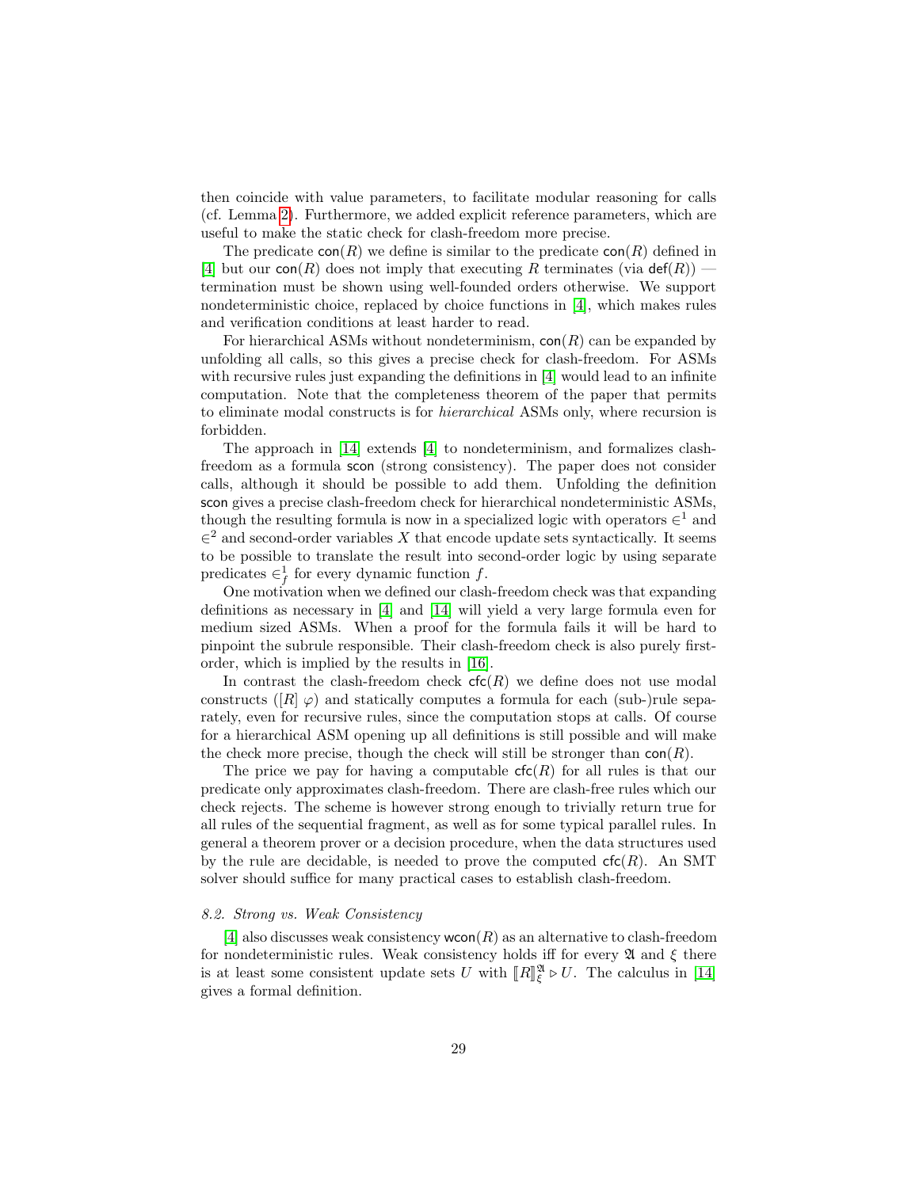then coincide with value parameters, to facilitate modular reasoning for calls (cf. Lemma 2). Furthermore, we added explicit reference parameters, which are useful to make the static check for clash-freedom more precise.

The predicate $\mathsf{con}(R)$ we define is similar to the predicate $\mathsf{con}(R)$ defined in [4] but our $\mathsf{con}(R)$ does not imply that executing $R$ terminates (via $\mathsf{def}(R)$) — termination must be shown using well-founded orders otherwise. We support nondeterministic choice, replaced by choice functions in [4], which makes rules and verification conditions at least harder to read.

For hierarchical ASMs without nondeterminism, $\mathsf{con}(R)$ can be expanded by unfolding all calls, so this gives a precise check for clash-freedom. For ASMs with recursive rules just expanding the definitions in [4] would lead to an infinite computation. Note that the completeness theorem of the paper that permits to eliminate modal constructs is for *hierarchical* ASMs only, where recursion is forbidden.

The approach in [14] extends [4] to nondeterminism, and formalizes clash-freedom as a formula $\mathsf{scon}$ (strong consistency). The paper does not consider calls, although it should be possible to add them. Unfolding the definition $\mathsf{scon}$ gives a precise clash-freedom check for hierarchical nondeterministic ASMs, though the resulting formula is now in a specialized logic with operators $\in^1$ and $\in^2$ and second-order variables $X$ that encode update sets syntactically. It seems to be possible to translate the result into second-order logic by using separate predicates $\in^1_f$ for every dynamic function $f$.

One motivation when we defined our clash-freedom check was that expanding definitions as necessary in [4] and [14] will yield a very large formula even for medium sized ASMs. When a proof for the formula fails it will be hard to pinpoint the subrule responsible. Their clash-freedom check is also purely first-order, which is implied by the results in [16].

In contrast the clash-freedom check $\mathsf{cfc}(R)$ we define does not use modal constructs ($[R]\ \varphi$) and statically computes a formula for each (sub-)rule separately, even for recursive rules, since the computation stops at calls. Of course for a hierarchical ASM opening up all definitions is still possible and will make the check more precise, though the check will still be stronger than $\mathsf{con}(R)$.

The price we pay for having a computable $\mathsf{cfc}(R)$ for all rules is that our predicate only approximates clash-freedom. There are clash-free rules which our check rejects. The scheme is however strong enough to trivially return true for all rules of the sequential fragment, as well as for some typical parallel rules. In general a theorem prover or a decision procedure, when the data structures used by the rule are decidable, is needed to prove the computed $\mathsf{cfc}(R)$. An SMT solver should suffice for many practical cases to establish clash-freedom.

### *8.2. Strong vs. Weak Consistency*

[4] also discusses weak consistency $\mathsf{wcon}(R)$ as an alternative to clash-freedom for nondeterministic rules. Weak consistency holds iff for every $\mathfrak{A}$ and $\xi$ there is at least some consistent update sets $U$ with $[\![R]\!]^{\mathfrak{A}}_{\xi} \triangleright U$. The calculus in [14] gives a formal definition.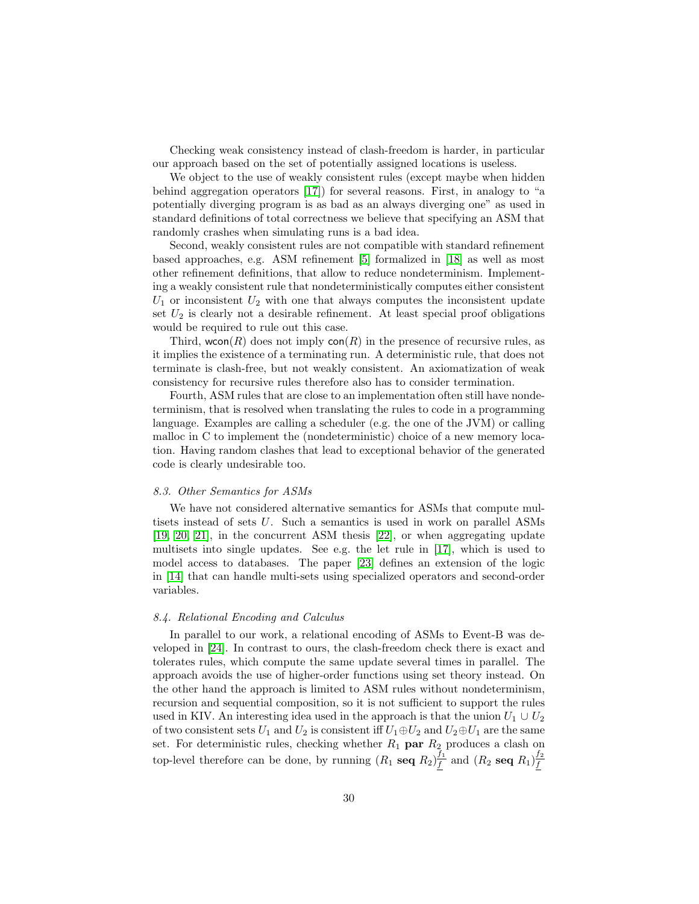Checking weak consistency instead of clash-freedom is harder, in particular our approach based on the set of potentially assigned locations is useless.

We object to the use of weakly consistent rules (except maybe when hidden behind aggregation operators [17]) for several reasons. First, in analogy to "a potentially diverging program is as bad as an always diverging one" as used in standard definitions of total correctness we believe that specifying an ASM that randomly crashes when simulating runs is a bad idea.

Second, weakly consistent rules are not compatible with standard refinement based approaches, e.g. ASM refinement [5] formalized in [18] as well as most other refinement definitions, that allow to reduce nondeterminism. Implementing a weakly consistent rule that nondeterministically computes either consistent $U_1$ or inconsistent $U_2$ with one that always computes the inconsistent update set $U_2$ is clearly not a desirable refinement. At least special proof obligations would be required to rule out this case.

Third, $\mathsf{wcon}(R)$ does not imply $\mathsf{con}(R)$ in the presence of recursive rules, as it implies the existence of a terminating run. A deterministic rule, that does not terminate is clash-free, but not weakly consistent. An axiomatization of weak consistency for recursive rules therefore also has to consider termination.

Fourth, ASM rules that are close to an implementation often still have nondeterminism, that is resolved when translating the rules to code in a programming language. Examples are calling a scheduler (e.g. the one of the JVM) or calling malloc in C to implement the (nondeterministic) choice of a new memory location. Having random clashes that lead to exceptional behavior of the generated code is clearly undesirable too.

### *8.3. Other Semantics for ASMs*

We have not considered alternative semantics for ASMs that compute multisets instead of sets $U$. Such a semantics is used in work on parallel ASMs [19, 20, 21], in the concurrent ASM thesis [22], or when aggregating update multisets into single updates. See e.g. the let rule in [17], which is used to model access to databases. The paper [23] defines an extension of the logic in [14] that can handle multi-sets using specialized operators and second-order variables.

### *8.4. Relational Encoding and Calculus*

In parallel to our work, a relational encoding of ASMs to Event-B was developed in [24]. In contrast to ours, the clash-freedom check there is exact and tolerates rules, which compute the same update several times in parallel. The approach avoids the use of higher-order functions using set theory instead. On the other hand the approach is limited to ASM rules without nondeterminism, recursion and sequential composition, so it is not sufficient to support the rules used in KIV. An interesting idea used in the approach is that the union $U_1 \cup U_2$ of two consistent sets $U_1$ and $U_2$ is consistent iff $U_1 \oplus U_2$ and $U_2 \oplus U_1$ are the same set. For deterministic rules, checking whether $R_1$ **par** $R_2$ produces a clash on top-level therefore can be done, by running $(R_1 \textbf{ seq } R_2)^{\underline{f_1}}_{\underline{f}}$ and $(R_2 \textbf{ seq } R_1)^{\underline{f_2}}_{\underline{f}}$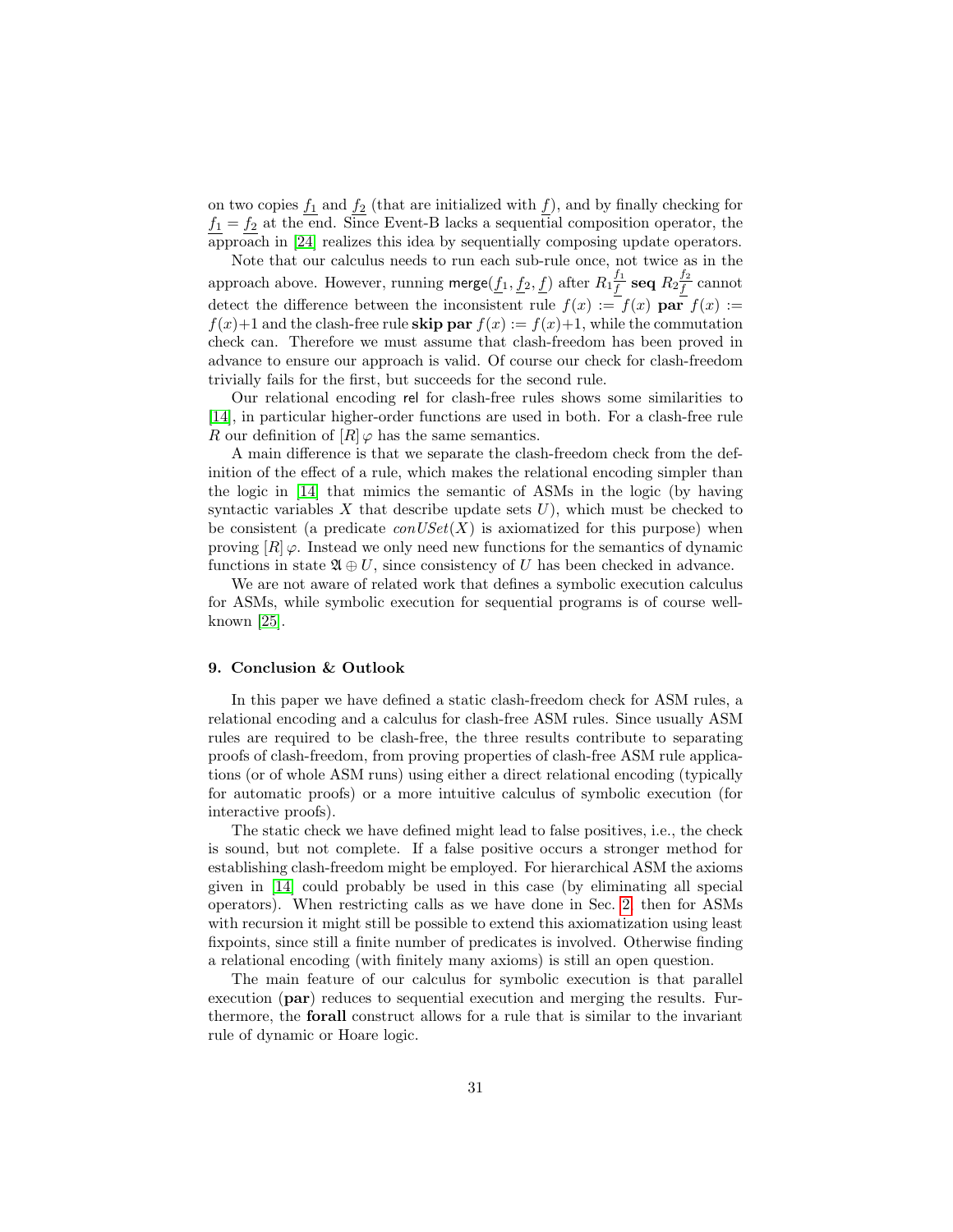on two copies $\underline{f_1}$ and $\underline{f_2}$ (that are initialized with $\underline{f}$), and by finally checking for $\underline{f_1} = \underline{f_2}$ at the end. Since Event-B lacks a sequential composition operator, the approach in [24] realizes this idea by sequentially composing update operators.

Note that our calculus needs to run each sub-rule once, not twice as in the approach above. However, running $\mathsf{merge}(\underline{f}_1, \underline{f}_2, \underline{f})$ after $R_1\frac{f_1}{\underline{f}}$ **seq** $R_2\frac{f_2}{\underline{f}}$ cannot detect the difference between the inconsistent rule $f(x) := f(x)$ **par** $f(x) := f(x){+}1$ and the clash-free rule **skip par** $f(x) := f(x){+}1$, while the commutation check can. Therefore we must assume that clash-freedom has been proved in advance to ensure our approach is valid. Of course our check for clash-freedom trivially fails for the first, but succeeds for the second rule.

Our relational encoding $\mathsf{rel}$ for clash-free rules shows some similarities to [14], in particular higher-order functions are used in both. For a clash-free rule $R$ our definition of $[R]\,\varphi$ has the same semantics.

A main difference is that we separate the clash-freedom check from the definition of the effect of a rule, which makes the relational encoding simpler than the logic in [14] that mimics the semantic of ASMs in the logic (by having syntactic variables $X$ that describe update sets $U$), which must be checked to be consistent (a predicate $conUSet(X)$ is axiomatized for this purpose) when proving $[R]\,\varphi$. Instead we only need new functions for the semantics of dynamic functions in state $\mathfrak{A} \oplus U$, since consistency of $U$ has been checked in advance.

We are not aware of related work that defines a symbolic execution calculus for ASMs, while symbolic execution for sequential programs is of course well-known [25].

## 9. Conclusion & Outlook

In this paper we have defined a static clash-freedom check for ASM rules, a relational encoding and a calculus for clash-free ASM rules. Since usually ASM rules are required to be clash-free, the three results contribute to separating proofs of clash-freedom, from proving properties of clash-free ASM rule applications (or of whole ASM runs) using either a direct relational encoding (typically for automatic proofs) or a more intuitive calculus of symbolic execution (for interactive proofs).

The static check we have defined might lead to false positives, i.e., the check is sound, but not complete. If a false positive occurs a stronger method for establishing clash-freedom might be employed. For hierarchical ASM the axioms given in [14] could probably be used in this case (by eliminating all special operators). When restricting calls as we have done in Sec. 2, then for ASMs with recursion it might still be possible to extend this axiomatization using least fixpoints, since still a finite number of predicates is involved. Otherwise finding a relational encoding (with finitely many axioms) is still an open question.

The main feature of our calculus for symbolic execution is that parallel execution (**par**) reduces to sequential execution and merging the results. Furthermore, the **forall** construct allows for a rule that is similar to the invariant rule of dynamic or Hoare logic.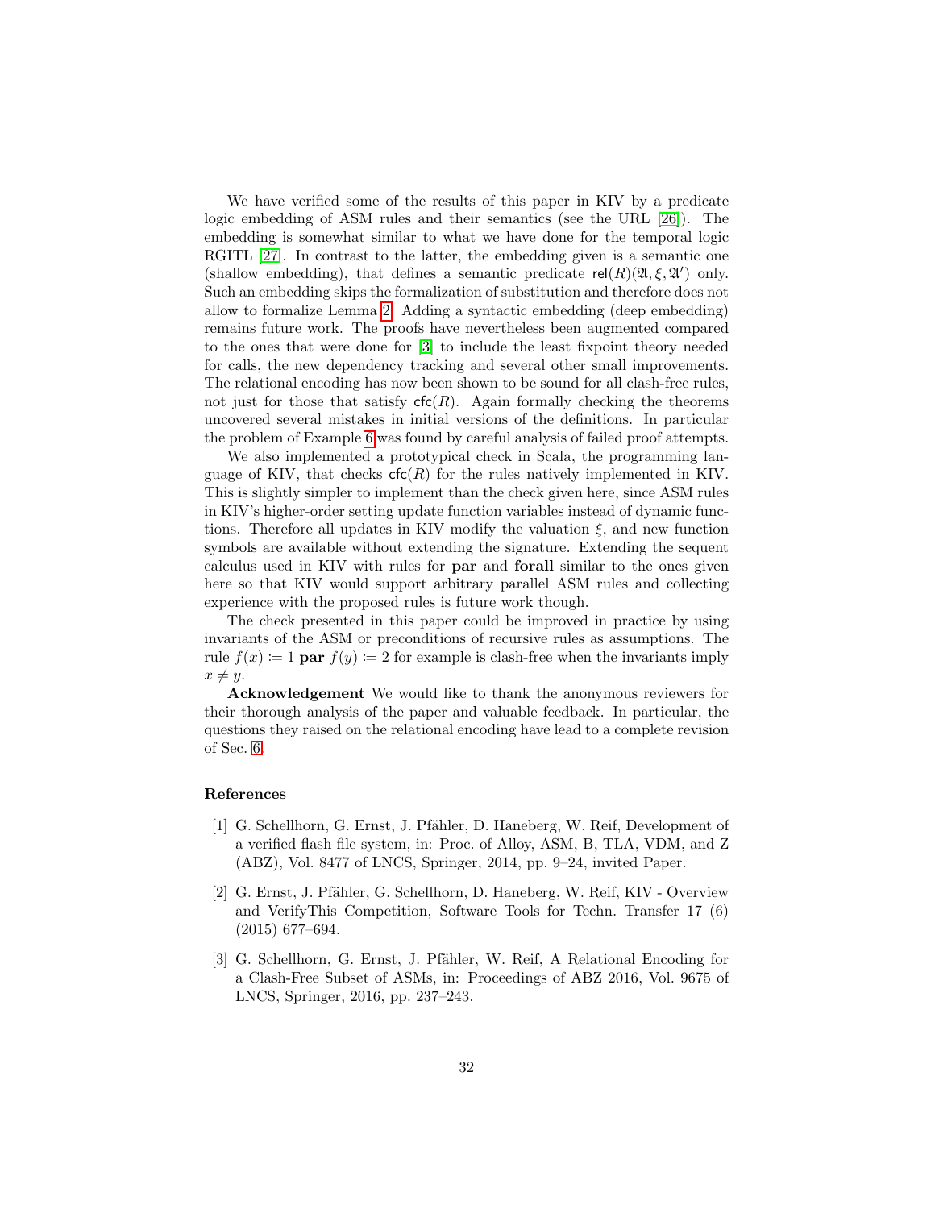We have verified some of the results of this paper in KIV by a predicate logic embedding of ASM rules and their semantics (see the URL [26]). The embedding is somewhat similar to what we have done for the temporal logic RGITL [27]. In contrast to the latter, the embedding given is a semantic one (shallow embedding), that defines a semantic predicate $\mathsf{rel}(R)(\mathfrak{A}, \xi, \mathfrak{A}')$ only. Such an embedding skips the formalization of substitution and therefore does not allow to formalize Lemma 2. Adding a syntactic embedding (deep embedding) remains future work. The proofs have nevertheless been augmented compared to the ones that were done for [3] to include the least fixpoint theory needed for calls, the new dependency tracking and several other small improvements. The relational encoding has now been shown to be sound for all clash-free rules, not just for those that satisfy $\mathsf{cfc}(R)$. Again formally checking the theorems uncovered several mistakes in initial versions of the definitions. In particular the problem of Example 6 was found by careful analysis of failed proof attempts.

We also implemented a prototypical check in Scala, the programming language of KIV, that checks $\mathsf{cfc}(R)$ for the rules natively implemented in KIV. This is slightly simpler to implement than the check given here, since ASM rules in KIV's higher-order setting update function variables instead of dynamic functions. Therefore all updates in KIV modify the valuation $\xi$, and new function symbols are available without extending the signature. Extending the sequent calculus used in KIV with rules for **par** and **forall** similar to the ones given here so that KIV would support arbitrary parallel ASM rules and collecting experience with the proposed rules is future work though.

The check presented in this paper could be improved in practice by using invariants of the ASM or preconditions of recursive rules as assumptions. The rule $f(x) \coloneqq 1$ **par** $f(y) \coloneqq 2$ for example is clash-free when the invariants imply $x \neq y$.

**Acknowledgement** We would like to thank the anonymous reviewers for their thorough analysis of the paper and valuable feedback. In particular, the questions they raised on the relational encoding have lead to a complete revision of Sec. 6.

## References

[1] G. Schellhorn, G. Ernst, J. Pfähler, D. Haneberg, W. Reif, Development of a verified flash file system, in: Proc. of Alloy, ASM, B, TLA, VDM, and Z (ABZ), Vol. 8477 of LNCS, Springer, 2014, pp. 9–24, invited Paper.

[2] G. Ernst, J. Pfähler, G. Schellhorn, D. Haneberg, W. Reif, KIV - Overview and VerifyThis Competition, Software Tools for Techn. Transfer 17 (6) (2015) 677–694.

[3] G. Schellhorn, G. Ernst, J. Pfähler, W. Reif, A Relational Encoding for a Clash-Free Subset of ASMs, in: Proceedings of ABZ 2016, Vol. 9675 of LNCS, Springer, 2016, pp. 237–243.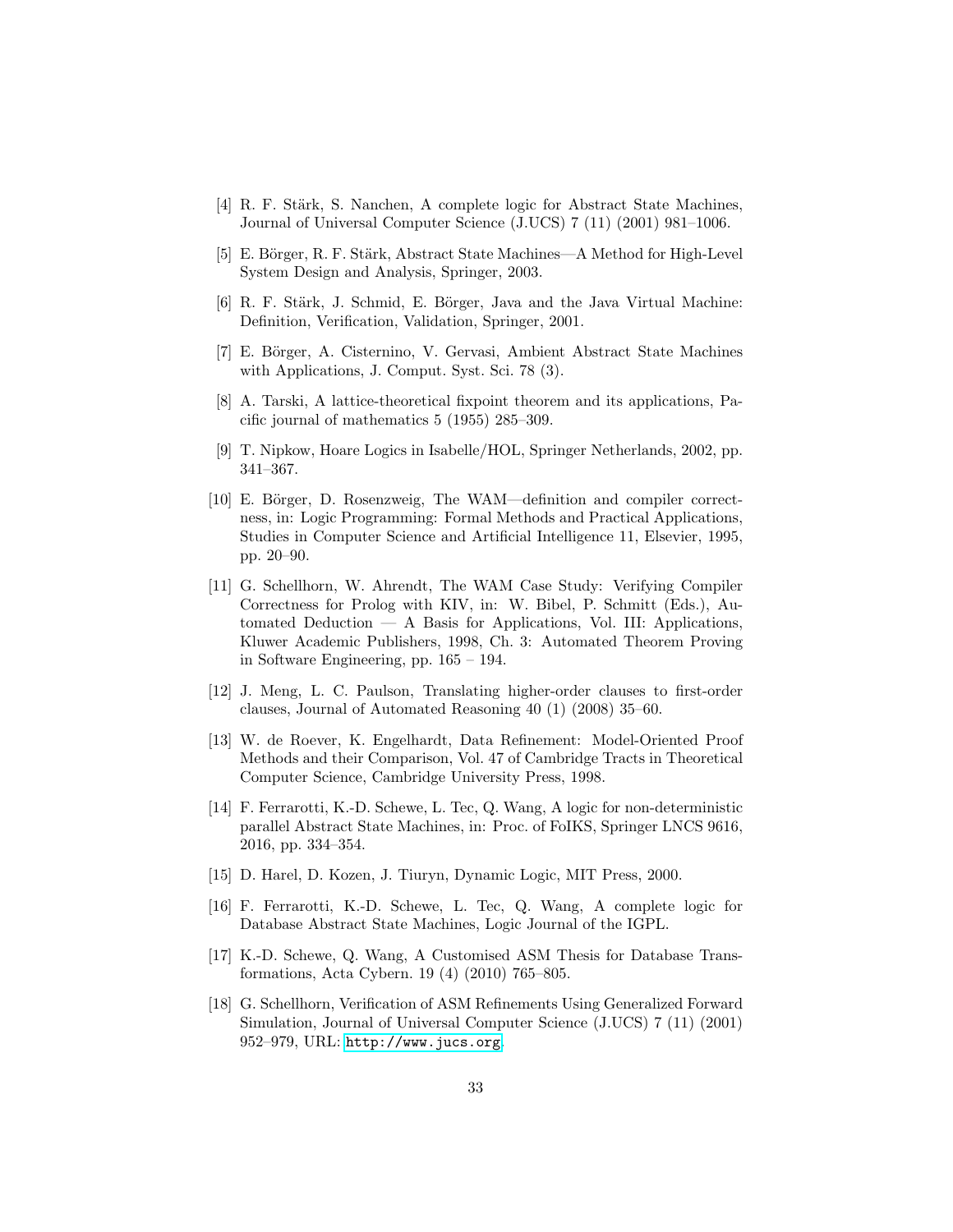[4] R. F. Stärk, S. Nanchen, A complete logic for Abstract State Machines, Journal of Universal Computer Science (J.UCS) 7 (11) (2001) 981–1006.

[5] E. Börger, R. F. Stärk, Abstract State Machines—A Method for High-Level System Design and Analysis, Springer, 2003.

[6] R. F. Stärk, J. Schmid, E. Börger, Java and the Java Virtual Machine: Definition, Verification, Validation, Springer, 2001.

[7] E. Börger, A. Cisternino, V. Gervasi, Ambient Abstract State Machines with Applications, J. Comput. Syst. Sci. 78 (3).

[8] A. Tarski, A lattice-theoretical fixpoint theorem and its applications, Pacific journal of mathematics 5 (1955) 285–309.

[9] T. Nipkow, Hoare Logics in Isabelle/HOL, Springer Netherlands, 2002, pp. 341–367.

[10] E. Börger, D. Rosenzweig, The WAM—definition and compiler correctness, in: Logic Programming: Formal Methods and Practical Applications, Studies in Computer Science and Artificial Intelligence 11, Elsevier, 1995, pp. 20–90.

[11] G. Schellhorn, W. Ahrendt, The WAM Case Study: Verifying Compiler Correctness for Prolog with KIV, in: W. Bibel, P. Schmitt (Eds.), Automated Deduction — A Basis for Applications, Vol. III: Applications, Kluwer Academic Publishers, 1998, Ch. 3: Automated Theorem Proving in Software Engineering, pp. 165 – 194.

[12] J. Meng, L. C. Paulson, Translating higher-order clauses to first-order clauses, Journal of Automated Reasoning 40 (1) (2008) 35–60.

[13] W. de Roever, K. Engelhardt, Data Refinement: Model-Oriented Proof Methods and their Comparison, Vol. 47 of Cambridge Tracts in Theoretical Computer Science, Cambridge University Press, 1998.

[14] F. Ferrarotti, K.-D. Schewe, L. Tec, Q. Wang, A logic for non-deterministic parallel Abstract State Machines, in: Proc. of FoIKS, Springer LNCS 9616, 2016, pp. 334–354.

[15] D. Harel, D. Kozen, J. Tiuryn, Dynamic Logic, MIT Press, 2000.

[16] F. Ferrarotti, K.-D. Schewe, L. Tec, Q. Wang, A complete logic for Database Abstract State Machines, Logic Journal of the IGPL.

[17] K.-D. Schewe, Q. Wang, A Customised ASM Thesis for Database Transformations, Acta Cybern. 19 (4) (2010) 765–805.

[18] G. Schellhorn, Verification of ASM Refinements Using Generalized Forward Simulation, Journal of Universal Computer Science (J.UCS) 7 (11) (2001) 952–979, URL: http://www.jucs.org.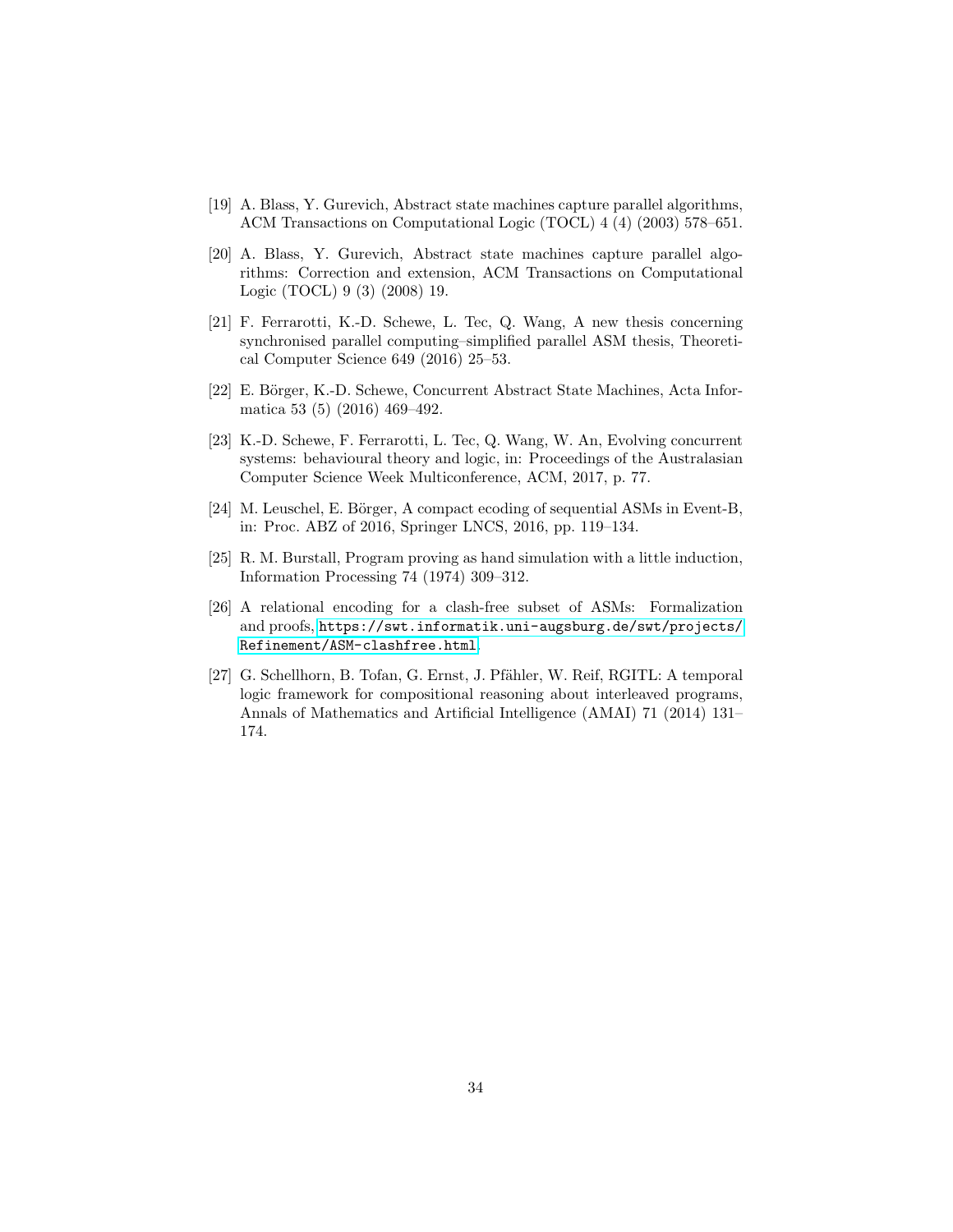[19] A. Blass, Y. Gurevich, Abstract state machines capture parallel algorithms, ACM Transactions on Computational Logic (TOCL) 4 (4) (2003) 578–651.

[20] A. Blass, Y. Gurevich, Abstract state machines capture parallel algorithms: Correction and extension, ACM Transactions on Computational Logic (TOCL) 9 (3) (2008) 19.

[21] F. Ferrarotti, K.-D. Schewe, L. Tec, Q. Wang, A new thesis concerning synchronised parallel computing–simplified parallel ASM thesis, Theoretical Computer Science 649 (2016) 25–53.

[22] E. Börger, K.-D. Schewe, Concurrent Abstract State Machines, Acta Informatica 53 (5) (2016) 469–492.

[23] K.-D. Schewe, F. Ferrarotti, L. Tec, Q. Wang, W. An, Evolving concurrent systems: behavioural theory and logic, in: Proceedings of the Australasian Computer Science Week Multiconference, ACM, 2017, p. 77.

[24] M. Leuschel, E. Börger, A compact ecoding of sequential ASMs in Event-B, in: Proc. ABZ of 2016, Springer LNCS, 2016, pp. 119–134.

[25] R. M. Burstall, Program proving as hand simulation with a little induction, Information Processing 74 (1974) 309–312.

[26] A relational encoding for a clash-free subset of ASMs: Formalization and proofs, https://swt.informatik.uni-augsburg.de/swt/projects/Refinement/ASM-clashfree.html.

[27] G. Schellhorn, B. Tofan, G. Ernst, J. Pfähler, W. Reif, RGITL: A temporal logic framework for compositional reasoning about interleaved programs, Annals of Mathematics and Artificial Intelligence (AMAI) 71 (2014) 131–174.